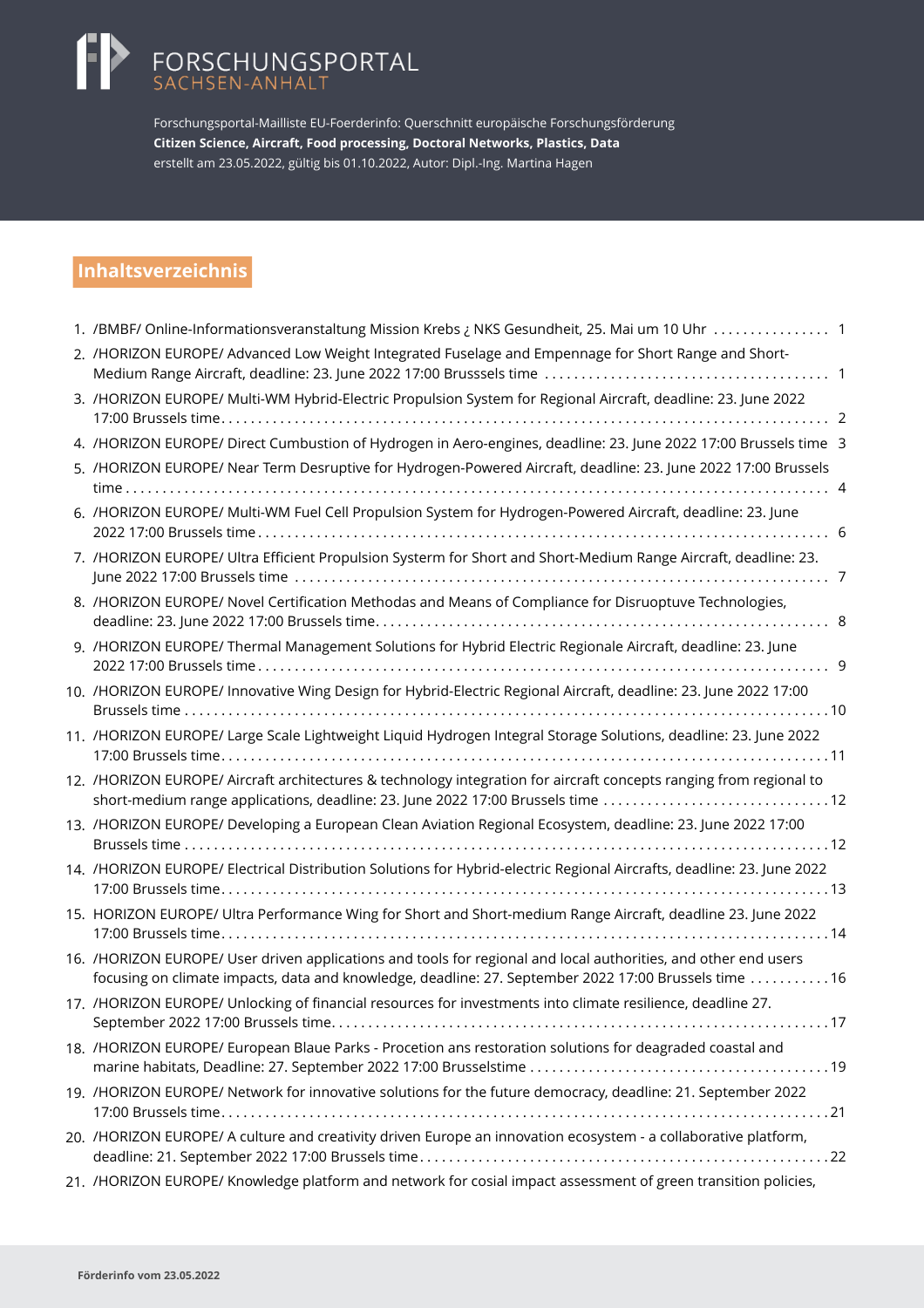FORSCHUNGSPORTAL
SACHSEN-ANHALT

Forschungsportal-Mailliste EU-Foerderinfo: Querschnitt europäische Forschungsförderung
**Citizen Science, Aircraft, Food processing, Doctoral Networks, Plastics, Data**
erstellt am 23.05.2022, gültig bis 01.10.2022, Autor: Dipl.-Ing. Martina Hagen

## Inhaltsverzeichnis

1. /BMBF/ Online-Informationsveranstaltung Mission Krebs ¿ NKS Gesundheit, 25. Mai um 10 Uhr ... 1
2. /HORIZON EUROPE/ Advanced Low Weight Integrated Fuselage and Empennage for Short Range and Short-Medium Range Aircraft, deadline: 23. June 2022 17:00 Brusssels time ... 1
3. /HORIZON EUROPE/ Multi-WM Hybrid-Electric Propulsion System for Regional Aircraft, deadline: 23. June 2022 17:00 Brussels time ... 2
4. /HORIZON EUROPE/ Direct Cumbustion of Hydrogen in Aero-engines, deadline: 23. June 2022 17:00 Brussels time 3
5. /HORIZON EUROPE/ Near Term Desruptive for Hydrogen-Powered Aircraft, deadline: 23. June 2022 17:00 Brussels time ... 4
6. /HORIZON EUROPE/ Multi-WM Fuel Cell Propulsion System for Hydrogen-Powered Aircraft, deadline: 23. June 2022 17:00 Brussels time ... 6
7. /HORIZON EUROPE/ Ultra Efficient Propulsion Systerm for Short and Short-Medium Range Aircraft, deadline: 23. June 2022 17:00 Brussels time ... 7
8. /HORIZON EUROPE/ Novel Certification Methodas and Means of Compliance for Disruoptuve Technologies, deadline: 23. June 2022 17:00 Brussels time ... 8
9. /HORIZON EUROPE/ Thermal Management Solutions for Hybrid Electric Regionale Aircraft, deadline: 23. June 2022 17:00 Brussels time ... 9
10. /HORIZON EUROPE/ Innovative Wing Design for Hybrid-Electric Regional Aircraft, deadline: 23. June 2022 17:00 Brussels time ... 10
11. /HORIZON EUROPE/ Large Scale Lightweight Liquid Hydrogen Integral Storage Solutions, deadline: 23. June 2022 17:00 Brussels time ... 11
12. /HORIZON EUROPE/ Aircraft architectures & technology integration for aircraft concepts ranging from regional to short-medium range applications, deadline: 23. June 2022 17:00 Brussels time ... 12
13. /HORIZON EUROPE/ Developing a European Clean Aviation Regional Ecosystem, deadline: 23. June 2022 17:00 Brussels time ... 12
14. /HORIZON EUROPE/ Electrical Distribution Solutions for Hybrid-electric Regional Aircrafts, deadline: 23. June 2022 17:00 Brussels time ... 13
15. HORIZON EUROPE/ Ultra Performance Wing for Short and Short-medium Range Aircraft, deadline 23. June 2022 17:00 Brussels time ... 14
16. /HORIZON EUROPE/ User driven applications and tools for regional and local authorities, and other end users focusing on climate impacts, data and knowledge, deadline: 27. September 2022 17:00 Brussels time ... 16
17. /HORIZON EUROPE/ Unlocking of financial resources for investments into climate resilience, deadline 27. September 2022 17:00 Brussels time ... 17
18. /HORIZON EUROPE/ European Blaue Parks - Procetion ans restoration solutions for deagraded coastal and marine habitats, Deadline: 27. September 2022 17:00 Brusselstime ... 19
19. /HORIZON EUROPE/ Network for innovative solutions for the future democracy, deadline: 21. September 2022 17:00 Brussels time ... 21
20. /HORIZON EUROPE/ A culture and creativity driven Europe an innovation ecosystem - a collaborative platform, deadline: 21. September 2022 17:00 Brussels time ... 22
21. /HORIZON EUROPE/ Knowledge platform and network for cosial impact assessment of green transition policies,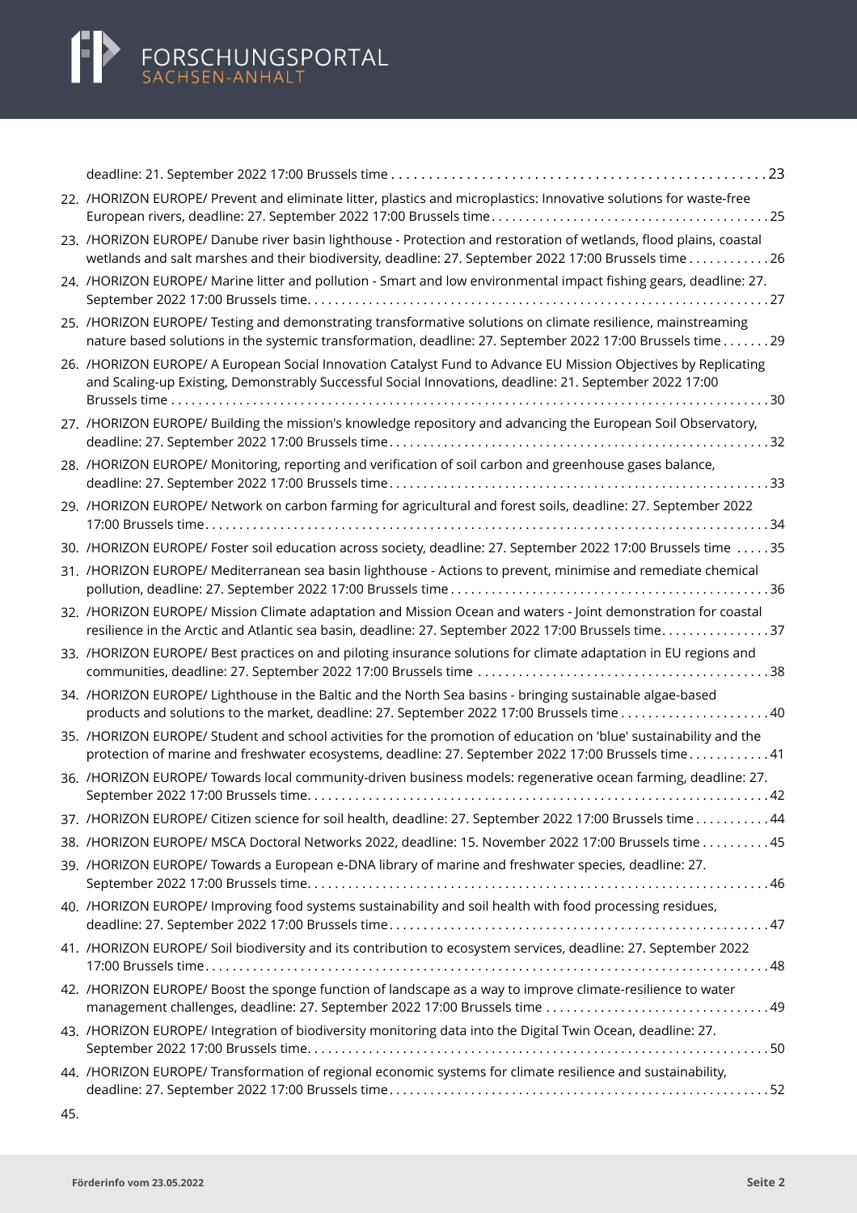deadline: 21. September 2022 17:00 Brussels time . . . . . . . . . . . . . . . . . . . . . . . . . . . . . . . . . . . . . . . . . . . . . . . . 23

22. /HORIZON EUROPE/ Prevent and eliminate litter, plastics and microplastics: Innovative solutions for waste-free European rivers, deadline: 27. September 2022 17:00 Brussels time . . . . . . . . . . . . . . . . . . . . . . . . . . . . . . . . . . . . . . . . 25
23. /HORIZON EUROPE/ Danube river basin lighthouse - Protection and restoration of wetlands, flood plains, coastal wetlands and salt marshes and their biodiversity, deadline: 27. September 2022 17:00 Brussels time . . . . . . . . . . . . 26
24. /HORIZON EUROPE/ Marine litter and pollution - Smart and low environmental impact fishing gears, deadline: 27. September 2022 17:00 Brussels time. . . . . . . . . . . . . . . . . . . . . . . . . . . . . . . . . . . . . . . . . . . . . . . . . . . . . . . . . . 27
25. /HORIZON EUROPE/ Testing and demonstrating transformative solutions on climate resilience, mainstreaming nature based solutions in the systemic transformation, deadline: 27. September 2022 17:00 Brussels time . . . . . . . 29
26. /HORIZON EUROPE/ A European Social Innovation Catalyst Fund to Advance EU Mission Objectives by Replicating and Scaling-up Existing, Demonstrably Successful Social Innovations, deadline: 21. September 2022 17:00 Brussels time . . . . . . . . . . . . . . . . . . . . . . . . . . . . . . . . . . . . . . . . . . . . . . . . . . . . . . . . . . . . . . . . . . . . . . . . . . . . . . 30
27. /HORIZON EUROPE/ Building the mission's knowledge repository and advancing the European Soil Observatory, deadline: 27. September 2022 17:00 Brussels time. . . . . . . . . . . . . . . . . . . . . . . . . . . . . . . . . . . . . . . . . . . . . . . . . 32
28. /HORIZON EUROPE/ Monitoring, reporting and verification of soil carbon and greenhouse gases balance, deadline: 27. September 2022 17:00 Brussels time. . . . . . . . . . . . . . . . . . . . . . . . . . . . . . . . . . . . . . . . . . . . . . . . . 33
29. /HORIZON EUROPE/ Network on carbon farming for agricultural and forest soils, deadline: 27. September 2022 17:00 Brussels time. . . . . . . . . . . . . . . . . . . . . . . . . . . . . . . . . . . . . . . . . . . . . . . . . . . . . . . . . . . . . . . . . . . . . . . . 34
30. /HORIZON EUROPE/ Foster soil education across society, deadline: 27. September 2022 17:00 Brussels time . . . . . 35
31. /HORIZON EUROPE/ Mediterranean sea basin lighthouse - Actions to prevent, minimise and remediate chemical pollution, deadline: 27. September 2022 17:00 Brussels time . . . . . . . . . . . . . . . . . . . . . . . . . . . . . . . . . . . . . . . . . . 36
32. /HORIZON EUROPE/ Mission Climate adaptation and Mission Ocean and waters - Joint demonstration for coastal resilience in the Arctic and Atlantic sea basin, deadline: 27. September 2022 17:00 Brussels time. . . . . . . . . . . . . . . . 37
33. /HORIZON EUROPE/ Best practices on and piloting insurance solutions for climate adaptation in EU regions and communities, deadline: 27. September 2022 17:00 Brussels time . . . . . . . . . . . . . . . . . . . . . . . . . . . . . . . . . . . . . . . . . . 38
34. /HORIZON EUROPE/ Lighthouse in the Baltic and the North Sea basins - bringing sustainable algae-based products and solutions to the market, deadline: 27. September 2022 17:00 Brussels time . . . . . . . . . . . . . . . . . . . . . . 40
35. /HORIZON EUROPE/ Student and school activities for the promotion of education on 'blue' sustainability and the protection of marine and freshwater ecosystems, deadline: 27. September 2022 17:00 Brussels time. . . . . . . . . . . . 41
36. /HORIZON EUROPE/ Towards local community-driven business models: regenerative ocean farming, deadline: 27. September 2022 17:00 Brussels time. . . . . . . . . . . . . . . . . . . . . . . . . . . . . . . . . . . . . . . . . . . . . . . . . . . . . . . . . . 42
37. /HORIZON EUROPE/ Citizen science for soil health, deadline: 27. September 2022 17:00 Brussels time . . . . . . . . . . . 44
38. /HORIZON EUROPE/ MSCA Doctoral Networks 2022, deadline: 15. November 2022 17:00 Brussels time . . . . . . . . . . 45
39. /HORIZON EUROPE/ Towards a European e-DNA library of marine and freshwater species, deadline: 27. September 2022 17:00 Brussels time. . . . . . . . . . . . . . . . . . . . . . . . . . . . . . . . . . . . . . . . . . . . . . . . . . . . . . . . . . . . 46
40. /HORIZON EUROPE/ Improving food systems sustainability and soil health with food processing residues, deadline: 27. September 2022 17:00 Brussels time. . . . . . . . . . . . . . . . . . . . . . . . . . . . . . . . . . . . . . . . . . . . . . . . . 47
41. /HORIZON EUROPE/ Soil biodiversity and its contribution to ecosystem services, deadline: 27. September 2022 17:00 Brussels time. . . . . . . . . . . . . . . . . . . . . . . . . . . . . . . . . . . . . . . . . . . . . . . . . . . . . . . . . . . . . . . . . . . . . . . . 48
42. /HORIZON EUROPE/ Boost the sponge function of landscape as a way to improve climate-resilience to water management challenges, deadline: 27. September 2022 17:00 Brussels time . . . . . . . . . . . . . . . . . . . . . . . . . . . . . . . . 49
43. /HORIZON EUROPE/ Integration of biodiversity monitoring data into the Digital Twin Ocean, deadline: 27. September 2022 17:00 Brussels time. . . . . . . . . . . . . . . . . . . . . . . . . . . . . . . . . . . . . . . . . . . . . . . . . . . . . . . . . . . . 50
44. /HORIZON EUROPE/ Transformation of regional economic systems for climate resilience and sustainability, deadline: 27. September 2022 17:00 Brussels time. . . . . . . . . . . . . . . . . . . . . . . . . . . . . . . . . . . . . . . . . . . . . . . . . 52
45.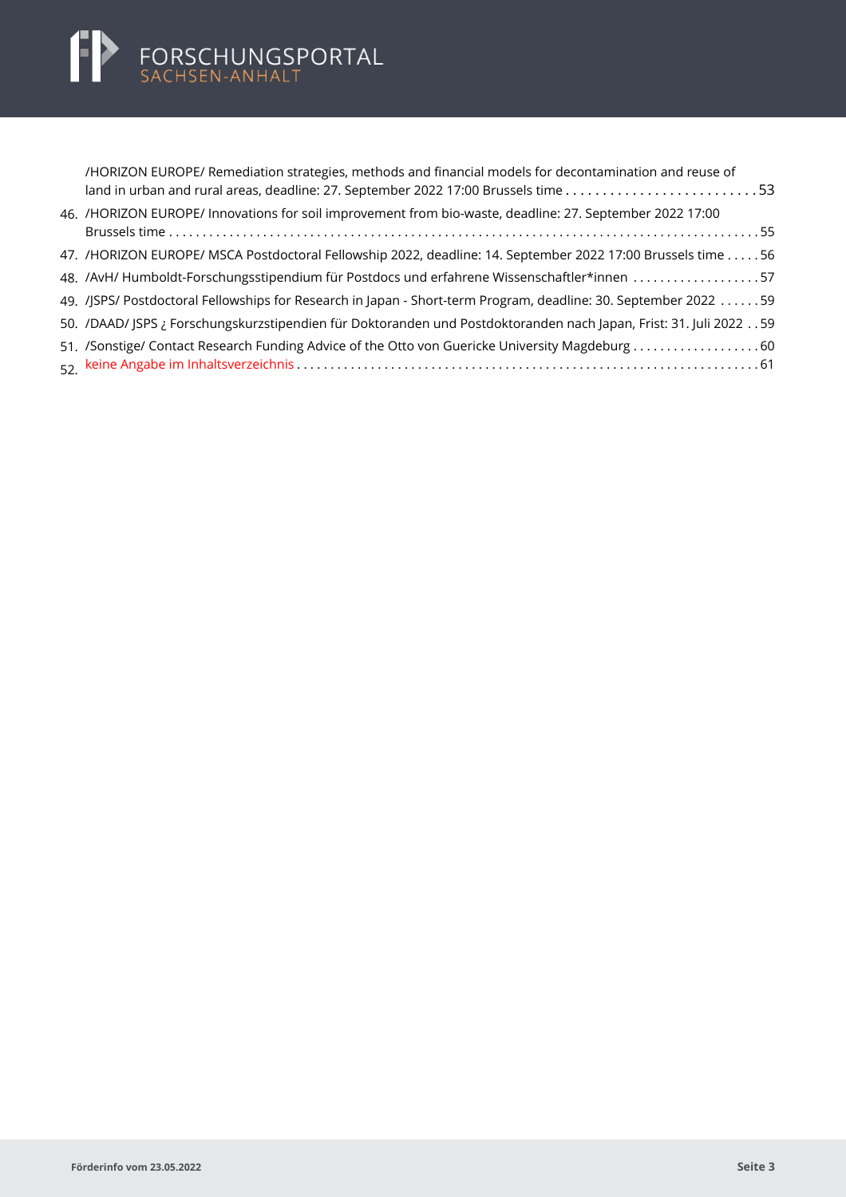/HORIZON EUROPE/ Remediation strategies, methods and financial models for decontamination and reuse of land in urban and rural areas, deadline: 27. September 2022 17:00 Brussels time . . . . . . . . . . . . . . . . . . . . . . . . . . 53

46. /HORIZON EUROPE/ Innovations for soil improvement from bio-waste, deadline: 27. September 2022 17:00 Brussels time . . . . . . . . . . . . . . . . . . . . . . . . . . . . . . . . . . . . . . . . . . . . . . . . . . . . . . . . . . . . . . . . . . . . . . . . . . . . . . . . . 55
47. /HORIZON EUROPE/ MSCA Postdoctoral Fellowship 2022, deadline: 14. September 2022 17:00 Brussels time . . . . . 56
48. /AvH/ Humboldt-Forschungsstipendium für Postdocs und erfahrene Wissenschaftler*innen . . . . . . . . . . . . . . . . . . 57
49. /JSPS/ Postdoctoral Fellowships for Research in Japan - Short-term Program, deadline: 30. September 2022 . . . . . . 59
50. /DAAD/ JSPS ¿ Forschungskurzstipendien für Doktoranden und Postdoktoranden nach Japan, Frist: 31. Juli 2022 . . 59
51. /Sonstige/ Contact Research Funding Advice of the Otto von Guericke University Magdeburg . . . . . . . . . . . . . . . . . . 60
52. keine Angabe im Inhaltsverzeichnis . . . . . . . . . . . . . . . . . . . . . . . . . . . . . . . . . . . . . . . . . . . . . . . . . . . . . . . . . . . . . . . . . 61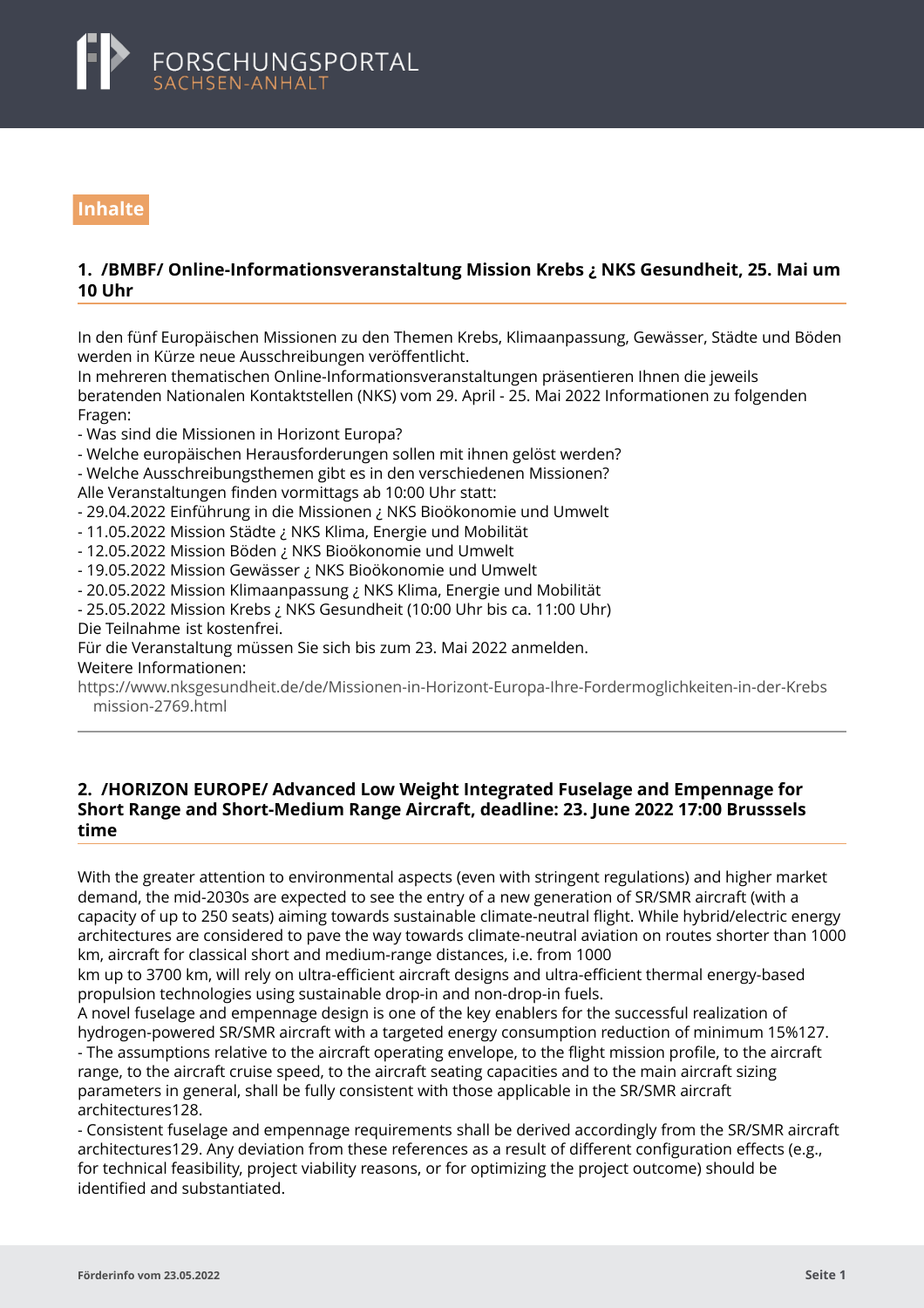## Inhalte

### 1. /BMBF/ Online-Informationsveranstaltung Mission Krebs ¿ NKS Gesundheit, 25. Mai um 10 Uhr

In den fünf Europäischen Missionen zu den Themen Krebs, Klimaanpassung, Gewässer, Städte und Böden werden in Kürze neue Ausschreibungen veröffentlicht.
In mehreren thematischen Online-Informationsveranstaltungen präsentieren Ihnen die jeweils beratenden Nationalen Kontaktstellen (NKS) vom 29. April - 25. Mai 2022 Informationen zu folgenden Fragen:
- Was sind die Missionen in Horizont Europa?
- Welche europäischen Herausforderungen sollen mit ihnen gelöst werden?
- Welche Ausschreibungsthemen gibt es in den verschiedenen Missionen?

Alle Veranstaltungen finden vormittags ab 10:00 Uhr statt:
- 29.04.2022 Einführung in die Missionen ¿ NKS Bioökonomie und Umwelt
- 11.05.2022 Mission Städte ¿ NKS Klima, Energie und Mobilität
- 12.05.2022 Mission Böden ¿ NKS Bioökonomie und Umwelt
- 19.05.2022 Mission Gewässer ¿ NKS Bioökonomie und Umwelt
- 20.05.2022 Mission Klimaanpassung ¿ NKS Klima, Energie und Mobilität
- 25.05.2022 Mission Krebs ¿ NKS Gesundheit (10:00 Uhr bis ca. 11:00 Uhr)

Die Teilnahme ist kostenfrei.
Für die Veranstaltung müssen Sie sich bis zum 23. Mai 2022 anmelden.
Weitere Informationen:
https://www.nksgesundheit.de/de/Missionen-in-Horizont-Europa-Ihre-Fordermoglichkeiten-in-der-Krebs mission-2769.html

### 2. /HORIZON EUROPE/ Advanced Low Weight Integrated Fuselage and Empennage for Short Range and Short-Medium Range Aircraft, deadline: 23. June 2022 17:00 Brusssels time

With the greater attention to environmental aspects (even with stringent regulations) and higher market demand, the mid-2030s are expected to see the entry of a new generation of SR/SMR aircraft (with a capacity of up to 250 seats) aiming towards sustainable climate-neutral flight. While hybrid/electric energy architectures are considered to pave the way towards climate-neutral aviation on routes shorter than 1000 km, aircraft for classical short and medium-range distances, i.e. from 1000
km up to 3700 km, will rely on ultra-efficient aircraft designs and ultra-efficient thermal energy-based propulsion technologies using sustainable drop-in and non-drop-in fuels.
A novel fuselage and empennage design is one of the key enablers for the successful realization of hydrogen-powered SR/SMR aircraft with a targeted energy consumption reduction of minimum 15%127.
- The assumptions relative to the aircraft operating envelope, to the flight mission profile, to the aircraft range, to the aircraft cruise speed, to the aircraft seating capacities and to the main aircraft sizing parameters in general, shall be fully consistent with those applicable in the SR/SMR aircraft architectures128.
- Consistent fuselage and empennage requirements shall be derived accordingly from the SR/SMR aircraft architectures129. Any deviation from these references as a result of different configuration effects (e.g., for technical feasibility, project viability reasons, or for optimizing the project outcome) should be identified and substantiated.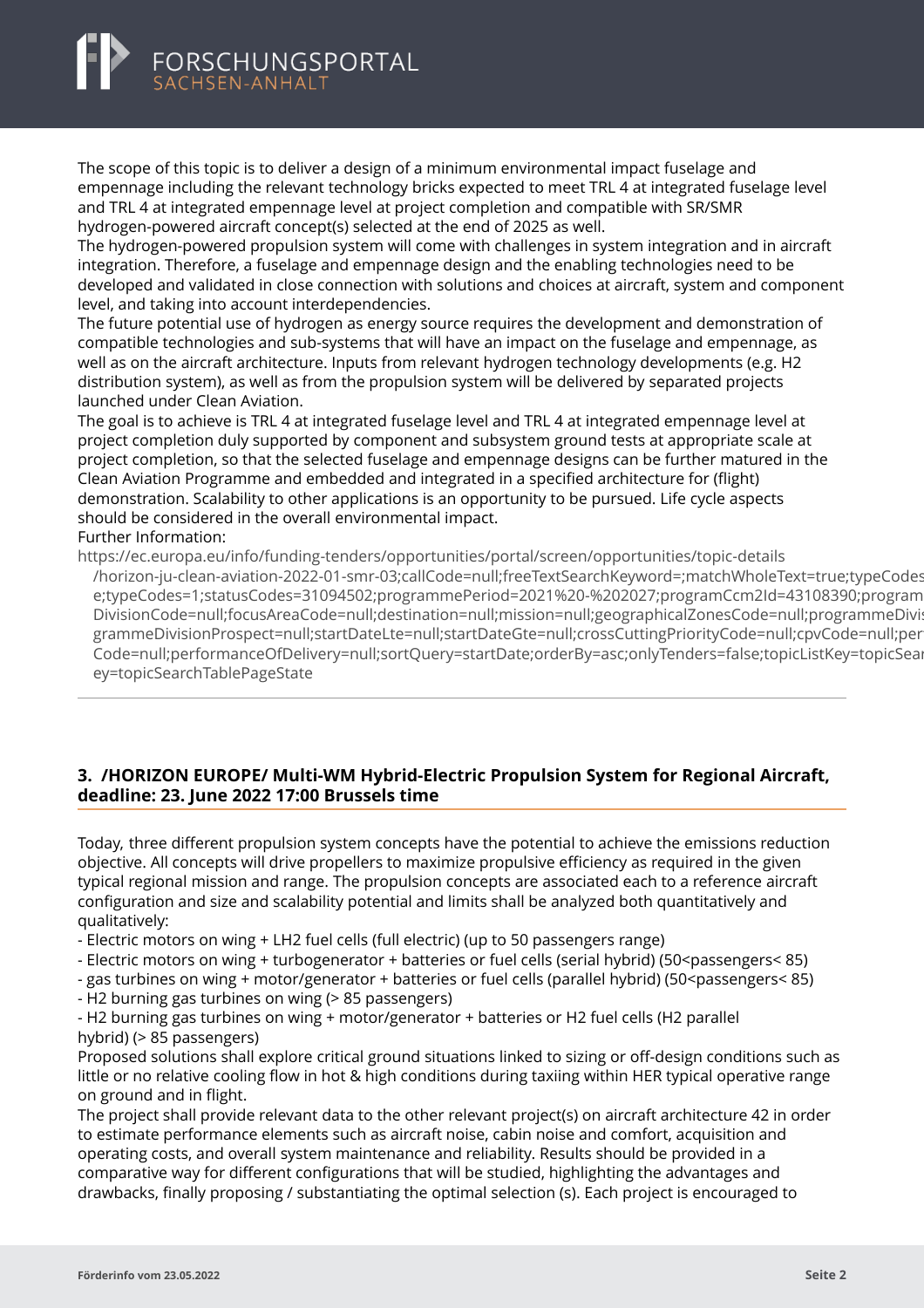The scope of this topic is to deliver a design of a minimum environmental impact fuselage and empennage including the relevant technology bricks expected to meet TRL 4 at integrated fuselage level and TRL 4 at integrated empennage level at project completion and compatible with SR/SMR hydrogen-powered aircraft concept(s) selected at the end of 2025 as well.
The hydrogen-powered propulsion system will come with challenges in system integration and in aircraft integration. Therefore, a fuselage and empennage design and the enabling technologies need to be developed and validated in close connection with solutions and choices at aircraft, system and component level, and taking into account interdependencies.
The future potential use of hydrogen as energy source requires the development and demonstration of compatible technologies and sub-systems that will have an impact on the fuselage and empennage, as well as on the aircraft architecture. Inputs from relevant hydrogen technology developments (e.g. H2 distribution system), as well as from the propulsion system will be delivered by separated projects launched under Clean Aviation.
The goal is to achieve is TRL 4 at integrated fuselage level and TRL 4 at integrated empennage level at project completion duly supported by component and subsystem ground tests at appropriate scale at project completion, so that the selected fuselage and empennage designs can be further matured in the Clean Aviation Programme and embedded and integrated in a specified architecture for (flight) demonstration. Scalability to other applications is an opportunity to be pursued. Life cycle aspects should be considered in the overall environmental impact.
Further Information:
https://ec.europa.eu/info/funding-tenders/opportunities/portal/screen/opportunities/topic-details/horizon-ju-clean-aviation-2022-01-smr-03;callCode=null;freeTextSearchKeyword=;matchWholeText=true;typeCodes=1;typeCodes=1;statusCodes=31094502;programmePeriod=2021%20-%202027;programCcm2Id=43108390;programmeDivisionCode=null;focusAreaCode=null;destination=null;mission=null;geographicalZonesCode=null;programmeDivisionProspect=null;startDateLte=null;startDateGte=null;crossCuttingPriorityCode=null;cpvCode=null;performanceOfDelivery=null;sortQuery=startDate;orderBy=asc;onlyTenders=false;topicListKey=topicSearchTablePageState

---

### 3. /HORIZON EUROPE/ Multi-WM Hybrid-Electric Propulsion System for Regional Aircraft, deadline: 23. June 2022 17:00 Brussels time

Today, three different propulsion system concepts have the potential to achieve the emissions reduction objective. All concepts will drive propellers to maximize propulsive efficiency as required in the given typical regional mission and range. The propulsion concepts are associated each to a reference aircraft configuration and size and scalability potential and limits shall be analyzed both quantitatively and qualitatively:

- Electric motors on wing + LH2 fuel cells (full electric) (up to 50 passengers range)
- Electric motors on wing + turbogenerator + batteries or fuel cells (serial hybrid) (50<passengers< 85)
- gas turbines on wing + motor/generator + batteries or fuel cells (parallel hybrid) (50<passengers< 85)
- H2 burning gas turbines on wing (> 85 passengers)
- H2 burning gas turbines on wing + motor/generator + batteries or H2 fuel cells (H2 parallel hybrid) (> 85 passengers)

Proposed solutions shall explore critical ground situations linked to sizing or off-design conditions such as little or no relative cooling flow in hot & high conditions during taxiing within HER typical operative range on ground and in flight.
The project shall provide relevant data to the other relevant project(s) on aircraft architecture 42 in order to estimate performance elements such as aircraft noise, cabin noise and comfort, acquisition and operating costs, and overall system maintenance and reliability. Results should be provided in a comparative way for different configurations that will be studied, highlighting the advantages and drawbacks, finally proposing / substantiating the optimal selection (s). Each project is encouraged to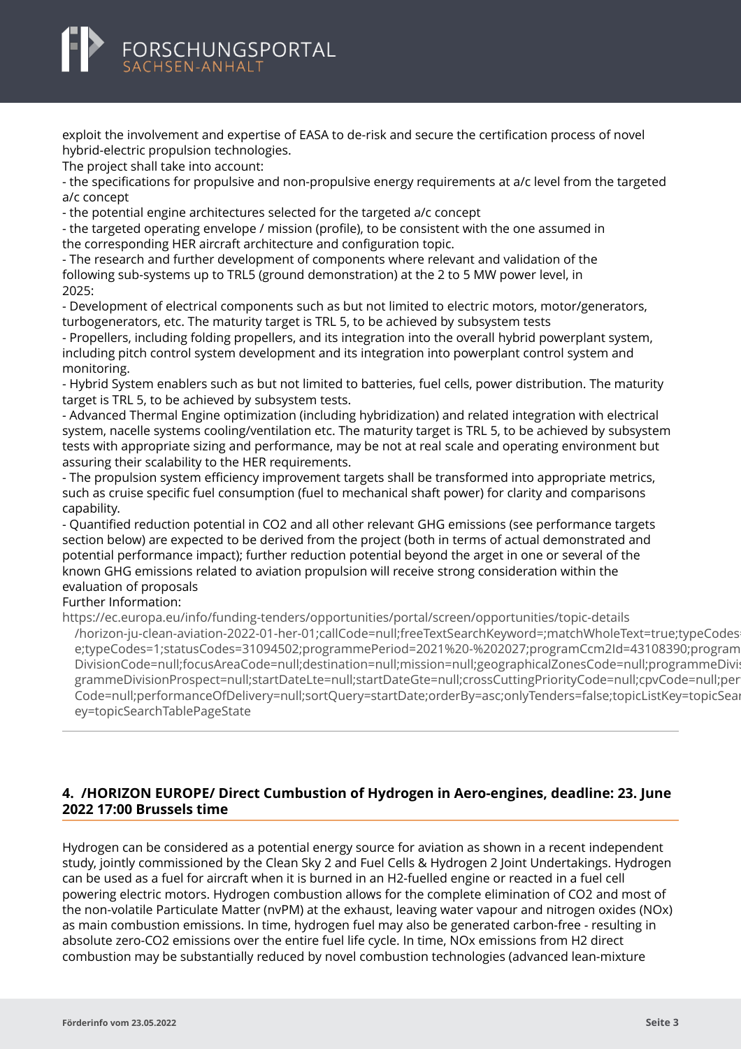exploit the involvement and expertise of EASA to de-risk and secure the certification process of novel hybrid-electric propulsion technologies.

The project shall take into account:

- the specifications for propulsive and non-propulsive energy requirements at a/c level from the targeted a/c concept
- the potential engine architectures selected for the targeted a/c concept
- the targeted operating envelope / mission (profile), to be consistent with the one assumed in the corresponding HER aircraft architecture and configuration topic.
- The research and further development of components where relevant and validation of the following sub-systems up to TRL5 (ground demonstration) at the 2 to 5 MW power level, in 2025:
- Development of electrical components such as but not limited to electric motors, motor/generators, turbogenerators, etc. The maturity target is TRL 5, to be achieved by subsystem tests
- Propellers, including folding propellers, and its integration into the overall hybrid powerplant system, including pitch control system development and its integration into powerplant control system and monitoring.
- Hybrid System enablers such as but not limited to batteries, fuel cells, power distribution. The maturity target is TRL 5, to be achieved by subsystem tests.
- Advanced Thermal Engine optimization (including hybridization) and related integration with electrical system, nacelle systems cooling/ventilation etc. The maturity target is TRL 5, to be achieved by subsystem tests with appropriate sizing and performance, may be not at real scale and operating environment but assuring their scalability to the HER requirements.
- The propulsion system efficiency improvement targets shall be transformed into appropriate metrics, such as cruise specific fuel consumption (fuel to mechanical shaft power) for clarity and comparisons capability.
- Quantified reduction potential in $CO_2$ and all other relevant GHG emissions (see performance targets section below) are expected to be derived from the project (both in terms of actual demonstrated and potential performance impact); further reduction potential beyond the arget in one or several of the known GHG emissions related to aviation propulsion will receive strong consideration within the evaluation of proposals

Further Information:

https://ec.europa.eu/info/funding-tenders/opportunities/portal/screen/opportunities/topic-details/horizon-ju-clean-aviation-2022-01-her-01;callCode=null;freeTextSearchKeyword=;matchWholeText=true;typeCodes=1;statusCodes=31094502;programmePeriod=2021%20-%202027;programCcm2Id=43108390;programDivisionCode=null;focusAreaCode=null;destination=null;mission=null;geographicalZonesCode=null;programmeDivisionProspect=null;startDateLte=null;startDateGte=null;crossCuttingPriorityCode=null;cpvCode=null;performanceOfDelivery=null;sortQuery=startDate;orderBy=asc;onlyTenders=false;topicListKey=topicSearchTablePageState

## 4. /HORIZON EUROPE/ Direct Cumbustion of Hydrogen in Aero-engines, deadline: 23. June 2022 17:00 Brussels time

Hydrogen can be considered as a potential energy source for aviation as shown in a recent independent study, jointly commissioned by the Clean Sky 2 and Fuel Cells & Hydrogen 2 Joint Undertakings. Hydrogen can be used as a fuel for aircraft when it is burned in an H2-fuelled engine or reacted in a fuel cell powering electric motors. Hydrogen combustion allows for the complete elimination of $CO_2$ and most of the non-volatile Particulate Matter (nvPM) at the exhaust, leaving water vapour and nitrogen oxides (NOx) as main combustion emissions. In time, hydrogen fuel may also be generated carbon-free - resulting in absolute zero-$CO_2$ emissions over the entire fuel life cycle. In time, NOx emissions from $H_2$ direct combustion may be substantially reduced by novel combustion technologies (advanced lean-mixture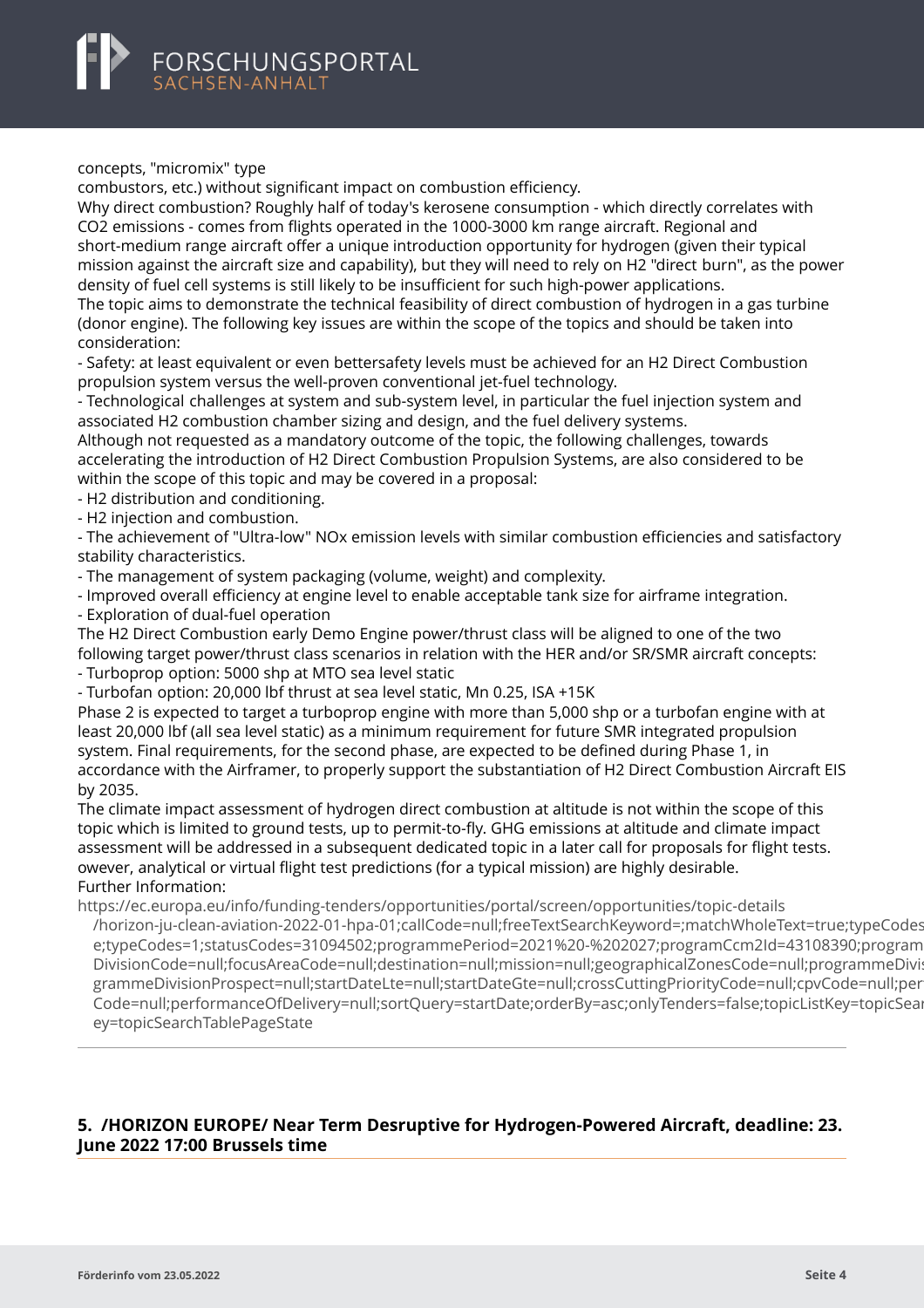concepts, "micromix" type
combustors, etc.) without significant impact on combustion efficiency.
Why direct combustion? Roughly half of today's kerosene consumption - which directly correlates with $CO_2$ emissions - comes from flights operated in the 1000-3000 km range aircraft. Regional and short-medium range aircraft offer a unique introduction opportunity for hydrogen (given their typical mission against the aircraft size and capability), but they will need to rely on H2 "direct burn", as the power density of fuel cell systems is still likely to be insufficient for such high-power applications.
The topic aims to demonstrate the technical feasibility of direct combustion of hydrogen in a gas turbine (donor engine). The following key issues are within the scope of the topics and should be taken into consideration:
- Safety: at least equivalent or even bettersafety levels must be achieved for an H2 Direct Combustion propulsion system versus the well-proven conventional jet-fuel technology.
- Technological challenges at system and sub-system level, in particular the fuel injection system and associated H2 combustion chamber sizing and design, and the fuel delivery systems.

Although not requested as a mandatory outcome of the topic, the following challenges, towards accelerating the introduction of H2 Direct Combustion Propulsion Systems, are also considered to be within the scope of this topic and may be covered in a proposal:
- H2 distribution and conditioning.
- H2 injection and combustion.
- The achievement of "Ultra-low" NOx emission levels with similar combustion efficiencies and satisfactory stability characteristics.
- The management of system packaging (volume, weight) and complexity.
- Improved overall efficiency at engine level to enable acceptable tank size for airframe integration.
- Exploration of dual-fuel operation

The H2 Direct Combustion early Demo Engine power/thrust class will be aligned to one of the two following target power/thrust class scenarios in relation with the HER and/or SR/SMR aircraft concepts:
- Turboprop option: 5000 shp at MTO sea level static
- Turbofan option: 20,000 lbf thrust at sea level static, Mn 0.25, ISA +15K

Phase 2 is expected to target a turboprop engine with more than 5,000 shp or a turbofan engine with at least 20,000 lbf (all sea level static) as a minimum requirement for future SMR integrated propulsion system. Final requirements, for the second phase, are expected to be defined during Phase 1, in accordance with the Airframer, to properly support the substantiation of H2 Direct Combustion Aircraft EIS by 2035.
The climate impact assessment of hydrogen direct combustion at altitude is not within the scope of this topic which is limited to ground tests, up to permit-to-fly. GHG emissions at altitude and climate impact assessment will be addressed in a subsequent dedicated topic in a later call for proposals for flight tests. owever, analytical or virtual flight test predictions (for a typical mission) are highly desirable.
Further Information:
https://ec.europa.eu/info/funding-tenders/opportunities/portal/screen/opportunities/topic-details/horizon-ju-clean-aviation-2022-01-hpa-01;callCode=null;freeTextSearchKeyword=;matchWholeText=true;typeCodes=e;typeCodes=1;statusCodes=31094502;programmePeriod=2021%20-%202027;programCcm2Id=43108390;programDivisionCode=null;focusAreaCode=null;destination=null;mission=null;geographicalZonesCode=null;programmeDivisionProspect=null;startDateLte=null;startDateGte=null;crossCuttingPriorityCode=null;cpvCode=null;performanceOfDelivery=null;sortQuery=startDate;orderBy=asc;onlyTenders=false;topicListKey=topicSearchTablePageState

## 5. /HORIZON EUROPE/ Near Term Desruptive for Hydrogen-Powered Aircraft, deadline: 23. June 2022 17:00 Brussels time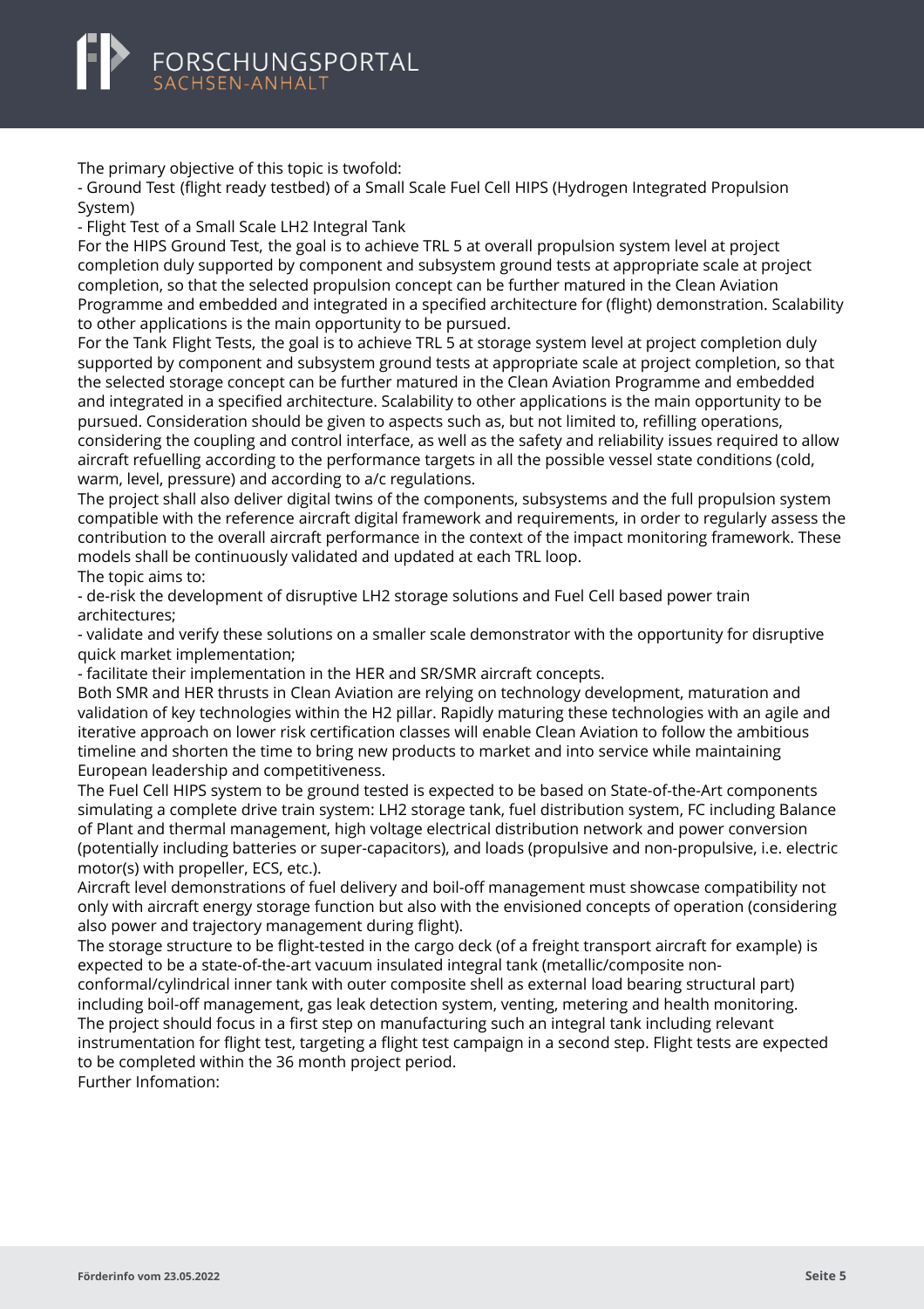The primary objective of this topic is twofold:

- Ground Test (flight ready testbed) of a Small Scale Fuel Cell HIPS (Hydrogen Integrated Propulsion System)
- Flight Test of a Small Scale LH2 Integral Tank

For the HIPS Ground Test, the goal is to achieve TRL 5 at overall propulsion system level at project completion duly supported by component and subsystem ground tests at appropriate scale at project completion, so that the selected propulsion concept can be further matured in the Clean Aviation Programme and embedded and integrated in a specified architecture for (flight) demonstration. Scalability to other applications is the main opportunity to be pursued.

For the Tank Flight Tests, the goal is to achieve TRL 5 at storage system level at project completion duly supported by component and subsystem ground tests at appropriate scale at project completion, so that the selected storage concept can be further matured in the Clean Aviation Programme and embedded and integrated in a specified architecture. Scalability to other applications is the main opportunity to be pursued. Consideration should be given to aspects such as, but not limited to, refilling operations, considering the coupling and control interface, as well as the safety and reliability issues required to allow aircraft refuelling according to the performance targets in all the possible vessel state conditions (cold, warm, level, pressure) and according to a/c regulations.

The project shall also deliver digital twins of the components, subsystems and the full propulsion system compatible with the reference aircraft digital framework and requirements, in order to regularly assess the contribution to the overall aircraft performance in the context of the impact monitoring framework. These models shall be continuously validated and updated at each TRL loop.

The topic aims to:

- de-risk the development of disruptive LH2 storage solutions and Fuel Cell based power train architectures;
- validate and verify these solutions on a smaller scale demonstrator with the opportunity for disruptive quick market implementation;
- facilitate their implementation in the HER and SR/SMR aircraft concepts.

Both SMR and HER thrusts in Clean Aviation are relying on technology development, maturation and validation of key technologies within the H2 pillar. Rapidly maturing these technologies with an agile and iterative approach on lower risk certification classes will enable Clean Aviation to follow the ambitious timeline and shorten the time to bring new products to market and into service while maintaining European leadership and competitiveness.

The Fuel Cell HIPS system to be ground tested is expected to be based on State-of-the-Art components simulating a complete drive train system: LH2 storage tank, fuel distribution system, FC including Balance of Plant and thermal management, high voltage electrical distribution network and power conversion (potentially including batteries or super-capacitors), and loads (propulsive and non-propulsive, i.e. electric motor(s) with propeller, ECS, etc.).

Aircraft level demonstrations of fuel delivery and boil-off management must showcase compatibility not only with aircraft energy storage function but also with the envisioned concepts of operation (considering also power and trajectory management during flight).

The storage structure to be flight-tested in the cargo deck (of a freight transport aircraft for example) is expected to be a state-of-the-art vacuum insulated integral tank (metallic/composite non-conformal/cylindrical inner tank with outer composite shell as external load bearing structural part) including boil-off management, gas leak detection system, venting, metering and health monitoring.

The project should focus in a first step on manufacturing such an integral tank including relevant instrumentation for flight test, targeting a flight test campaign in a second step. Flight tests are expected to be completed within the 36 month project period.

Further Infomation: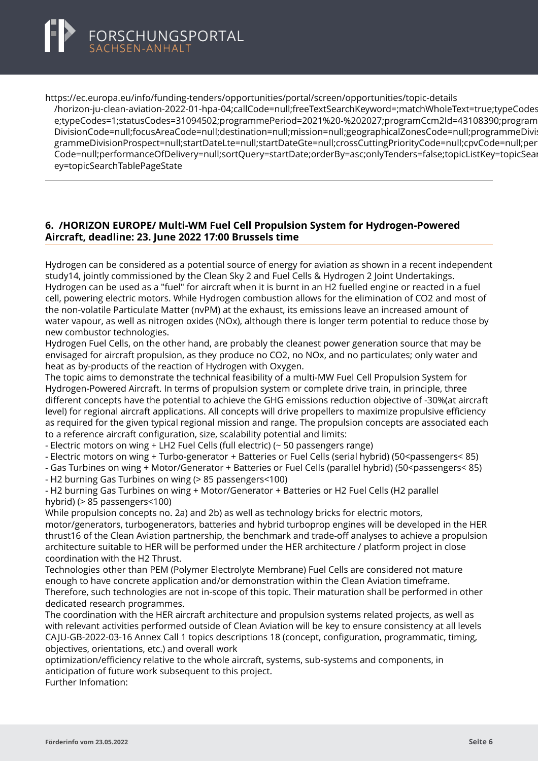https://ec.europa.eu/info/funding-tenders/opportunities/portal/screen/opportunities/topic-details /horizon-ju-clean-aviation-2022-01-hpa-04;callCode=null;freeTextSearchKeyword=;matchWholeText=true;typeCodes e;typeCodes=1;statusCodes=31094502;programmePeriod=2021%20-%202027;programCcm2Id=43108390;program DivisionCode=null;focusAreaCode=null;destination=null;mission=null;geographicalZonesCode=null;programmeDivis grammeDivisionProspect=null;startDateLte=null;startDateGte=null;crossCuttingPriorityCode=null;cpvCode=null;per Code=null;performanceOfDelivery=null;sortQuery=startDate;orderBy=asc;onlyTenders=false;topicListKey=topicSear ey=topicSearchTablePageState

## 6. /HORIZON EUROPE/ Multi-WM Fuel Cell Propulsion System for Hydrogen-Powered Aircraft, deadline: 23. June 2022 17:00 Brussels time

Hydrogen can be considered as a potential source of energy for aviation as shown in a recent independent study14, jointly commissioned by the Clean Sky 2 and Fuel Cells & Hydrogen 2 Joint Undertakings. Hydrogen can be used as a "fuel" for aircraft when it is burnt in an H2 fuelled engine or reacted in a fuel cell, powering electric motors. While Hydrogen combustion allows for the elimination of CO2 and most of the non-volatile Particulate Matter (nvPM) at the exhaust, its emissions leave an increased amount of water vapour, as well as nitrogen oxides (NOx), although there is longer term potential to reduce those by new combustor technologies.
Hydrogen Fuel Cells, on the other hand, are probably the cleanest power generation source that may be envisaged for aircraft propulsion, as they produce no CO2, no NOx, and no particulates; only water and heat as by-products of the reaction of Hydrogen with Oxygen.
The topic aims to demonstrate the technical feasibility of a multi-MW Fuel Cell Propulsion System for Hydrogen-Powered Aircraft. In terms of propulsion system or complete drive train, in principle, three different concepts have the potential to achieve the GHG emissions reduction objective of -30%(at aircraft level) for regional aircraft applications. All concepts will drive propellers to maximize propulsive efficiency as required for the given typical regional mission and range. The propulsion concepts are associated each to a reference aircraft configuration, size, scalability potential and limits:
- Electric motors on wing + LH2 Fuel Cells (full electric) (~ 50 passengers range)
- Electric motors on wing + Turbo-generator + Batteries or Fuel Cells (serial hybrid) (50<passengers< 85)
- Gas Turbines on wing + Motor/Generator + Batteries or Fuel Cells (parallel hybrid) (50<passengers< 85)
- H2 burning Gas Turbines on wing (> 85 passengers<100)
- H2 burning Gas Turbines on wing + Motor/Generator + Batteries or H2 Fuel Cells (H2 parallel hybrid) (> 85 passengers<100)

While propulsion concepts no. 2a) and 2b) as well as technology bricks for electric motors, motor/generators, turbogenerators, batteries and hybrid turboprop engines will be developed in the HER thrust16 of the Clean Aviation partnership, the benchmark and trade-off analyses to achieve a propulsion architecture suitable to HER will be performed under the HER architecture / platform project in close coordination with the H2 Thrust.
Technologies other than PEM (Polymer Electrolyte Membrane) Fuel Cells are considered not mature enough to have concrete application and/or demonstration within the Clean Aviation timeframe. Therefore, such technologies are not in-scope of this topic. Their maturation shall be performed in other dedicated research programmes.
The coordination with the HER aircraft architecture and propulsion systems related projects, as well as with relevant activities performed outside of Clean Aviation will be key to ensure consistency at all levels CAJU-GB-2022-03-16 Annex Call 1 topics descriptions 18 (concept, configuration, programmatic, timing, objectives, orientations, etc.) and overall work optimization/efficiency relative to the whole aircraft, systems, sub-systems and components, in anticipation of future work subsequent to this project.
Further Infomation: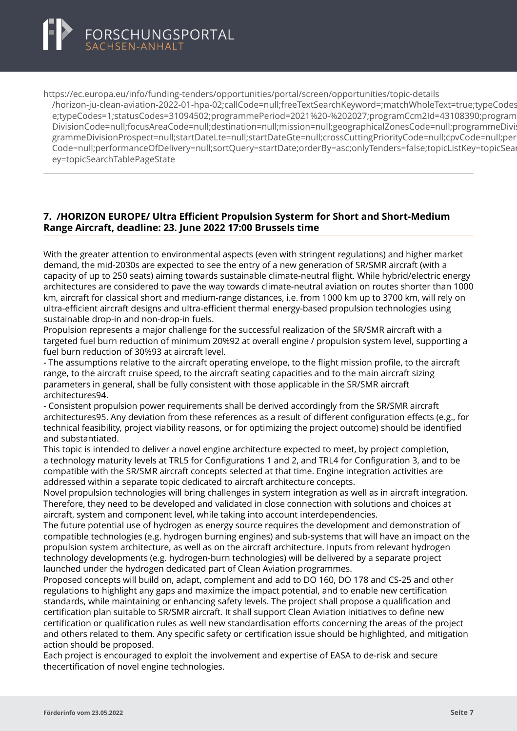https://ec.europa.eu/info/funding-tenders/opportunities/portal/screen/opportunities/topic-details
/horizon-ju-clean-aviation-2022-01-hpa-02;callCode=null;freeTextSearchKeyword=;matchWholeText=true;typeCodes
e;typeCodes=1;statusCodes=31094502;programmePeriod=2021%20-%202027;programCcm2Id=43108390;program
DivisionCode=null;focusAreaCode=null;destination=null;mission=null;geographicalZonesCode=null;programmeDivis
grammeDivisionProspect=null;startDateLte=null;startDateGte=null;crossCuttingPriorityCode=null;cpvCode=null;per
Code=null;performanceOfDelivery=null;sortQuery=startDate;orderBy=asc;onlyTenders=false;topicListKey=topicSear
ey=topicSearchTablePageState

---

## 7. /HORIZON EUROPE/ Ultra Efficient Propulsion Systerm for Short and Short-Medium Range Aircraft, deadline: 23. June 2022 17:00 Brussels time

With the greater attention to environmental aspects (even with stringent regulations) and higher market demand, the mid-2030s are expected to see the entry of a new generation of SR/SMR aircraft (with a capacity of up to 250 seats) aiming towards sustainable climate-neutral flight. While hybrid/electric energy architectures are considered to pave the way towards climate-neutral aviation on routes shorter than 1000 km, aircraft for classical short and medium-range distances, i.e. from 1000 km up to 3700 km, will rely on ultra-efficient aircraft designs and ultra-efficient thermal energy-based propulsion technologies using sustainable drop-in and non-drop-in fuels.
Propulsion represents a major challenge for the successful realization of the SR/SMR aircraft with a targeted fuel burn reduction of minimum 20%92 at overall engine / propulsion system level, supporting a fuel burn reduction of 30%93 at aircraft level.
- The assumptions relative to the aircraft operating envelope, to the flight mission profile, to the aircraft range, to the aircraft cruise speed, to the aircraft seating capacities and to the main aircraft sizing parameters in general, shall be fully consistent with those applicable in the SR/SMR aircraft architectures94.
- Consistent propulsion power requirements shall be derived accordingly from the SR/SMR aircraft architectures95. Any deviation from these references as a result of different configuration effects (e.g., for technical feasibility, project viability reasons, or for optimizing the project outcome) should be identified and substantiated.
This topic is intended to deliver a novel engine architecture expected to meet, by project completion, a technology maturity levels at TRL5 for Configurations 1 and 2, and TRL4 for Configuration 3, and to be compatible with the SR/SMR aircraft concepts selected at that time. Engine integration activities are addressed within a separate topic dedicated to aircraft architecture concepts.
Novel propulsion technologies will bring challenges in system integration as well as in aircraft integration. Therefore, they need to be developed and validated in close connection with solutions and choices at aircraft, system and component level, while taking into account interdependencies.
The future potential use of hydrogen as energy source requires the development and demonstration of compatible technologies (e.g. hydrogen burning engines) and sub-systems that will have an impact on the propulsion system architecture, as well as on the aircraft architecture. Inputs from relevant hydrogen technology developments (e.g. hydrogen-burn technologies) will be delivered by a separate project launched under the hydrogen dedicated part of Clean Aviation programmes.
Proposed concepts will build on, adapt, complement and add to DO 160, DO 178 and CS-25 and other regulations to highlight any gaps and maximize the impact potential, and to enable new certification standards, while maintaining or enhancing safety levels. The project shall propose a qualification and certification plan suitable to SR/SMR aircraft. It shall support Clean Aviation initiatives to define new certification or qualification rules as well new standardisation efforts concerning the areas of the project and others related to them. Any specific safety or certification issue should be highlighted, and mitigation action should be proposed.
Each project is encouraged to exploit the involvement and expertise of EASA to de-risk and secure thecertification of novel engine technologies.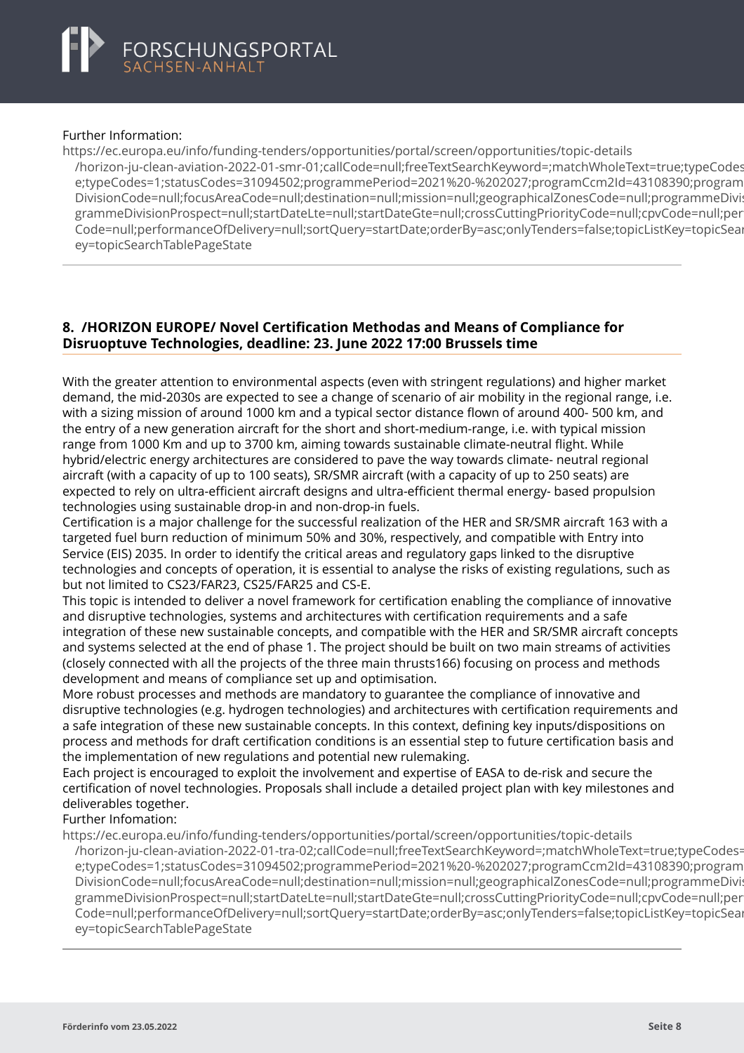Further Information:
https://ec.europa.eu/info/funding-tenders/opportunities/portal/screen/opportunities/topic-details /horizon-ju-clean-aviation-2022-01-smr-01;callCode=null;freeTextSearchKeyword=;matchWholeText=true;typeCodes e;typeCodes=1;statusCodes=31094502;programmePeriod=2021%20-%202027;programCcm2Id=43108390;program DivisionCode=null;focusAreaCode=null;destination=null;mission=null;geographicalZonesCode=null;programmeDivi grammeDivisionProspect=null;startDateLte=null;startDateGte=null;crossCuttingPriorityCode=null;cpvCode=null;per Code=null;performanceOfDelivery=null;sortQuery=startDate;orderBy=asc;onlyTenders=false;topicListKey=topicSear ey=topicSearchTablePageState

---

## 8. /HORIZON EUROPE/ Novel Certification Methodas and Means of Compliance for Disruoptuve Technologies, deadline: 23. June 2022 17:00 Brussels time

With the greater attention to environmental aspects (even with stringent regulations) and higher market demand, the mid-2030s are expected to see a change of scenario of air mobility in the regional range, i.e. with a sizing mission of around 1000 km and a typical sector distance flown of around 400- 500 km, and the entry of a new generation aircraft for the short and short-medium-range, i.e. with typical mission range from 1000 Km and up to 3700 km, aiming towards sustainable climate-neutral flight. While hybrid/electric energy architectures are considered to pave the way towards climate- neutral regional aircraft (with a capacity of up to 100 seats), SR/SMR aircraft (with a capacity of up to 250 seats) are expected to rely on ultra-efficient aircraft designs and ultra-efficient thermal energy- based propulsion technologies using sustainable drop-in and non-drop-in fuels.
Certification is a major challenge for the successful realization of the HER and SR/SMR aircraft 163 with a targeted fuel burn reduction of minimum 50% and 30%, respectively, and compatible with Entry into Service (EIS) 2035. In order to identify the critical areas and regulatory gaps linked to the disruptive technologies and concepts of operation, it is essential to analyse the risks of existing regulations, such as but not limited to CS23/FAR23, CS25/FAR25 and CS-E.
This topic is intended to deliver a novel framework for certification enabling the compliance of innovative and disruptive technologies, systems and architectures with certification requirements and a safe integration of these new sustainable concepts, and compatible with the HER and SR/SMR aircraft concepts and systems selected at the end of phase 1. The project should be built on two main streams of activities (closely connected with all the projects of the three main thrusts166) focusing on process and methods development and means of compliance set up and optimisation.
More robust processes and methods are mandatory to guarantee the compliance of innovative and disruptive technologies (e.g. hydrogen technologies) and architectures with certification requirements and a safe integration of these new sustainable concepts. In this context, defining key inputs/dispositions on process and methods for draft certification conditions is an essential step to future certification basis and the implementation of new regulations and potential new rulemaking.
Each project is encouraged to exploit the involvement and expertise of EASA to de-risk and secure the certification of novel technologies. Proposals shall include a detailed project plan with key milestones and deliverables together.
Further Infomation:
https://ec.europa.eu/info/funding-tenders/opportunities/portal/screen/opportunities/topic-details /horizon-ju-clean-aviation-2022-01-tra-02;callCode=null;freeTextSearchKeyword=;matchWholeText=true;typeCodes= e;typeCodes=1;statusCodes=31094502;programmePeriod=2021%20-%202027;programCcm2Id=43108390;program DivisionCode=null;focusAreaCode=null;destination=null;mission=null;geographicalZonesCode=null;programmeDivis grammeDivisionProspect=null;startDateLte=null;startDateGte=null;crossCuttingPriorityCode=null;cpvCode=null;per Code=null;performanceOfDelivery=null;sortQuery=startDate;orderBy=asc;onlyTenders=false;topicListKey=topicSear ey=topicSearchTablePageState

---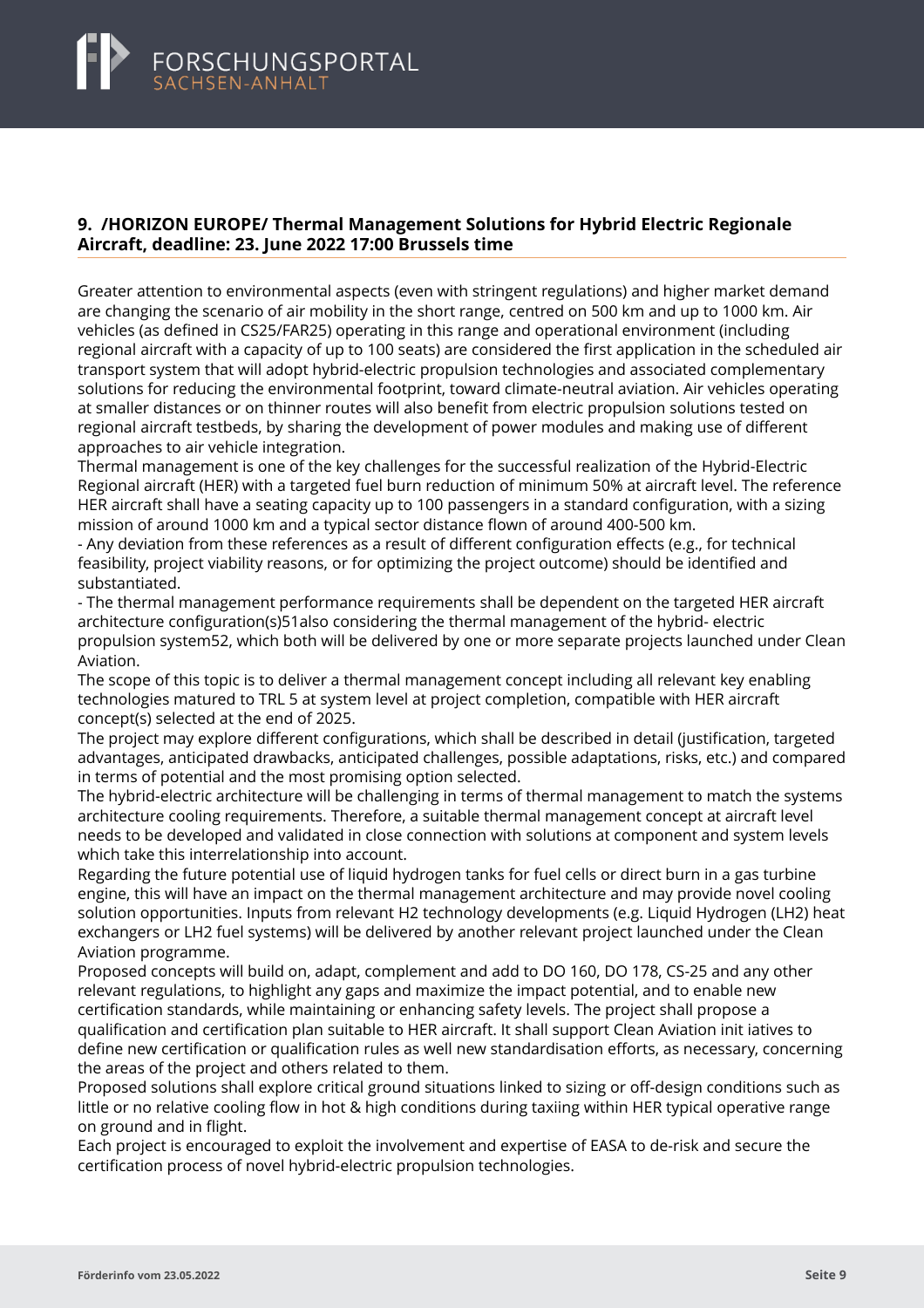## 9. /HORIZON EUROPE/ Thermal Management Solutions for Hybrid Electric Regionale Aircraft, deadline: 23. June 2022 17:00 Brussels time

Greater attention to environmental aspects (even with stringent regulations) and higher market demand are changing the scenario of air mobility in the short range, centred on 500 km and up to 1000 km. Air vehicles (as defined in CS25/FAR25) operating in this range and operational environment (including regional aircraft with a capacity of up to 100 seats) are considered the first application in the scheduled air transport system that will adopt hybrid-electric propulsion technologies and associated complementary solutions for reducing the environmental footprint, toward climate-neutral aviation. Air vehicles operating at smaller distances or on thinner routes will also benefit from electric propulsion solutions tested on regional aircraft testbeds, by sharing the development of power modules and making use of different approaches to air vehicle integration.

Thermal management is one of the key challenges for the successful realization of the Hybrid-Electric Regional aircraft (HER) with a targeted fuel burn reduction of minimum 50% at aircraft level. The reference HER aircraft shall have a seating capacity up to 100 passengers in a standard configuration, with a sizing mission of around 1000 km and a typical sector distance flown of around 400-500 km.

- Any deviation from these references as a result of different configuration effects (e.g., for technical feasibility, project viability reasons, or for optimizing the project outcome) should be identified and substantiated.
- The thermal management performance requirements shall be dependent on the targeted HER aircraft architecture configuration(s)51also considering the thermal management of the hybrid- electric propulsion system52, which both will be delivered by one or more separate projects launched under Clean Aviation.

The scope of this topic is to deliver a thermal management concept including all relevant key enabling technologies matured to TRL 5 at system level at project completion, compatible with HER aircraft concept(s) selected at the end of 2025.

The project may explore different configurations, which shall be described in detail (justification, targeted advantages, anticipated drawbacks, anticipated challenges, possible adaptations, risks, etc.) and compared in terms of potential and the most promising option selected.

The hybrid-electric architecture will be challenging in terms of thermal management to match the systems architecture cooling requirements. Therefore, a suitable thermal management concept at aircraft level needs to be developed and validated in close connection with solutions at component and system levels which take this interrelationship into account.

Regarding the future potential use of liquid hydrogen tanks for fuel cells or direct burn in a gas turbine engine, this will have an impact on the thermal management architecture and may provide novel cooling solution opportunities. Inputs from relevant H2 technology developments (e.g. Liquid Hydrogen (LH2) heat exchangers or LH2 fuel systems) will be delivered by another relevant project launched under the Clean Aviation programme.

Proposed concepts will build on, adapt, complement and add to DO 160, DO 178, CS-25 and any other relevant regulations, to highlight any gaps and maximize the impact potential, and to enable new certification standards, while maintaining or enhancing safety levels. The project shall propose a qualification and certification plan suitable to HER aircraft. It shall support Clean Aviation init iatives to define new certification or qualification rules as well new standardisation efforts, as necessary, concerning the areas of the project and others related to them.

Proposed solutions shall explore critical ground situations linked to sizing or off-design conditions such as little or no relative cooling flow in hot & high conditions during taxiing within HER typical operative range on ground and in flight.

Each project is encouraged to exploit the involvement and expertise of EASA to de-risk and secure the certification process of novel hybrid-electric propulsion technologies.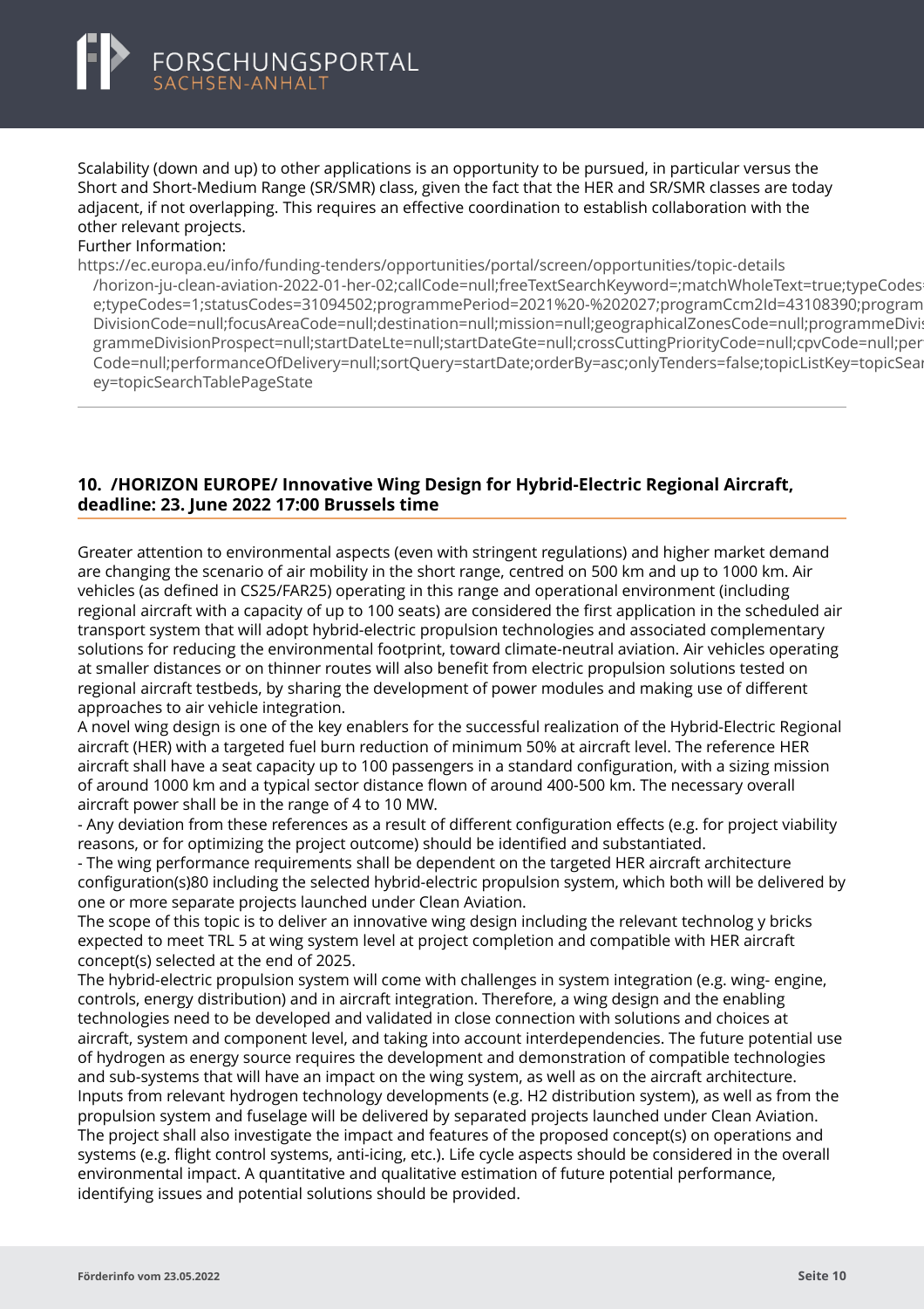Scalability (down and up) to other applications is an opportunity to be pursued, in particular versus the Short and Short-Medium Range (SR/SMR) class, given the fact that the HER and SR/SMR classes are today adjacent, if not overlapping. This requires an effective coordination to establish collaboration with the other relevant projects.

Further Information:

https://ec.europa.eu/info/funding-tenders/opportunities/portal/screen/opportunities/topic-details/horizon-ju-clean-aviation-2022-01-her-02;callCode=null;freeTextSearchKeyword=;matchWholeText=true;typeCodes=e;typeCodes=1;statusCodes=31094502;programmePeriod=2021%20-%202027;programCcm2Id=43108390;programDivisionCode=null;focusAreaCode=null;destination=null;mission=null;geographicalZonesCode=null;programmeDivisionProspect=null;startDateLte=null;startDateGte=null;crossCuttingPriorityCode=null;cpvCode=null;performanceOfDelivery=null;sortQuery=startDate;orderBy=asc;onlyTenders=false;topicListKey=topicSearchTablePageState

---

## 10. /HORIZON EUROPE/ Innovative Wing Design for Hybrid-Electric Regional Aircraft, deadline: 23. June 2022 17:00 Brussels time

Greater attention to environmental aspects (even with stringent regulations) and higher market demand are changing the scenario of air mobility in the short range, centred on 500 km and up to 1000 km. Air vehicles (as defined in CS25/FAR25) operating in this range and operational environment (including regional aircraft with a capacity of up to 100 seats) are considered the first application in the scheduled air transport system that will adopt hybrid-electric propulsion technologies and associated complementary solutions for reducing the environmental footprint, toward climate-neutral aviation. Air vehicles operating at smaller distances or on thinner routes will also benefit from electric propulsion solutions tested on regional aircraft testbeds, by sharing the development of power modules and making use of different approaches to air vehicle integration.

A novel wing design is one of the key enablers for the successful realization of the Hybrid-Electric Regional aircraft (HER) with a targeted fuel burn reduction of minimum 50% at aircraft level. The reference HER aircraft shall have a seat capacity up to 100 passengers in a standard configuration, with a sizing mission of around 1000 km and a typical sector distance flown of around 400-500 km. The necessary overall aircraft power shall be in the range of 4 to 10 MW.

- Any deviation from these references as a result of different configuration effects (e.g. for project viability reasons, or for optimizing the project outcome) should be identified and substantiated.
- The wing performance requirements shall be dependent on the targeted HER aircraft architecture configuration(s)80 including the selected hybrid-electric propulsion system, which both will be delivered by one or more separate projects launched under Clean Aviation.

The scope of this topic is to deliver an innovative wing design including the relevant technolog y bricks expected to meet TRL 5 at wing system level at project completion and compatible with HER aircraft concept(s) selected at the end of 2025.

The hybrid-electric propulsion system will come with challenges in system integration (e.g. wing- engine, controls, energy distribution) and in aircraft integration. Therefore, a wing design and the enabling technologies need to be developed and validated in close connection with solutions and choices at aircraft, system and component level, and taking into account interdependencies. The future potential use of hydrogen as energy source requires the development and demonstration of compatible technologies and sub-systems that will have an impact on the wing system, as well as on the aircraft architecture. Inputs from relevant hydrogen technology developments (e.g. H2 distribution system), as well as from the propulsion system and fuselage will be delivered by separated projects launched under Clean Aviation. The project shall also investigate the impact and features of the proposed concept(s) on operations and systems (e.g. flight control systems, anti-icing, etc.). Life cycle aspects should be considered in the overall environmental impact. A quantitative and qualitative estimation of future potential performance, identifying issues and potential solutions should be provided.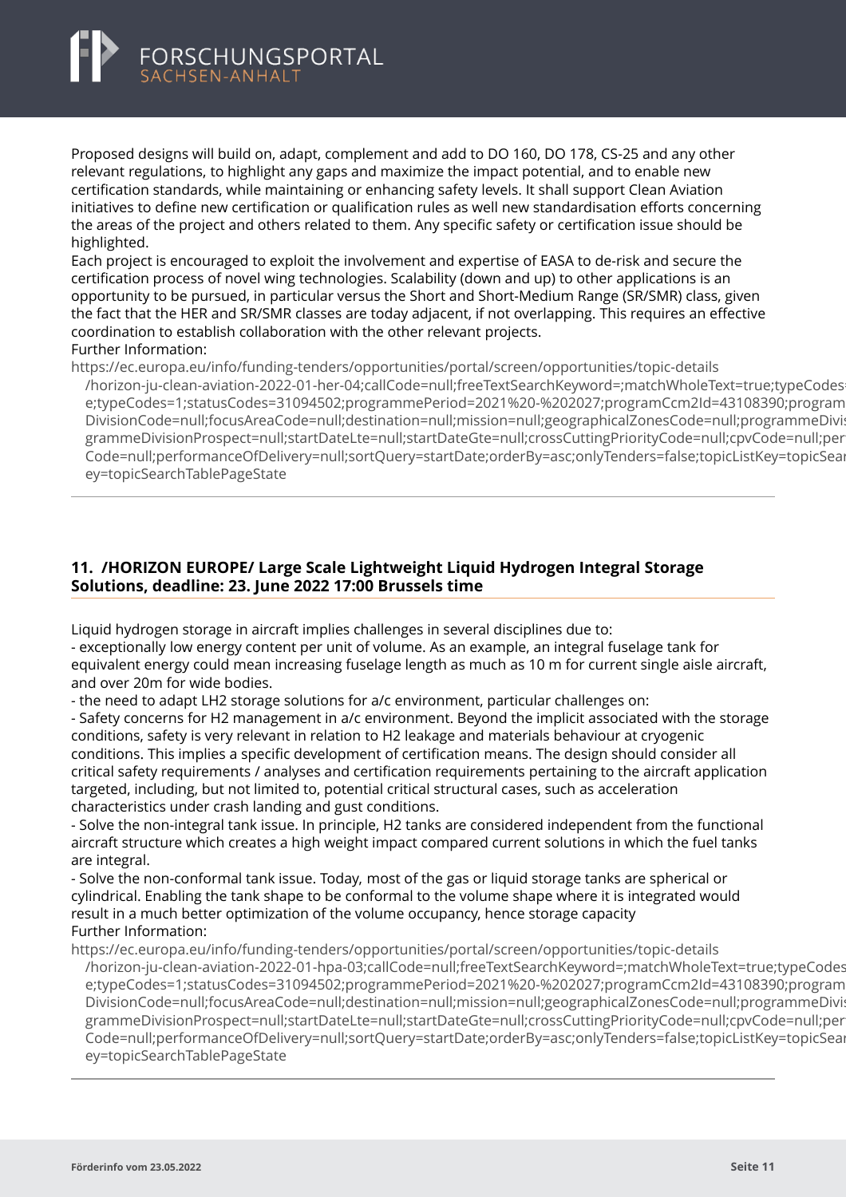Proposed designs will build on, adapt, complement and add to DO 160, DO 178, CS-25 and any other relevant regulations, to highlight any gaps and maximize the impact potential, and to enable new certification standards, while maintaining or enhancing safety levels. It shall support Clean Aviation initiatives to define new certification or qualification rules as well new standardisation efforts concerning the areas of the project and others related to them. Any specific safety or certification issue should be highlighted.
Each project is encouraged to exploit the involvement and expertise of EASA to de-risk and secure the certification process of novel wing technologies. Scalability (down and up) to other applications is an opportunity to be pursued, in particular versus the Short and Short-Medium Range (SR/SMR) class, given the fact that the HER and SR/SMR classes are today adjacent, if not overlapping. This requires an effective coordination to establish collaboration with the other relevant projects.
Further Information:
https://ec.europa.eu/info/funding-tenders/opportunities/portal/screen/opportunities/topic-details/horizon-ju-clean-aviation-2022-01-her-04;callCode=null;freeTextSearchKeyword=;matchWholeText=true;typeCodes=0,1,2,8;statusCodes=31094501,31094502;programmePeriod=2021%20-%202027;programCcm2Id=43108390;programDivisionCode=null;focusAreaCode=null;destination=null;mission=null;geographicalZonesCode=null;programmeDivisionProspect=null;startDateLte=null;startDateGte=null;crossCuttingPriorityCode=null;cpvCode=null;performanceOfDeliveryCode=null;performanceOfDelivery=null;sortQuery=startDate;orderBy=asc;onlyTenders=false;topicListKey=topicSearchTablePageState

## 11. /HORIZON EUROPE/ Large Scale Lightweight Liquid Hydrogen Integral Storage Solutions, deadline: 23. June 2022 17:00 Brussels time

Liquid hydrogen storage in aircraft implies challenges in several disciplines due to:
- exceptionally low energy content per unit of volume. As an example, an integral fuselage tank for equivalent energy could mean increasing fuselage length as much as 10 m for current single aisle aircraft, and over 20m for wide bodies.
- the need to adapt LH2 storage solutions for a/c environment, particular challenges on:
- Safety concerns for H2 management in a/c environment. Beyond the implicit associated with the storage conditions, safety is very relevant in relation to H2 leakage and materials behaviour at cryogenic conditions. This implies a specific development of certification means. The design should consider all critical safety requirements / analyses and certification requirements pertaining to the aircraft application targeted, including, but not limited to, potential critical structural cases, such as acceleration characteristics under crash landing and gust conditions.
- Solve the non-integral tank issue. In principle, H2 tanks are considered independent from the functional aircraft structure which creates a high weight impact compared current solutions in which the fuel tanks are integral.
- Solve the non-conformal tank issue. Today, most of the gas or liquid storage tanks are spherical or cylindrical. Enabling the tank shape to be conformal to the volume shape where it is integrated would result in a much better optimization of the volume occupancy, hence storage capacity
Further Information:
https://ec.europa.eu/info/funding-tenders/opportunities/portal/screen/opportunities/topic-details/horizon-ju-clean-aviation-2022-01-hpa-03;callCode=null;freeTextSearchKeyword=;matchWholeText=true;typeCodes=0,1,2,8;statusCodes=31094501,31094502;programmePeriod=2021%20-%202027;programCcm2Id=43108390;programDivisionCode=null;focusAreaCode=null;destination=null;mission=null;geographicalZonesCode=null;programmeDivisionProspect=null;startDateLte=null;startDateGte=null;crossCuttingPriorityCode=null;cpvCode=null;performanceOfDeliveryCode=null;performanceOfDelivery=null;sortQuery=startDate;orderBy=asc;onlyTenders=false;topicListKey=topicSearchTablePageState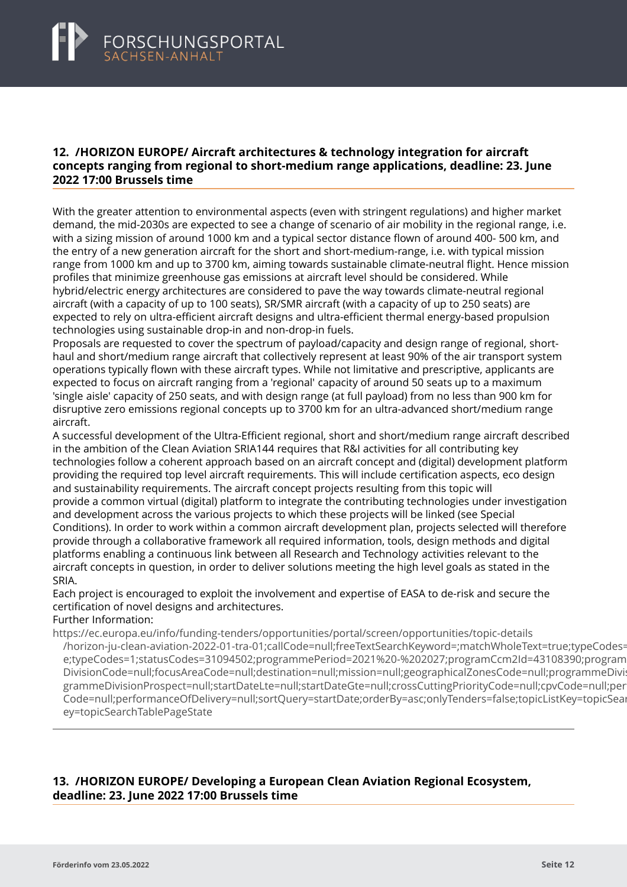## 12. /HORIZON EUROPE/ Aircraft architectures & technology integration for aircraft concepts ranging from regional to short-medium range applications, deadline: 23. June 2022 17:00 Brussels time

With the greater attention to environmental aspects (even with stringent regulations) and higher market demand, the mid-2030s are expected to see a change of scenario of air mobility in the regional range, i.e. with a sizing mission of around 1000 km and a typical sector distance flown of around 400- 500 km, and the entry of a new generation aircraft for the short and short-medium-range, i.e. with typical mission range from 1000 km and up to 3700 km, aiming towards sustainable climate-neutral flight. Hence mission profiles that minimize greenhouse gas emissions at aircraft level should be considered. While hybrid/electric energy architectures are considered to pave the way towards climate-neutral regional aircraft (with a capacity of up to 100 seats), SR/SMR aircraft (with a capacity of up to 250 seats) are expected to rely on ultra-efficient aircraft designs and ultra-efficient thermal energy-based propulsion technologies using sustainable drop-in and non-drop-in fuels.
Proposals are requested to cover the spectrum of payload/capacity and design range of regional, short-haul and short/medium range aircraft that collectively represent at least 90% of the air transport system operations typically flown with these aircraft types. While not limitative and prescriptive, applicants are expected to focus on aircraft ranging from a 'regional' capacity of around 50 seats up to a maximum 'single aisle' capacity of 250 seats, and with design range (at full payload) from no less than 900 km for disruptive zero emissions regional concepts up to 3700 km for an ultra-advanced short/medium range aircraft.
A successful development of the Ultra-Efficient regional, short and short/medium range aircraft described in the ambition of the Clean Aviation SRIA144 requires that R&I activities for all contributing key technologies follow a coherent approach based on an aircraft concept and (digital) development platform providing the required top level aircraft requirements. This will include certification aspects, eco design and sustainability requirements. The aircraft concept projects resulting from this topic will provide a common virtual (digital) platform to integrate the contributing technologies under investigation and development across the various projects to which these projects will be linked (see Special Conditions). In order to work within a common aircraft development plan, projects selected will therefore provide through a collaborative framework all required information, tools, design methods and digital platforms enabling a continuous link between all Research and Technology activities relevant to the aircraft concepts in question, in order to deliver solutions meeting the high level goals as stated in the SRIA.
Each project is encouraged to exploit the involvement and expertise of EASA to de-risk and secure the certification of novel designs and architectures.
Further Information:
https://ec.europa.eu/info/funding-tenders/opportunities/portal/screen/opportunities/topic-details/horizon-ju-clean-aviation-2022-01-tra-01;callCode=null;freeTextSearchKeyword=;matchWholeText=true;typeCodes=e;typeCodes=1;statusCodes=31094502;programmePeriod=2021%20-%202027;programCcm2Id=43108390;programDivisionCode=null;focusAreaCode=null;destination=null;mission=null;geographicalZonesCode=null;programmeDivisgrammeDivisionProspect=null;startDateLte=null;startDateGte=null;crossCuttingPriorityCode=null;cpvCode=null;perCode=null;performanceOfDelivery=null;sortQuery=startDate;orderBy=asc;onlyTenders=false;topicListKey=topicSearey=topicSearchTablePageState

## 13. /HORIZON EUROPE/ Developing a European Clean Aviation Regional Ecosystem, deadline: 23. June 2022 17:00 Brussels time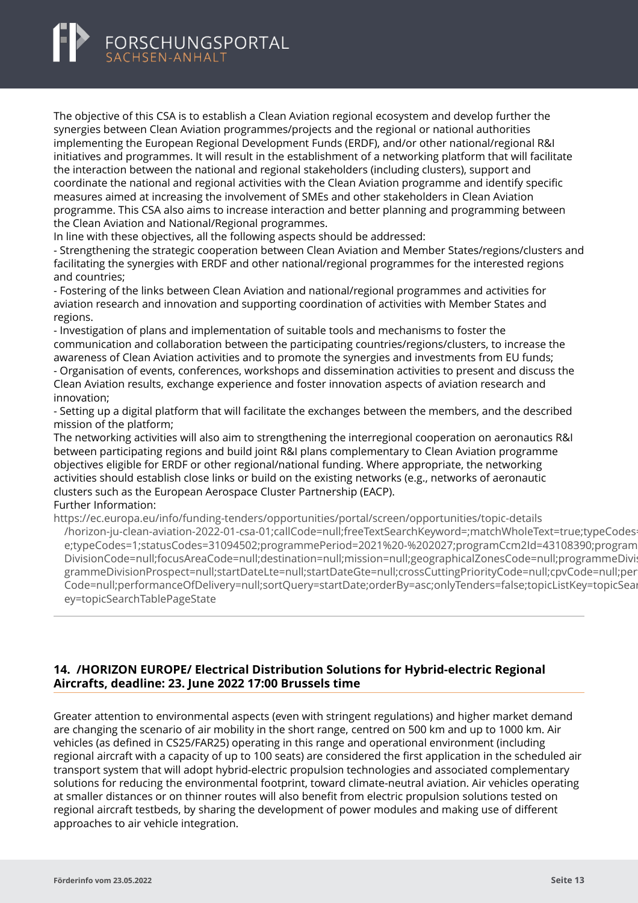The objective of this CSA is to establish a Clean Aviation regional ecosystem and develop further the synergies between Clean Aviation programmes/projects and the regional or national authorities implementing the European Regional Development Funds (ERDF), and/or other national/regional R&I initiatives and programmes. It will result in the establishment of a networking platform that will facilitate the interaction between the national and regional stakeholders (including clusters), support and coordinate the national and regional activities with the Clean Aviation programme and identify specific measures aimed at increasing the involvement of SMEs and other stakeholders in Clean Aviation programme. This CSA also aims to increase interaction and better planning and programming between the Clean Aviation and National/Regional programmes.
In line with these objectives, all the following aspects should be addressed:
- Strengthening the strategic cooperation between Clean Aviation and Member States/regions/clusters and facilitating the synergies with ERDF and other national/regional programmes for the interested regions and countries;
- Fostering of the links between Clean Aviation and national/regional programmes and activities for aviation research and innovation and supporting coordination of activities with Member States and regions.
- Investigation of plans and implementation of suitable tools and mechanisms to foster the communication and collaboration between the participating countries/regions/clusters, to increase the awareness of Clean Aviation activities and to promote the synergies and investments from EU funds;
- Organisation of events, conferences, workshops and dissemination activities to present and discuss the Clean Aviation results, exchange experience and foster innovation aspects of aviation research and innovation;
- Setting up a digital platform that will facilitate the exchanges between the members, and the described mission of the platform;
The networking activities will also aim to strengthening the interregional cooperation on aeronautics R&I between participating regions and build joint R&I plans complementary to Clean Aviation programme objectives eligible for ERDF or other regional/national funding. Where appropriate, the networking activities should establish close links or build on the existing networks (e.g., networks of aeronautic clusters such as the European Aerospace Cluster Partnership (EACP).
Further Information:
https://ec.europa.eu/info/funding-tenders/opportunities/portal/screen/opportunities/topic-details/horizon-ju-clean-aviation-2022-01-csa-01;callCode=null;freeTextSearchKeyword=;matchWholeText=true;typeCodes=e;typeCodes=1;statusCodes=31094502;programmePeriod=2021%20-%202027;programCcm2Id=43108390;programDivisionCode=null;focusAreaCode=null;destination=null;mission=null;geographicalZonesCode=null;programmeDivisionProspect=null;startDateLte=null;startDateGte=null;crossCuttingPriorityCode=null;cpvCode=null;performanceOfDelivery=null;sortQuery=startDate;orderBy=asc;onlyTenders=false;topicListKey=topicSearchTablePageState

## 14. /HORIZON EUROPE/ Electrical Distribution Solutions for Hybrid-electric Regional Aircrafts, deadline: 23. June 2022 17:00 Brussels time

Greater attention to environmental aspects (even with stringent regulations) and higher market demand are changing the scenario of air mobility in the short range, centred on 500 km and up to 1000 km. Air vehicles (as defined in CS25/FAR25) operating in this range and operational environment (including regional aircraft with a capacity of up to 100 seats) are considered the first application in the scheduled air transport system that will adopt hybrid-electric propulsion technologies and associated complementary solutions for reducing the environmental footprint, toward climate-neutral aviation. Air vehicles operating at smaller distances or on thinner routes will also benefit from electric propulsion solutions tested on regional aircraft testbeds, by sharing the development of power modules and making use of different approaches to air vehicle integration.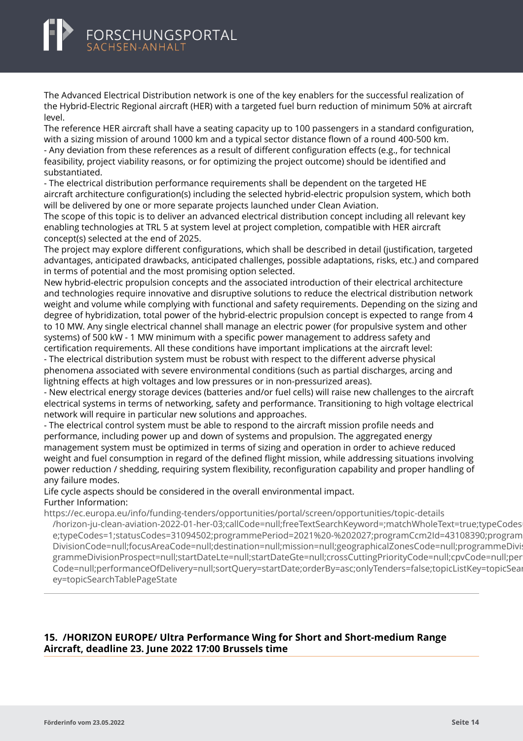The Advanced Electrical Distribution network is one of the key enablers for the successful realization of the Hybrid-Electric Regional aircraft (HER) with a targeted fuel burn reduction of minimum 50% at aircraft level.

The reference HER aircraft shall have a seating capacity up to 100 passengers in a standard configuration, with a sizing mission of around 1000 km and a typical sector distance flown of a round 400-500 km.

- Any deviation from these references as a result of different configuration effects (e.g., for technical feasibility, project viability reasons, or for optimizing the project outcome) should be identified and substantiated.
- The electrical distribution performance requirements shall be dependent on the targeted HE aircraft architecture configuration(s) including the selected hybrid-electric propulsion system, which both will be delivered by one or more separate projects launched under Clean Aviation.

The scope of this topic is to deliver an advanced electrical distribution concept including all relevant key enabling technologies at TRL 5 at system level at project completion, compatible with HER aircraft concept(s) selected at the end of 2025.

The project may explore different configurations, which shall be described in detail (justification, targeted advantages, anticipated drawbacks, anticipated challenges, possible adaptations, risks, etc.) and compared in terms of potential and the most promising option selected.

New hybrid-electric propulsion concepts and the associated introduction of their electrical architecture and technologies require innovative and disruptive solutions to reduce the electrical distribution network weight and volume while complying with functional and safety requirements. Depending on the sizing and degree of hybridization, total power of the hybrid-electric propulsion concept is expected to range from 4 to 10 MW. Any single electrical channel shall manage an electric power (for propulsive system and other systems) of 500 kW - 1 MW minimum with a specific power management to address safety and certification requirements. All these conditions have important implications at the aircraft level:

- The electrical distribution system must be robust with respect to the different adverse physical phenomena associated with severe environmental conditions (such as partial discharges, arcing and lightning effects at high voltages and low pressures or in non-pressurized areas).
- New electrical energy storage devices (batteries and/or fuel cells) will raise new challenges to the aircraft electrical systems in terms of networking, safety and performance. Transitioning to high voltage electrical network will require in particular new solutions and approaches.
- The electrical control system must be able to respond to the aircraft mission profile needs and performance, including power up and down of systems and propulsion. The aggregated energy management system must be optimized in terms of sizing and operation in order to achieve reduced weight and fuel consumption in regard of the defined flight mission, while addressing situations involving power reduction / shedding, requiring system flexibility, reconfiguration capability and proper handling of any failure modes.

Life cycle aspects should be considered in the overall environmental impact.

Further Information:

https://ec.europa.eu/info/funding-tenders/opportunities/portal/screen/opportunities/topic-details/horizon-ju-clean-aviation-2022-01-her-03;callCode=null;freeTextSearchKeyword=;matchWholeText=true;typeCodes=e;typeCodes=1;statusCodes=31094502;programmePeriod=2021%20-%202027;programCcm2Id=43108390;programDivisionCode=null;focusAreaCode=null;destination=null;mission=null;geographicalZonesCode=null;programmeDivisionProspect=null;startDateLte=null;startDateGte=null;crossCuttingPriorityCode=null;cpvCode=null;performanceOfDelivery=null;sortQuery=startDate;orderBy=asc;onlyTenders=false;topicListKey=topicSearchTablePageState

---

## 15. /HORIZON EUROPE/ Ultra Performance Wing for Short and Short-medium Range Aircraft, deadline 23. June 2022 17:00 Brussels time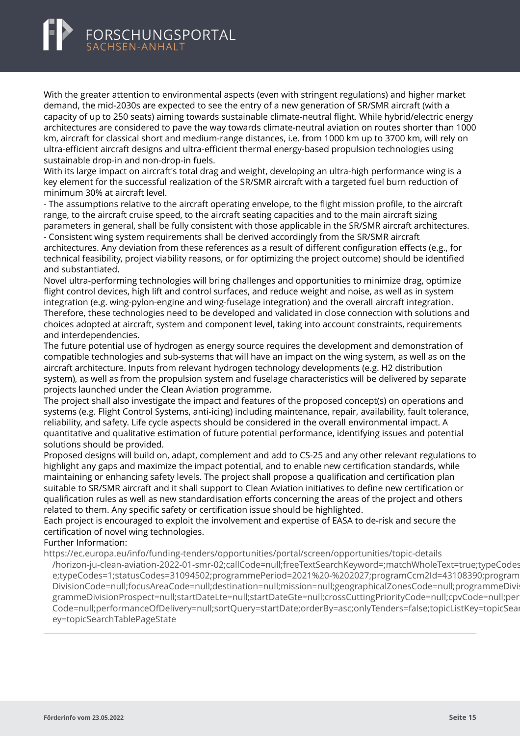With the greater attention to environmental aspects (even with stringent regulations) and higher market demand, the mid-2030s are expected to see the entry of a new generation of SR/SMR aircraft (with a capacity of up to 250 seats) aiming towards sustainable climate-neutral flight. While hybrid/electric energy architectures are considered to pave the way towards climate-neutral aviation on routes shorter than 1000 km, aircraft for classical short and medium-range distances, i.e. from 1000 km up to 3700 km, will rely on ultra-efficient aircraft designs and ultra-efficient thermal energy-based propulsion technologies using sustainable drop-in and non-drop-in fuels.

With its large impact on aircraft's total drag and weight, developing an ultra-high performance wing is a key element for the successful realization of the SR/SMR aircraft with a targeted fuel burn reduction of minimum 30% at aircraft level.

- The assumptions relative to the aircraft operating envelope, to the flight mission profile, to the aircraft range, to the aircraft cruise speed, to the aircraft seating capacities and to the main aircraft sizing parameters in general, shall be fully consistent with those applicable in the SR/SMR aircraft architectures.
- Consistent wing system requirements shall be derived accordingly from the SR/SMR aircraft architectures. Any deviation from these references as a result of different configuration effects (e.g., for technical feasibility, project viability reasons, or for optimizing the project outcome) should be identified and substantiated.

Novel ultra-performing technologies will bring challenges and opportunities to minimize drag, optimize flight control devices, high lift and control surfaces, and reduce weight and noise, as well as in system integration (e.g. wing-pylon-engine and wing-fuselage integration) and the overall aircraft integration. Therefore, these technologies need to be developed and validated in close connection with solutions and choices adopted at aircraft, system and component level, taking into account constraints, requirements and interdependencies.

The future potential use of hydrogen as energy source requires the development and demonstration of compatible technologies and sub-systems that will have an impact on the wing system, as well as on the aircraft architecture. Inputs from relevant hydrogen technology developments (e.g. H2 distribution system), as well as from the propulsion system and fuselage characteristics will be delivered by separate projects launched under the Clean Aviation programme.

The project shall also investigate the impact and features of the proposed concept(s) on operations and systems (e.g. Flight Control Systems, anti-icing) including maintenance, repair, availability, fault tolerance, reliability, and safety. Life cycle aspects should be considered in the overall environmental impact. A quantitative and qualitative estimation of future potential performance, identifying issues and potential solutions should be provided.

Proposed designs will build on, adapt, complement and add to CS-25 and any other relevant regulations to highlight any gaps and maximize the impact potential, and to enable new certification standards, while maintaining or enhancing safety levels. The project shall propose a qualification and certification plan suitable to SR/SMR aircraft and it shall support to Clean Aviation initiatives to define new certification or qualification rules as well as new standardisation efforts concerning the areas of the project and others related to them. Any specific safety or certification issue should be highlighted.

Each project is encouraged to exploit the involvement and expertise of EASA to de-risk and secure the certification of novel wing technologies.

Further Information:

https://ec.europa.eu/info/funding-tenders/opportunities/portal/screen/opportunities/topic-details/horizon-ju-clean-aviation-2022-01-smr-02;callCode=null;freeTextSearchKeyword=;matchWholeText=true;typeCodes e;typeCodes=1;statusCodes=31094502;programmePeriod=2021%20-%202027;programCcm2Id=43108390;program DivisionCode=null;focusAreaCode=null;destination=null;mission=null;geographicalZonesCode=null;programmeDivi grammeDivisionProspect=null;startDateLte=null;startDateGte=null;crossCuttingPriorityCode=null;cpvCode=null;per Code=null;performanceOfDelivery=null;sortQuery=startDate;orderBy=asc;onlyTenders=false;topicListKey=topicSear ey=topicSearchTablePageState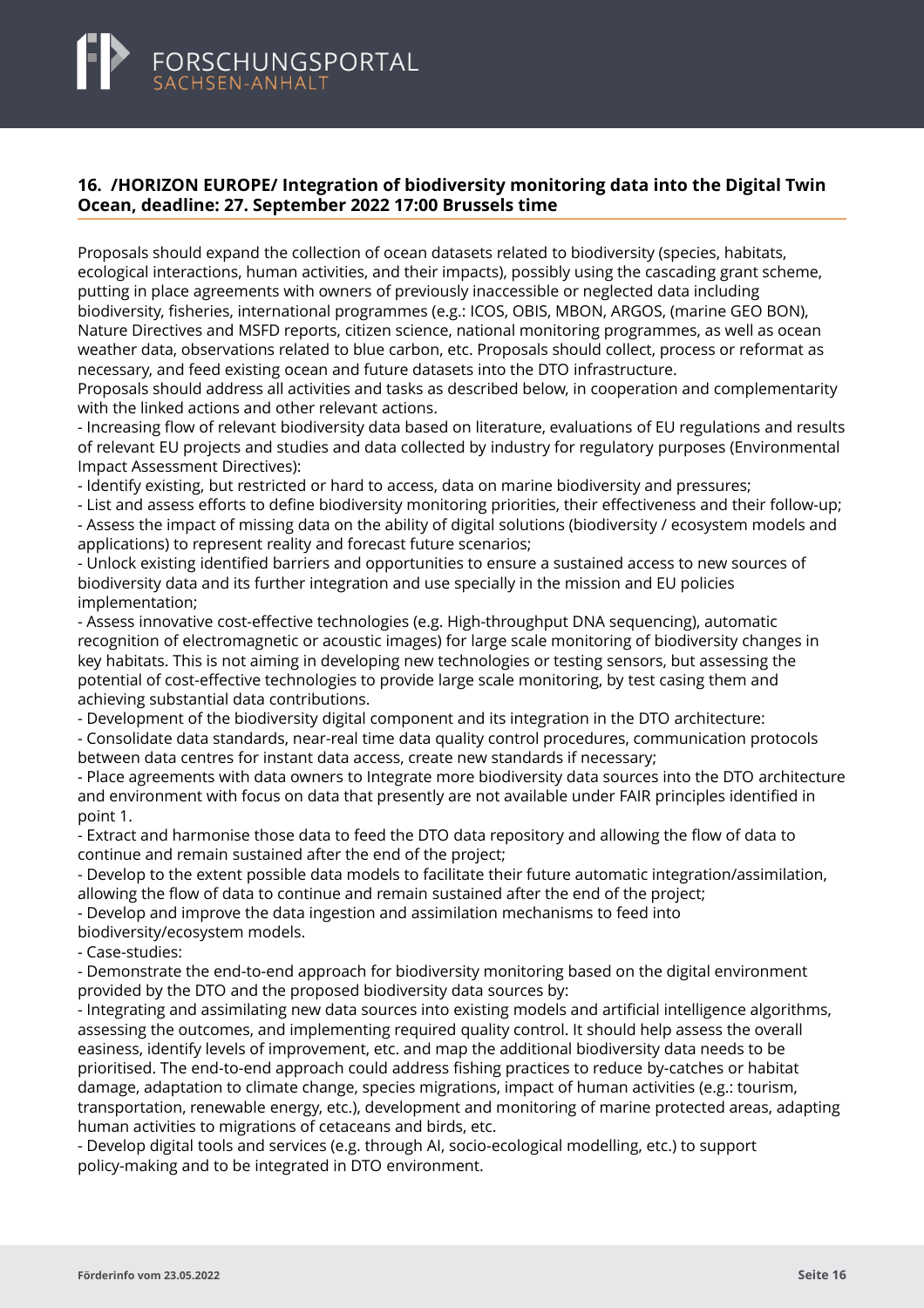## 16. /HORIZON EUROPE/ Integration of biodiversity monitoring data into the Digital Twin Ocean, deadline: 27. September 2022 17:00 Brussels time

Proposals should expand the collection of ocean datasets related to biodiversity (species, habitats, ecological interactions, human activities, and their impacts), possibly using the cascading grant scheme, putting in place agreements with owners of previously inaccessible or neglected data including biodiversity, fisheries, international programmes (e.g.: ICOS, OBIS, MBON, ARGOS, (marine GEO BON), Nature Directives and MSFD reports, citizen science, national monitoring programmes, as well as ocean weather data, observations related to blue carbon, etc. Proposals should collect, process or reformat as necessary, and feed existing ocean and future datasets into the DTO infrastructure.
Proposals should address all activities and tasks as described below, in cooperation and complementarity with the linked actions and other relevant actions.

- Increasing flow of relevant biodiversity data based on literature, evaluations of EU regulations and results of relevant EU projects and studies and data collected by industry for regulatory purposes (Environmental Impact Assessment Directives):
- Identify existing, but restricted or hard to access, data on marine biodiversity and pressures;
- List and assess efforts to define biodiversity monitoring priorities, their effectiveness and their follow-up;
- Assess the impact of missing data on the ability of digital solutions (biodiversity / ecosystem models and applications) to represent reality and forecast future scenarios;
- Unlock existing identified barriers and opportunities to ensure a sustained access to new sources of biodiversity data and its further integration and use specially in the mission and EU policies implementation;
- Assess innovative cost-effective technologies (e.g. High-throughput DNA sequencing), automatic recognition of electromagnetic or acoustic images) for large scale monitoring of biodiversity changes in key habitats. This is not aiming in developing new technologies or testing sensors, but assessing the potential of cost-effective technologies to provide large scale monitoring, by test casing them and achieving substantial data contributions.
- Development of the biodiversity digital component and its integration in the DTO architecture:
- Consolidate data standards, near-real time data quality control procedures, communication protocols between data centres for instant data access, create new standards if necessary;
- Place agreements with data owners to Integrate more biodiversity data sources into the DTO architecture and environment with focus on data that presently are not available under FAIR principles identified in point 1.
- Extract and harmonise those data to feed the DTO data repository and allowing the flow of data to continue and remain sustained after the end of the project;
- Develop to the extent possible data models to facilitate their future automatic integration/assimilation, allowing the flow of data to continue and remain sustained after the end of the project;
- Develop and improve the data ingestion and assimilation mechanisms to feed into biodiversity/ecosystem models.
- Case-studies:
- Demonstrate the end-to-end approach for biodiversity monitoring based on the digital environment provided by the DTO and the proposed biodiversity data sources by:
- Integrating and assimilating new data sources into existing models and artificial intelligence algorithms, assessing the outcomes, and implementing required quality control. It should help assess the overall easiness, identify levels of improvement, etc. and map the additional biodiversity data needs to be prioritised. The end-to-end approach could address fishing practices to reduce by-catches or habitat damage, adaptation to climate change, species migrations, impact of human activities (e.g.: tourism, transportation, renewable energy, etc.), development and monitoring of marine protected areas, adapting human activities to migrations of cetaceans and birds, etc.
- Develop digital tools and services (e.g. through AI, socio-ecological modelling, etc.) to support policy-making and to be integrated in DTO environment.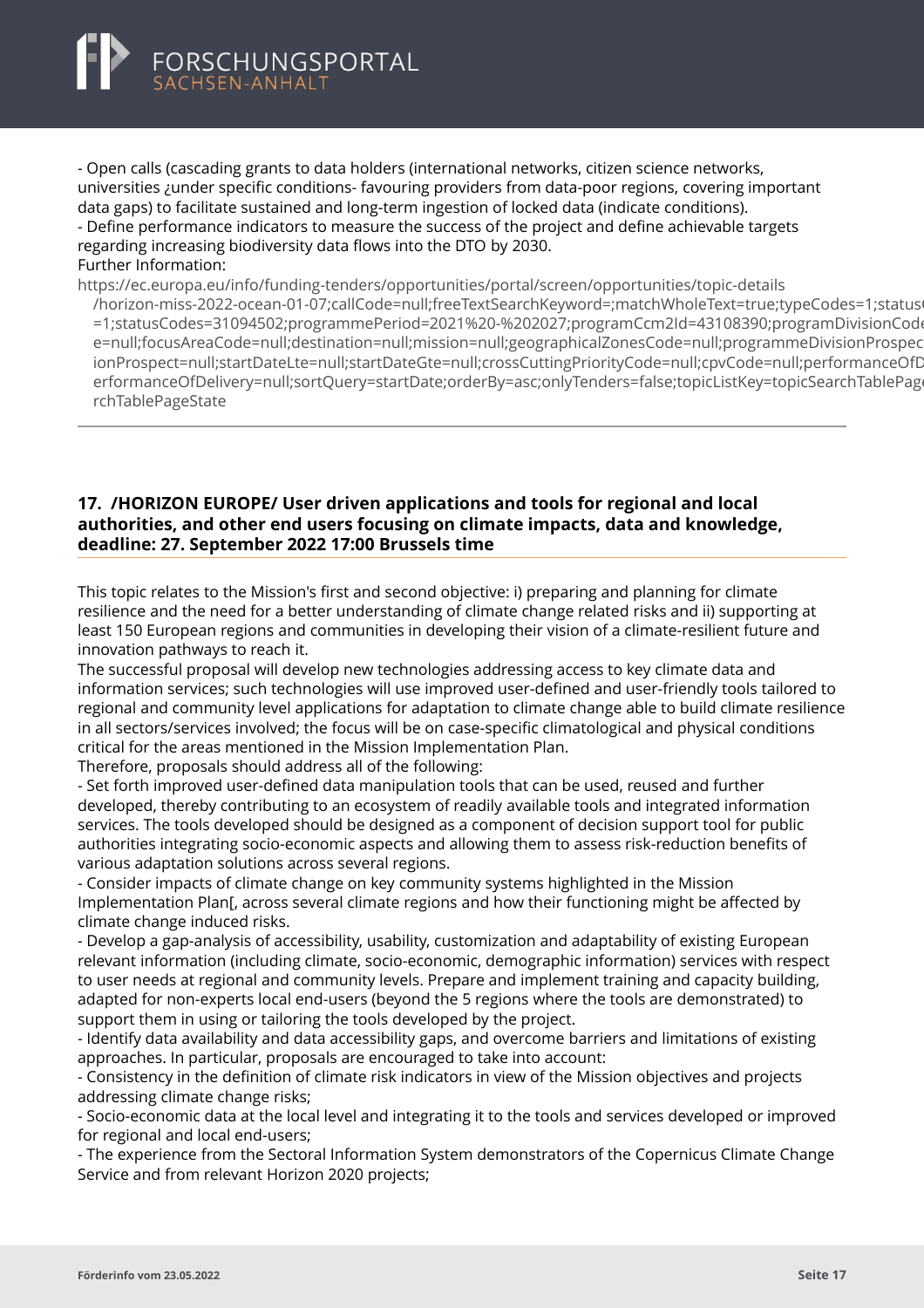- Open calls (cascading grants to data holders (international networks, citizen science networks, universities ¿under specific conditions- favouring providers from data-poor regions, covering important data gaps) to facilitate sustained and long-term ingestion of locked data (indicate conditions).
- Define performance indicators to measure the success of the project and define achievable targets regarding increasing biodiversity data flows into the DTO by 2030.

Further Information:

https://ec.europa.eu/info/funding-tenders/opportunities/portal/screen/opportunities/topic-details/horizon-miss-2022-ocean-01-07;callCode=null;freeTextSearchKeyword=;matchWholeText=true;typeCodes=1;statusCodes=31094502;programmePeriod=2021%20-%202027;programCcm2Id=43108390;programDivisionCode=null;focusAreaCode=null;destination=null;mission=null;geographicalZonesCode=null;programmeDivisionProspect=null;startDateLte=null;startDateGte=null;crossCuttingPriorityCode=null;cpvCode=null;performanceOfDelivery=null;sortQuery=startDate;orderBy=asc;onlyTenders=false;topicListKey=topicSearchTablePageState

---

## 17. /HORIZON EUROPE/ User driven applications and tools for regional and local authorities, and other end users focusing on climate impacts, data and knowledge, deadline: 27. September 2022 17:00 Brussels time

This topic relates to the Mission's first and second objective: i) preparing and planning for climate resilience and the need for a better understanding of climate change related risks and ii) supporting at least 150 European regions and communities in developing their vision of a climate-resilient future and innovation pathways to reach it.

The successful proposal will develop new technologies addressing access to key climate data and information services; such technologies will use improved user-defined and user-friendly tools tailored to regional and community level applications for adaptation to climate change able to build climate resilience in all sectors/services involved; the focus will be on case-specific climatological and physical conditions critical for the areas mentioned in the Mission Implementation Plan.

Therefore, proposals should address all of the following:

- Set forth improved user-defined data manipulation tools that can be used, reused and further developed, thereby contributing to an ecosystem of readily available tools and integrated information services. The tools developed should be designed as a component of decision support tool for public authorities integrating socio-economic aspects and allowing them to assess risk-reduction benefits of various adaptation solutions across several regions.
- Consider impacts of climate change on key community systems highlighted in the Mission Implementation Plan[, across several climate regions and how their functioning might be affected by climate change induced risks.
- Develop a gap-analysis of accessibility, usability, customization and adaptability of existing European relevant information (including climate, socio-economic, demographic information) services with respect to user needs at regional and community levels. Prepare and implement training and capacity building, adapted for non-experts local end-users (beyond the 5 regions where the tools are demonstrated) to support them in using or tailoring the tools developed by the project.
- Identify data availability and data accessibility gaps, and overcome barriers and limitations of existing approaches. In particular, proposals are encouraged to take into account:
- Consistency in the definition of climate risk indicators in view of the Mission objectives and projects addressing climate change risks;
- Socio-economic data at the local level and integrating it to the tools and services developed or improved for regional and local end-users;
- The experience from the Sectoral Information System demonstrators of the Copernicus Climate Change Service and from relevant Horizon 2020 projects;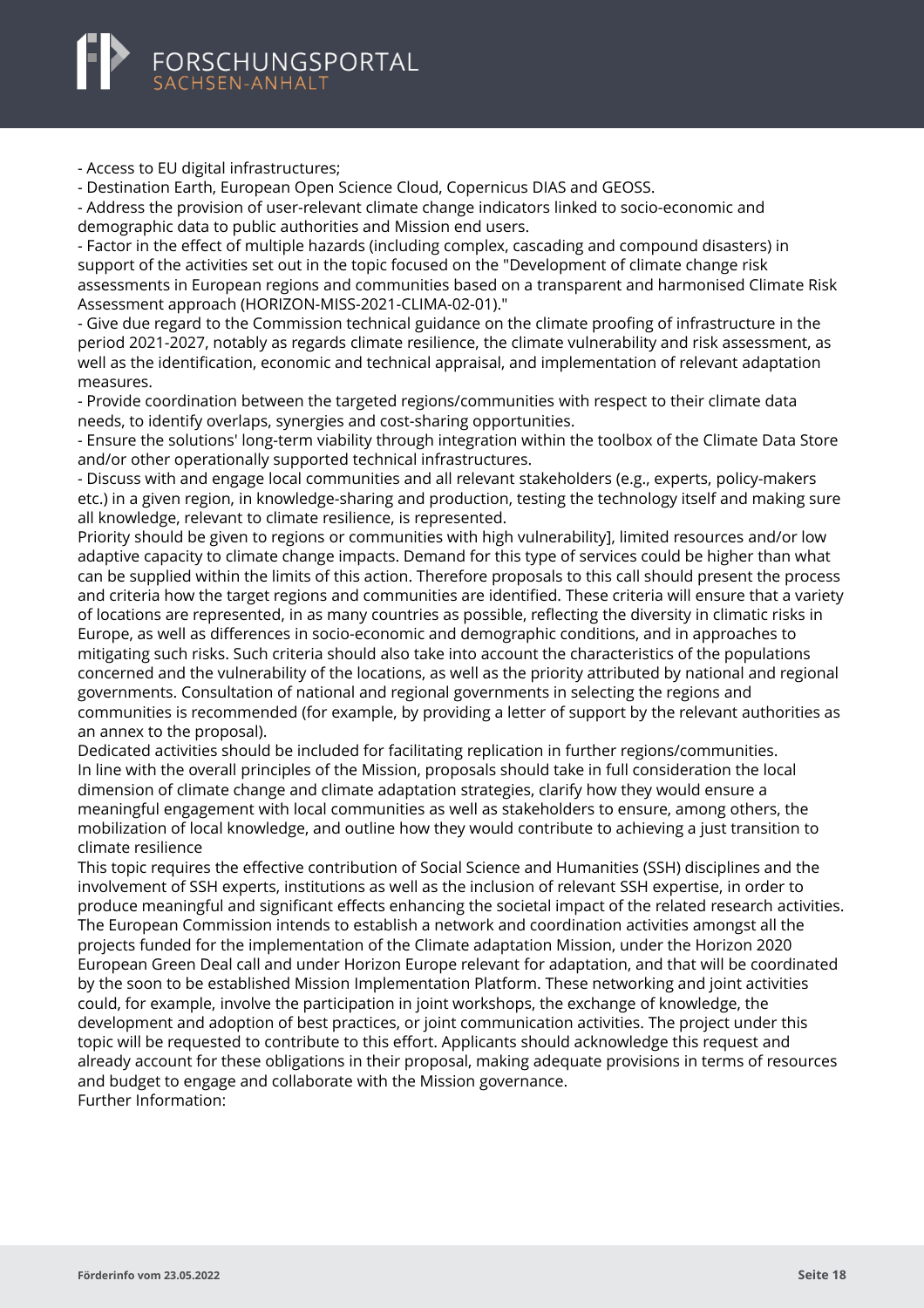- Access to EU digital infrastructures;
- Destination Earth, European Open Science Cloud, Copernicus DIAS and GEOSS.
- Address the provision of user-relevant climate change indicators linked to socio-economic and demographic data to public authorities and Mission end users.
- Factor in the effect of multiple hazards (including complex, cascading and compound disasters) in support of the activities set out in the topic focused on the "Development of climate change risk assessments in European regions and communities based on a transparent and harmonised Climate Risk Assessment approach (HORIZON-MISS-2021-CLIMA-02-01)."
- Give due regard to the Commission technical guidance on the climate proofing of infrastructure in the period 2021-2027, notably as regards climate resilience, the climate vulnerability and risk assessment, as well as the identification, economic and technical appraisal, and implementation of relevant adaptation measures.
- Provide coordination between the targeted regions/communities with respect to their climate data needs, to identify overlaps, synergies and cost-sharing opportunities.
- Ensure the solutions' long-term viability through integration within the toolbox of the Climate Data Store and/or other operationally supported technical infrastructures.
- Discuss with and engage local communities and all relevant stakeholders (e.g., experts, policy-makers etc.) in a given region, in knowledge-sharing and production, testing the technology itself and making sure all knowledge, relevant to climate resilience, is represented.

Priority should be given to regions or communities with high vulnerability], limited resources and/or low adaptive capacity to climate change impacts. Demand for this type of services could be higher than what can be supplied within the limits of this action. Therefore proposals to this call should present the process and criteria how the target regions and communities are identified. These criteria will ensure that a variety of locations are represented, in as many countries as possible, reflecting the diversity in climatic risks in Europe, as well as differences in socio-economic and demographic conditions, and in approaches to mitigating such risks. Such criteria should also take into account the characteristics of the populations concerned and the vulnerability of the locations, as well as the priority attributed by national and regional governments. Consultation of national and regional governments in selecting the regions and communities is recommended (for example, by providing a letter of support by the relevant authorities as an annex to the proposal).

Dedicated activities should be included for facilitating replication in further regions/communities.

In line with the overall principles of the Mission, proposals should take in full consideration the local dimension of climate change and climate adaptation strategies, clarify how they would ensure a meaningful engagement with local communities as well as stakeholders to ensure, among others, the mobilization of local knowledge, and outline how they would contribute to achieving a just transition to climate resilience

This topic requires the effective contribution of Social Science and Humanities (SSH) disciplines and the involvement of SSH experts, institutions as well as the inclusion of relevant SSH expertise, in order to produce meaningful and significant effects enhancing the societal impact of the related research activities.

The European Commission intends to establish a network and coordination activities amongst all the projects funded for the implementation of the Climate adaptation Mission, under the Horizon 2020 European Green Deal call and under Horizon Europe relevant for adaptation, and that will be coordinated by the soon to be established Mission Implementation Platform. These networking and joint activities could, for example, involve the participation in joint workshops, the exchange of knowledge, the development and adoption of best practices, or joint communication activities. The project under this topic will be requested to contribute to this effort. Applicants should acknowledge this request and already account for these obligations in their proposal, making adequate provisions in terms of resources and budget to engage and collaborate with the Mission governance.

Further Information: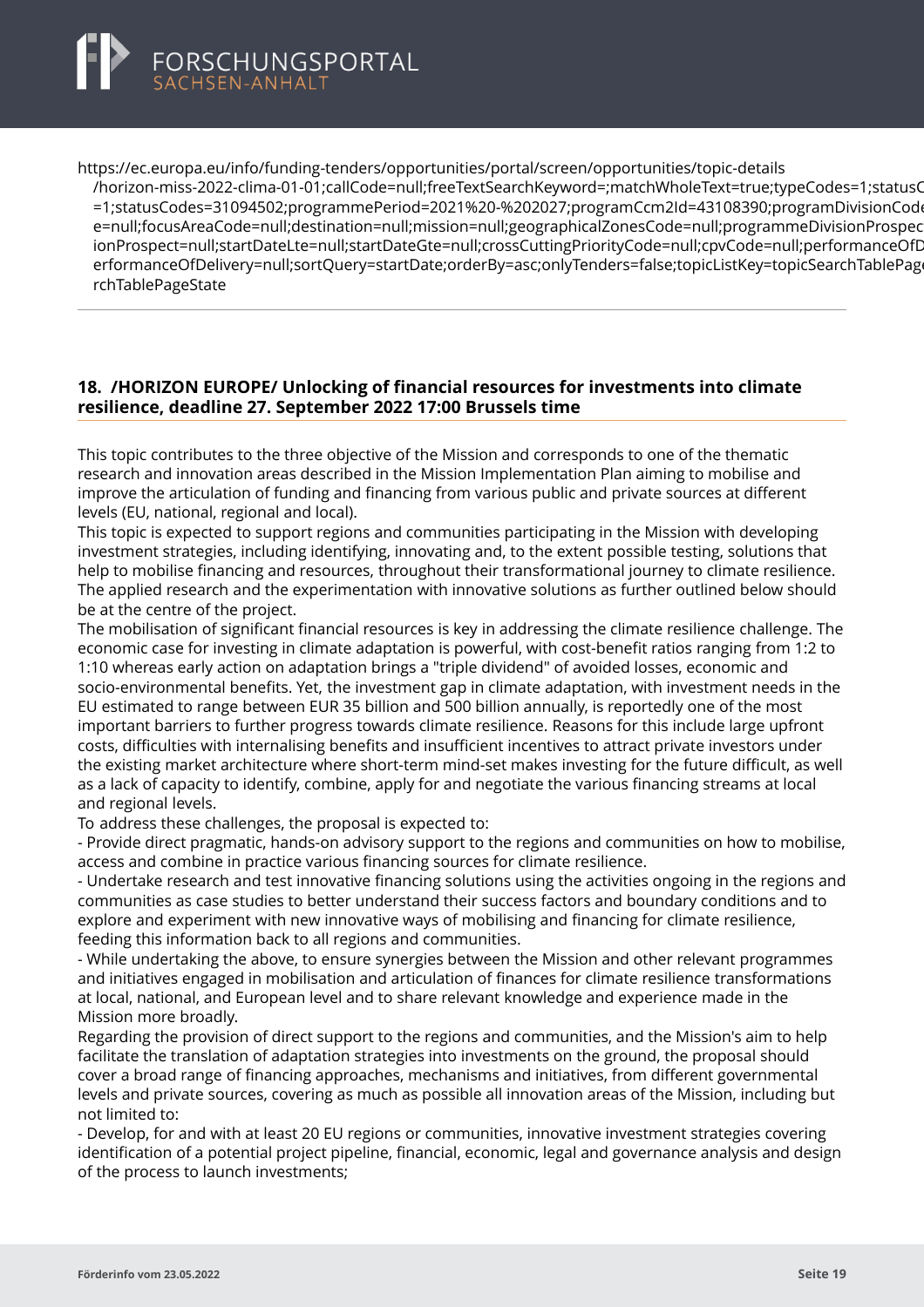https://ec.europa.eu/info/funding-tenders/opportunities/portal/screen/opportunities/topic-details/horizon-miss-2022-clima-01-01;callCode=null;freeTextSearchKeyword=;matchWholeText=true;typeCodes=1;statusCodes=1;statusCodes=31094502;programmePeriod=2021%20-%202027;programCcm2Id=43108390;programDivisionCode=null;focusAreaCode=null;destination=null;mission=null;geographicalZonesCode=null;programmeDivisionProspect=null;startDateLte=null;startDateGte=null;crossCuttingPriorityCode=null;cpvCode=null;performanceOfDelivery=null;sortQuery=startDate;orderBy=asc;onlyTenders=false;topicListKey=topicSearchTablePageState

## 18. /HORIZON EUROPE/ Unlocking of financial resources for investments into climate resilience, deadline 27. September 2022 17:00 Brussels time

This topic contributes to the three objective of the Mission and corresponds to one of the thematic research and innovation areas described in the Mission Implementation Plan aiming to mobilise and improve the articulation of funding and financing from various public and private sources at different levels (EU, national, regional and local).
This topic is expected to support regions and communities participating in the Mission with developing investment strategies, including identifying, innovating and, to the extent possible testing, solutions that help to mobilise financing and resources, throughout their transformational journey to climate resilience. The applied research and the experimentation with innovative solutions as further outlined below should be at the centre of the project.
The mobilisation of significant financial resources is key in addressing the climate resilience challenge. The economic case for investing in climate adaptation is powerful, with cost-benefit ratios ranging from 1:2 to 1:10 whereas early action on adaptation brings a "triple dividend" of avoided losses, economic and socio-environmental benefits. Yet, the investment gap in climate adaptation, with investment needs in the EU estimated to range between EUR 35 billion and 500 billion annually, is reportedly one of the most important barriers to further progress towards climate resilience. Reasons for this include large upfront costs, difficulties with internalising benefits and insufficient incentives to attract private investors under the existing market architecture where short-term mind-set makes investing for the future difficult, as well as a lack of capacity to identify, combine, apply for and negotiate the various financing streams at local and regional levels.
To address these challenges, the proposal is expected to:
- Provide direct pragmatic, hands-on advisory support to the regions and communities on how to mobilise, access and combine in practice various financing sources for climate resilience.
- Undertake research and test innovative financing solutions using the activities ongoing in the regions and communities as case studies to better understand their success factors and boundary conditions and to explore and experiment with new innovative ways of mobilising and financing for climate resilience, feeding this information back to all regions and communities.
- While undertaking the above, to ensure synergies between the Mission and other relevant programmes and initiatives engaged in mobilisation and articulation of finances for climate resilience transformations at local, national, and European level and to share relevant knowledge and experience made in the Mission more broadly.
Regarding the provision of direct support to the regions and communities, and the Mission's aim to help facilitate the translation of adaptation strategies into investments on the ground, the proposal should cover a broad range of financing approaches, mechanisms and initiatives, from different governmental levels and private sources, covering as much as possible all innovation areas of the Mission, including but not limited to:
- Develop, for and with at least 20 EU regions or communities, innovative investment strategies covering identification of a potential project pipeline, financial, economic, legal and governance analysis and design of the process to launch investments;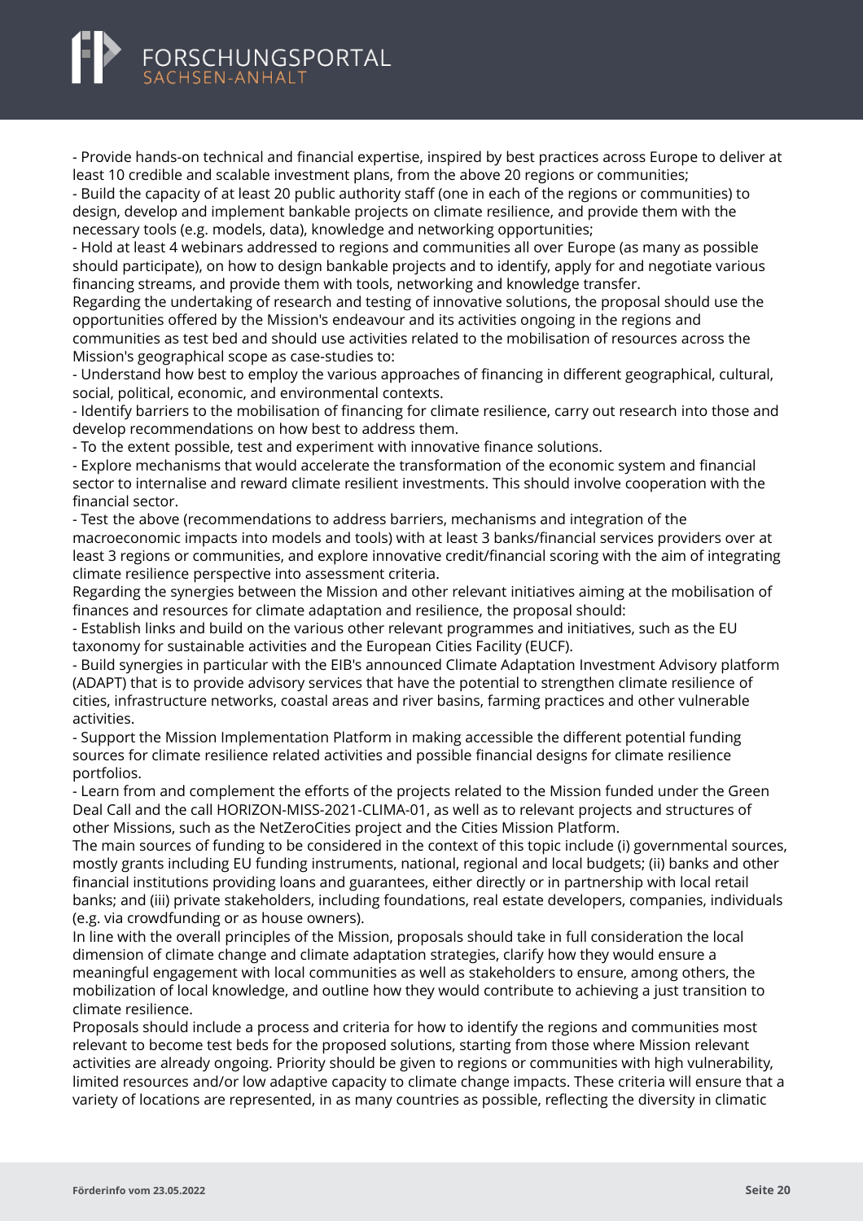- Provide hands-on technical and financial expertise, inspired by best practices across Europe to deliver at least 10 credible and scalable investment plans, from the above 20 regions or communities;
- Build the capacity of at least 20 public authority staff (one in each of the regions or communities) to design, develop and implement bankable projects on climate resilience, and provide them with the necessary tools (e.g. models, data), knowledge and networking opportunities;
- Hold at least 4 webinars addressed to regions and communities all over Europe (as many as possible should participate), on how to design bankable projects and to identify, apply for and negotiate various financing streams, and provide them with tools, networking and knowledge transfer.

Regarding the undertaking of research and testing of innovative solutions, the proposal should use the opportunities offered by the Mission's endeavour and its activities ongoing in the regions and communities as test bed and should use activities related to the mobilisation of resources across the Mission's geographical scope as case-studies to:

- Understand how best to employ the various approaches of financing in different geographical, cultural, social, political, economic, and environmental contexts.
- Identify barriers to the mobilisation of financing for climate resilience, carry out research into those and develop recommendations on how best to address them.
- To the extent possible, test and experiment with innovative finance solutions.
- Explore mechanisms that would accelerate the transformation of the economic system and financial sector to internalise and reward climate resilient investments. This should involve cooperation with the financial sector.
- Test the above (recommendations to address barriers, mechanisms and integration of the macroeconomic impacts into models and tools) with at least 3 banks/financial services providers over at least 3 regions or communities, and explore innovative credit/financial scoring with the aim of integrating climate resilience perspective into assessment criteria.

Regarding the synergies between the Mission and other relevant initiatives aiming at the mobilisation of finances and resources for climate adaptation and resilience, the proposal should:

- Establish links and build on the various other relevant programmes and initiatives, such as the EU taxonomy for sustainable activities and the European Cities Facility (EUCF).
- Build synergies in particular with the EIB's announced Climate Adaptation Investment Advisory platform (ADAPT) that is to provide advisory services that have the potential to strengthen climate resilience of cities, infrastructure networks, coastal areas and river basins, farming practices and other vulnerable activities.
- Support the Mission Implementation Platform in making accessible the different potential funding sources for climate resilience related activities and possible financial designs for climate resilience portfolios.
- Learn from and complement the efforts of the projects related to the Mission funded under the Green Deal Call and the call HORIZON-MISS-2021-CLIMA-01, as well as to relevant projects and structures of other Missions, such as the NetZeroCities project and the Cities Mission Platform.

The main sources of funding to be considered in the context of this topic include (i) governmental sources, mostly grants including EU funding instruments, national, regional and local budgets; (ii) banks and other financial institutions providing loans and guarantees, either directly or in partnership with local retail banks; and (iii) private stakeholders, including foundations, real estate developers, companies, individuals (e.g. via crowdfunding or as house owners).

In line with the overall principles of the Mission, proposals should take in full consideration the local dimension of climate change and climate adaptation strategies, clarify how they would ensure a meaningful engagement with local communities as well as stakeholders to ensure, among others, the mobilization of local knowledge, and outline how they would contribute to achieving a just transition to climate resilience.

Proposals should include a process and criteria for how to identify the regions and communities most relevant to become test beds for the proposed solutions, starting from those where Mission relevant activities are already ongoing. Priority should be given to regions or communities with high vulnerability, limited resources and/or low adaptive capacity to climate change impacts. These criteria will ensure that a variety of locations are represented, in as many countries as possible, reflecting the diversity in climatic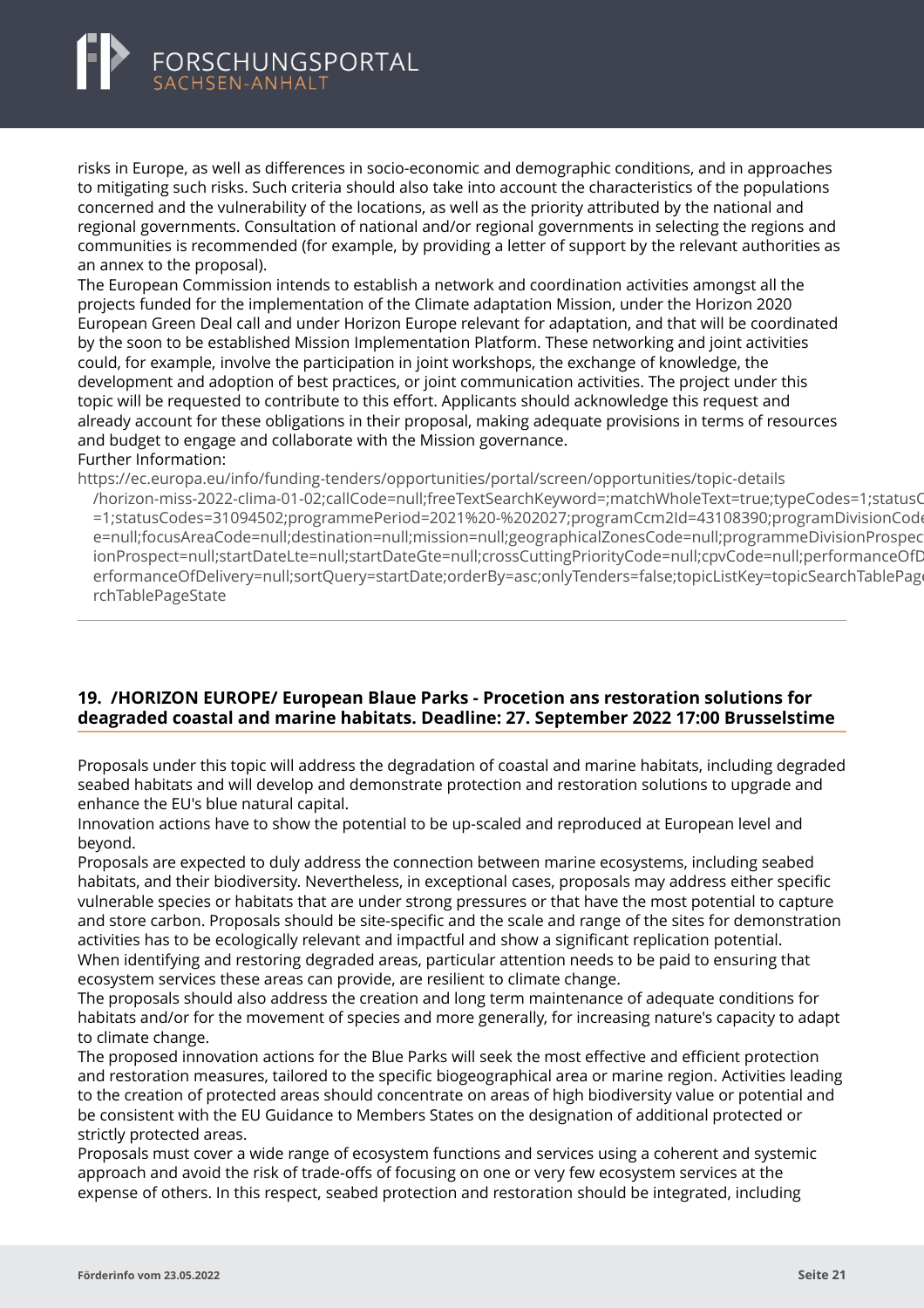risks in Europe, as well as differences in socio-economic and demographic conditions, and in approaches to mitigating such risks. Such criteria should also take into account the characteristics of the populations concerned and the vulnerability of the locations, as well as the priority attributed by the national and regional governments. Consultation of national and/or regional governments in selecting the regions and communities is recommended (for example, by providing a letter of support by the relevant authorities as an annex to the proposal).
The European Commission intends to establish a network and coordination activities amongst all the projects funded for the implementation of the Climate adaptation Mission, under the Horizon 2020 European Green Deal call and under Horizon Europe relevant for adaptation, and that will be coordinated by the soon to be established Mission Implementation Platform. These networking and joint activities could, for example, involve the participation in joint workshops, the exchange of knowledge, the development and adoption of best practices, or joint communication activities. The project under this topic will be requested to contribute to this effort. Applicants should acknowledge this request and already account for these obligations in their proposal, making adequate provisions in terms of resources and budget to engage and collaborate with the Mission governance.
Further Information:
https://ec.europa.eu/info/funding-tenders/opportunities/portal/screen/opportunities/topic-details/horizon-miss-2022-clima-01-02;callCode=null;freeTextSearchKeyword=;matchWholeText=true;typeCodes=1;statusCodes=31094502;programmePeriod=2021%20-%202027;programCcm2Id=43108390;programDivisionCode=null;focusAreaCode=null;destination=null;mission=null;geographicalZonesCode=null;programmeDivisionProspect=null;startDateLte=null;startDateGte=null;crossCuttingPriorityCode=null;cpvCode=null;performanceOfDelivery=null;sortQuery=startDate;orderBy=asc;onlyTenders=false;topicListKey=topicSearchTablePageState

## 19. /HORIZON EUROPE/ European Blaue Parks - Procetion ans restoration solutions for deagraded coastal and marine habitats. Deadline: 27. September 2022 17:00 Brusselstime

Proposals under this topic will address the degradation of coastal and marine habitats, including degraded seabed habitats and will develop and demonstrate protection and restoration solutions to upgrade and enhance the EU's blue natural capital.
Innovation actions have to show the potential to be up-scaled and reproduced at European level and beyond.
Proposals are expected to duly address the connection between marine ecosystems, including seabed habitats, and their biodiversity. Nevertheless, in exceptional cases, proposals may address either specific vulnerable species or habitats that are under strong pressures or that have the most potential to capture and store carbon. Proposals should be site-specific and the scale and range of the sites for demonstration activities has to be ecologically relevant and impactful and show a significant replication potential.
When identifying and restoring degraded areas, particular attention needs to be paid to ensuring that ecosystem services these areas can provide, are resilient to climate change.
The proposals should also address the creation and long term maintenance of adequate conditions for habitats and/or for the movement of species and more generally, for increasing nature's capacity to adapt to climate change.
The proposed innovation actions for the Blue Parks will seek the most effective and efficient protection and restoration measures, tailored to the specific biogeographical area or marine region. Activities leading to the creation of protected areas should concentrate on areas of high biodiversity value or potential and be consistent with the EU Guidance to Members States on the designation of additional protected or strictly protected areas.
Proposals must cover a wide range of ecosystem functions and services using a coherent and systemic approach and avoid the risk of trade-offs of focusing on one or very few ecosystem services at the expense of others. In this respect, seabed protection and restoration should be integrated, including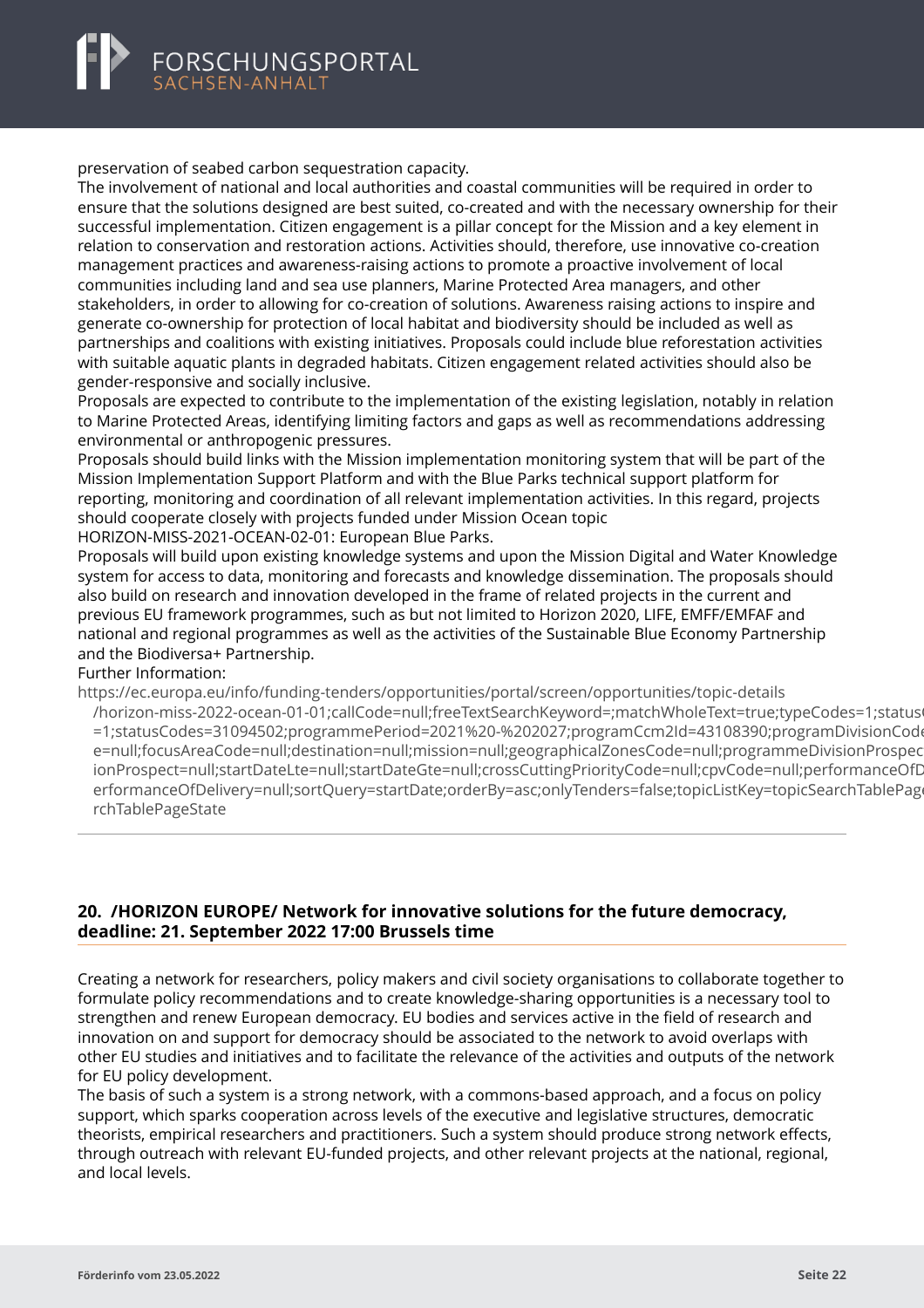preservation of seabed carbon sequestration capacity.
The involvement of national and local authorities and coastal communities will be required in order to ensure that the solutions designed are best suited, co-created and with the necessary ownership for their successful implementation. Citizen engagement is a pillar concept for the Mission and a key element in relation to conservation and restoration actions. Activities should, therefore, use innovative co-creation management practices and awareness-raising actions to promote a proactive involvement of local communities including land and sea use planners, Marine Protected Area managers, and other stakeholders, in order to allowing for co-creation of solutions. Awareness raising actions to inspire and generate co-ownership for protection of local habitat and biodiversity should be included as well as partnerships and coalitions with existing initiatives. Proposals could include blue reforestation activities with suitable aquatic plants in degraded habitats. Citizen engagement related activities should also be gender-responsive and socially inclusive.
Proposals are expected to contribute to the implementation of the existing legislation, notably in relation to Marine Protected Areas, identifying limiting factors and gaps as well as recommendations addressing environmental or anthropogenic pressures.
Proposals should build links with the Mission implementation monitoring system that will be part of the Mission Implementation Support Platform and with the Blue Parks technical support platform for reporting, monitoring and coordination of all relevant implementation activities. In this regard, projects should cooperate closely with projects funded under Mission Ocean topic
HORIZON-MISS-2021-OCEAN-02-01: European Blue Parks.
Proposals will build upon existing knowledge systems and upon the Mission Digital and Water Knowledge system for access to data, monitoring and forecasts and knowledge dissemination. The proposals should also build on research and innovation developed in the frame of related projects in the current and previous EU framework programmes, such as but not limited to Horizon 2020, LIFE, EMFF/EMFAF and national and regional programmes as well as the activities of the Sustainable Blue Economy Partnership and the Biodiversa+ Partnership.
Further Information:
https://ec.europa.eu/info/funding-tenders/opportunities/portal/screen/opportunities/topic-details/horizon-miss-2022-ocean-01-01;callCode=null;freeTextSearchKeyword=;matchWholeText=true;typeCodes=1;statusCodes=31094502;programmePeriod=2021%20-%202027;programCcm2Id=43108390;programDivisionCode=null;focusAreaCode=null;destination=null;mission=null;geographicalZonesCode=null;programmeDivisionProspect=null;startDateLte=null;startDateGte=null;crossCuttingPriorityCode=null;cpvCode=null;performanceOfDelivery=null;sortQuery=startDate;orderBy=asc;onlyTenders=false;topicListKey=topicSearchTablePageState

---

## 20. /HORIZON EUROPE/ Network for innovative solutions for the future democracy, deadline: 21. September 2022 17:00 Brussels time

Creating a network for researchers, policy makers and civil society organisations to collaborate together to formulate policy recommendations and to create knowledge-sharing opportunities is a necessary tool to strengthen and renew European democracy. EU bodies and services active in the field of research and innovation on and support for democracy should be associated to the network to avoid overlaps with other EU studies and initiatives and to facilitate the relevance of the activities and outputs of the network for EU policy development.
The basis of such a system is a strong network, with a commons-based approach, and a focus on policy support, which sparks cooperation across levels of the executive and legislative structures, democratic theorists, empirical researchers and practitioners. Such a system should produce strong network effects, through outreach with relevant EU-funded projects, and other relevant projects at the national, regional, and local levels.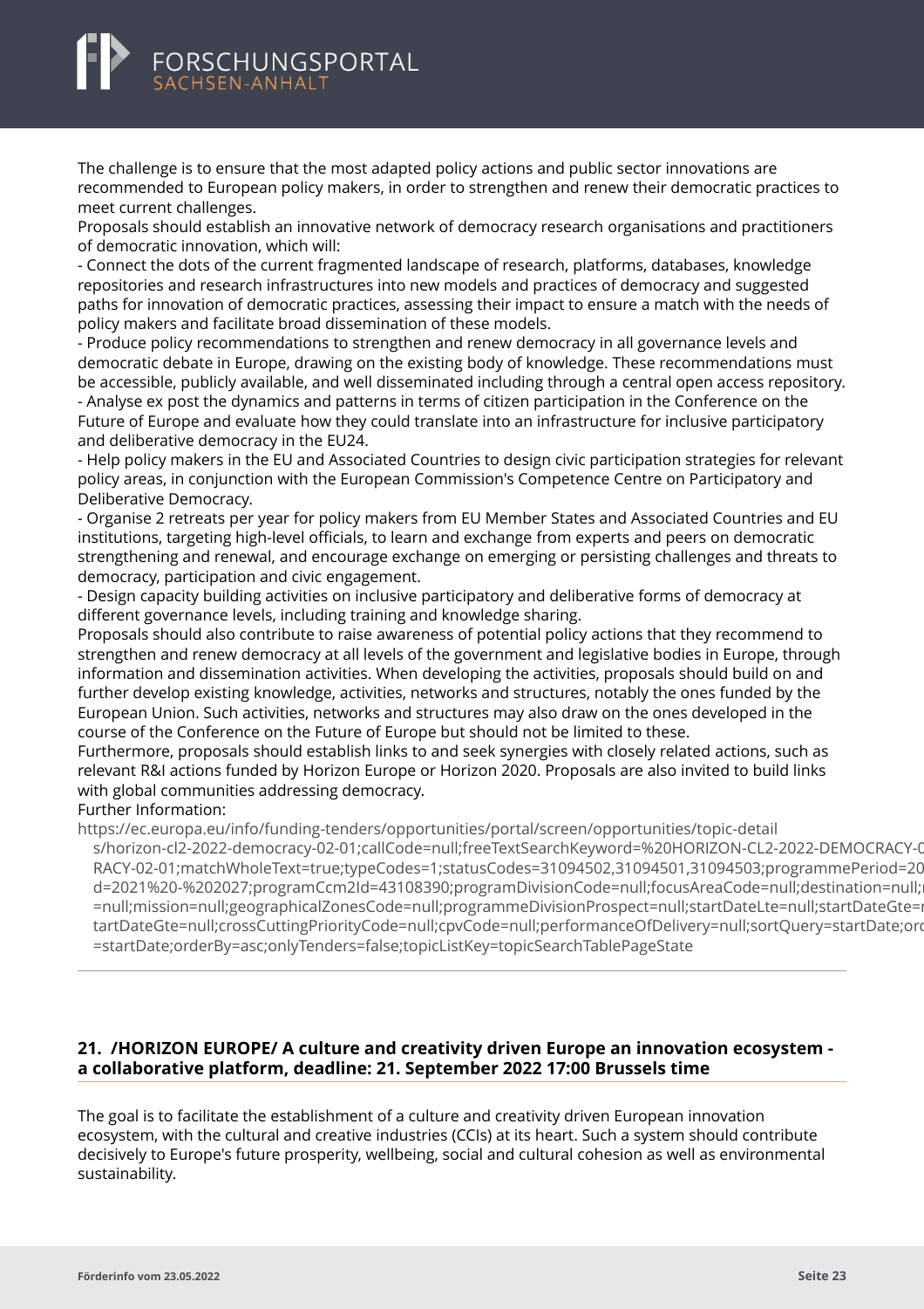The challenge is to ensure that the most adapted policy actions and public sector innovations are recommended to European policy makers, in order to strengthen and renew their democratic practices to meet current challenges.
Proposals should establish an innovative network of democracy research organisations and practitioners of democratic innovation, which will:
- Connect the dots of the current fragmented landscape of research, platforms, databases, knowledge repositories and research infrastructures into new models and practices of democracy and suggested paths for innovation of democratic practices, assessing their impact to ensure a match with the needs of policy makers and facilitate broad dissemination of these models.
- Produce policy recommendations to strengthen and renew democracy in all governance levels and democratic debate in Europe, drawing on the existing body of knowledge. These recommendations must be accessible, publicly available, and well disseminated including through a central open access repository.
- Analyse ex post the dynamics and patterns in terms of citizen participation in the Conference on the Future of Europe and evaluate how they could translate into an infrastructure for inclusive participatory and deliberative democracy in the EU24.
- Help policy makers in the EU and Associated Countries to design civic participation strategies for relevant policy areas, in conjunction with the European Commission's Competence Centre on Participatory and Deliberative Democracy.
- Organise 2 retreats per year for policy makers from EU Member States and Associated Countries and EU institutions, targeting high-level officials, to learn and exchange from experts and peers on democratic strengthening and renewal, and encourage exchange on emerging or persisting challenges and threats to democracy, participation and civic engagement.
- Design capacity building activities on inclusive participatory and deliberative forms of democracy at different governance levels, including training and knowledge sharing.

Proposals should also contribute to raise awareness of potential policy actions that they recommend to strengthen and renew democracy at all levels of the government and legislative bodies in Europe, through information and dissemination activities. When developing the activities, proposals should build on and further develop existing knowledge, activities, networks and structures, notably the ones funded by the European Union. Such activities, networks and structures may also draw on the ones developed in the course of the Conference on the Future of Europe but should not be limited to these.
Furthermore, proposals should establish links to and seek synergies with closely related actions, such as relevant R&I actions funded by Horizon Europe or Horizon 2020. Proposals are also invited to build links with global communities addressing democracy.
Further Information:
https://ec.europa.eu/info/funding-tenders/opportunities/portal/screen/opportunities/topic-details/horizon-cl2-2022-democracy-02-01;callCode=null;freeTextSearchKeyword=%20HORIZON-CL2-2022-DEMOCRACY-02-01;matchWholeText=true;typeCodes=1;statusCodes=31094502,31094501,31094503;programmePeriod=2021%20-%202027;programCcm2Id=43108390;programDivisionCode=null;focusAreaCode=null;destination=null;mission=null;geographicalZonesCode=null;programmeDivisionProspect=null;startDateLte=null;startDateGte=null;crossCuttingPriorityCode=null;cpvCode=null;performanceOfDelivery=null;sortQuery=startDate;orderBy=asc;onlyTenders=false;topicListKey=topicSearchTablePageState

---

## 21. /HORIZON EUROPE/ A culture and creativity driven Europe an innovation ecosystem - a collaborative platform, deadline: 21. September 2022 17:00 Brussels time

The goal is to facilitate the establishment of a culture and creativity driven European innovation ecosystem, with the cultural and creative industries (CCIs) at its heart. Such a system should contribute decisively to Europe's future prosperity, wellbeing, social and cultural cohesion as well as environmental sustainability.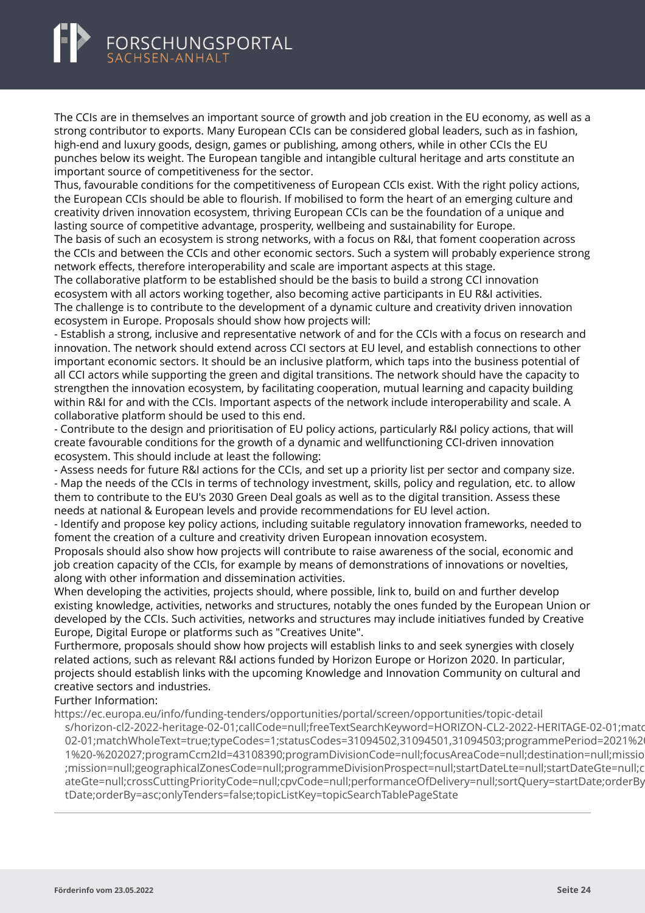The CCIs are in themselves an important source of growth and job creation in the EU economy, as well as a strong contributor to exports. Many European CCIs can be considered global leaders, such as in fashion, high-end and luxury goods, design, games or publishing, among others, while in other CCIs the EU punches below its weight. The European tangible and intangible cultural heritage and arts constitute an important source of competitiveness for the sector.

Thus, favourable conditions for the competitiveness of European CCIs exist. With the right policy actions, the European CCIs should be able to flourish. If mobilised to form the heart of an emerging culture and creativity driven innovation ecosystem, thriving European CCIs can be the foundation of a unique and lasting source of competitive advantage, prosperity, wellbeing and sustainability for Europe.

The basis of such an ecosystem is strong networks, with a focus on R&I, that foment cooperation across the CCIs and between the CCIs and other economic sectors. Such a system will probably experience strong network effects, therefore interoperability and scale are important aspects at this stage.

The collaborative platform to be established should be the basis to build a strong CCI innovation ecosystem with all actors working together, also becoming active participants in EU R&I activities.

The challenge is to contribute to the development of a dynamic culture and creativity driven innovation ecosystem in Europe. Proposals should show how projects will:

- Establish a strong, inclusive and representative network of and for the CCIs with a focus on research and innovation. The network should extend across CCI sectors at EU level, and establish connections to other important economic sectors. It should be an inclusive platform, which taps into the business potential of all CCI actors while supporting the green and digital transitions. The network should have the capacity to strengthen the innovation ecosystem, by facilitating cooperation, mutual learning and capacity building within R&I for and with the CCIs. Important aspects of the network include interoperability and scale. A collaborative platform should be used to this end.
- Contribute to the design and prioritisation of EU policy actions, particularly R&I policy actions, that will create favourable conditions for the growth of a dynamic and wellfunctioning CCI-driven innovation ecosystem. This should include at least the following:
- Assess needs for future R&I actions for the CCIs, and set up a priority list per sector and company size.
- Map the needs of the CCIs in terms of technology investment, skills, policy and regulation, etc. to allow them to contribute to the EU's 2030 Green Deal goals as well as to the digital transition. Assess these needs at national & European levels and provide recommendations for EU level action.
- Identify and propose key policy actions, including suitable regulatory innovation frameworks, needed to foment the creation of a culture and creativity driven European innovation ecosystem.

Proposals should also show how projects will contribute to raise awareness of the social, economic and job creation capacity of the CCIs, for example by means of demonstrations of innovations or novelties, along with other information and dissemination activities.

When developing the activities, projects should, where possible, link to, build on and further develop existing knowledge, activities, networks and structures, notably the ones funded by the European Union or developed by the CCIs. Such activities, networks and structures may include initiatives funded by Creative Europe, Digital Europe or platforms such as "Creatives Unite".

Furthermore, proposals should show how projects will establish links to and seek synergies with closely related actions, such as relevant R&I actions funded by Horizon Europe or Horizon 2020. In particular, projects should establish links with the upcoming Knowledge and Innovation Community on cultural and creative sectors and industries.

Further Information:

https://ec.europa.eu/info/funding-tenders/opportunities/portal/screen/opportunities/topic-details/horizon-cl2-2022-heritage-02-01;callCode=null;freeTextSearchKeyword=HORIZON-CL2-2022-HERITAGE-02-01;matchWholeText=true;typeCodes=1;statusCodes=31094502,31094501,31094503;programmePeriod=2021%20-%202027;programCcm2Id=43108390;programDivisionCode=null;focusAreaCode=null;destination=null;mission=null;geographicalZonesCode=null;programmeDivisionProspect=null;startDateLte=null;startDateGte=null;crossCuttingPriorityCode=null;cpvCode=null;performanceOfDelivery=null;sortQuery=startDate;orderBy=asc;onlyTenders=false;topicListKey=topicSearchTablePageState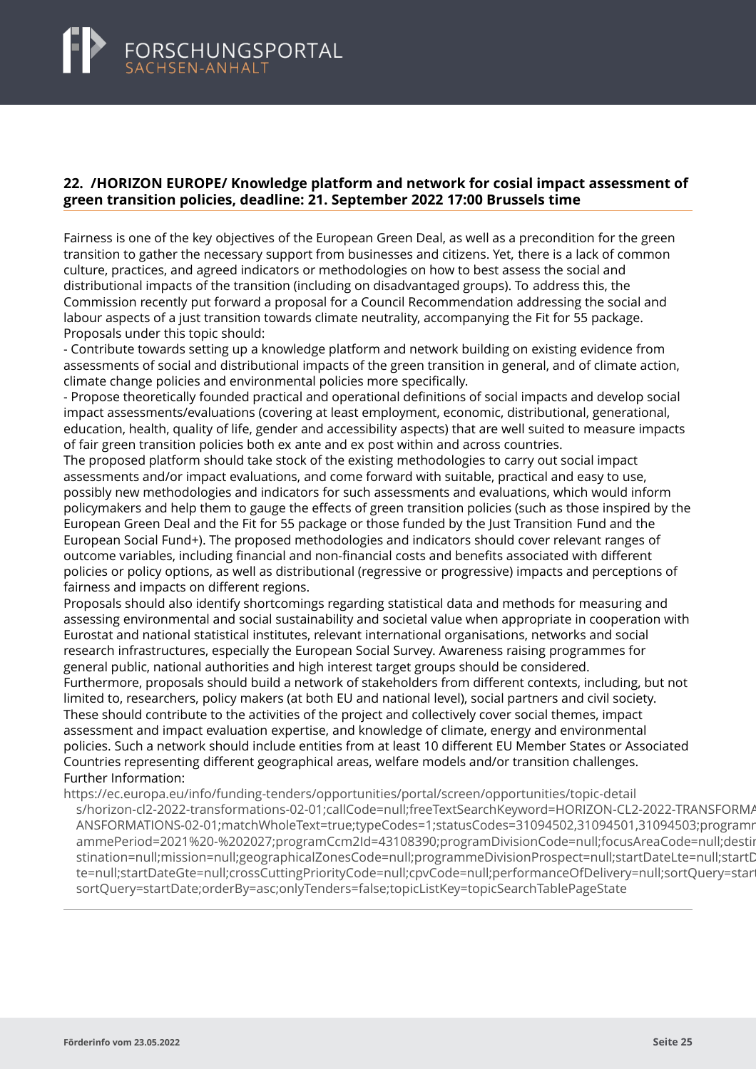## 22. /HORIZON EUROPE/ Knowledge platform and network for cosial impact assessment of green transition policies, deadline: 21. September 2022 17:00 Brussels time

Fairness is one of the key objectives of the European Green Deal, as well as a precondition for the green transition to gather the necessary support from businesses and citizens. Yet, there is a lack of common culture, practices, and agreed indicators or methodologies on how to best assess the social and distributional impacts of the transition (including on disadvantaged groups). To address this, the Commission recently put forward a proposal for a Council Recommendation addressing the social and labour aspects of a just transition towards climate neutrality, accompanying the Fit for 55 package. Proposals under this topic should:

- Contribute towards setting up a knowledge platform and network building on existing evidence from assessments of social and distributional impacts of the green transition in general, and of climate action, climate change policies and environmental policies more specifically.
- Propose theoretically founded practical and operational definitions of social impacts and develop social impact assessments/evaluations (covering at least employment, economic, distributional, generational, education, health, quality of life, gender and accessibility aspects) that are well suited to measure impacts of fair green transition policies both ex ante and ex post within and across countries.

The proposed platform should take stock of the existing methodologies to carry out social impact assessments and/or impact evaluations, and come forward with suitable, practical and easy to use, possibly new methodologies and indicators for such assessments and evaluations, which would inform policymakers and help them to gauge the effects of green transition policies (such as those inspired by the European Green Deal and the Fit for 55 package or those funded by the Just Transition Fund and the European Social Fund+). The proposed methodologies and indicators should cover relevant ranges of outcome variables, including financial and non-financial costs and benefits associated with different policies or policy options, as well as distributional (regressive or progressive) impacts and perceptions of fairness and impacts on different regions.

Proposals should also identify shortcomings regarding statistical data and methods for measuring and assessing environmental and social sustainability and societal value when appropriate in cooperation with Eurostat and national statistical institutes, relevant international organisations, networks and social research infrastructures, especially the European Social Survey. Awareness raising programmes for general public, national authorities and high interest target groups should be considered.

Furthermore, proposals should build a network of stakeholders from different contexts, including, but not limited to, researchers, policy makers (at both EU and national level), social partners and civil society. These should contribute to the activities of the project and collectively cover social themes, impact assessment and impact evaluation expertise, and knowledge of climate, energy and environmental policies. Such a network should include entities from at least 10 different EU Member States or Associated Countries representing different geographical areas, welfare models and/or transition challenges.

Further Information:

https://ec.europa.eu/info/funding-tenders/opportunities/portal/screen/opportunities/topic-details/horizon-cl2-2022-transformations-02-01;callCode=null;freeTextSearchKeyword=HORIZON-CL2-2022-TRANSFORMATIONS-02-01;matchWholeText=true;typeCodes=1;statusCodes=31094502,31094501,31094503;programmePeriod=2021%20-%202027;programCcm2Id=43108390;programDivisionCode=null;focusAreaCode=null;destination=null;mission=null;geographicalZonesCode=null;programmeDivisionProspect=null;startDateLte=null;startDateGte=null;crossCuttingPriorityCode=null;cpvCode=null;performanceOfDelivery=null;sortQuery=startDate;orderBy=asc;onlyTenders=false;topicListKey=topicSearchTablePageState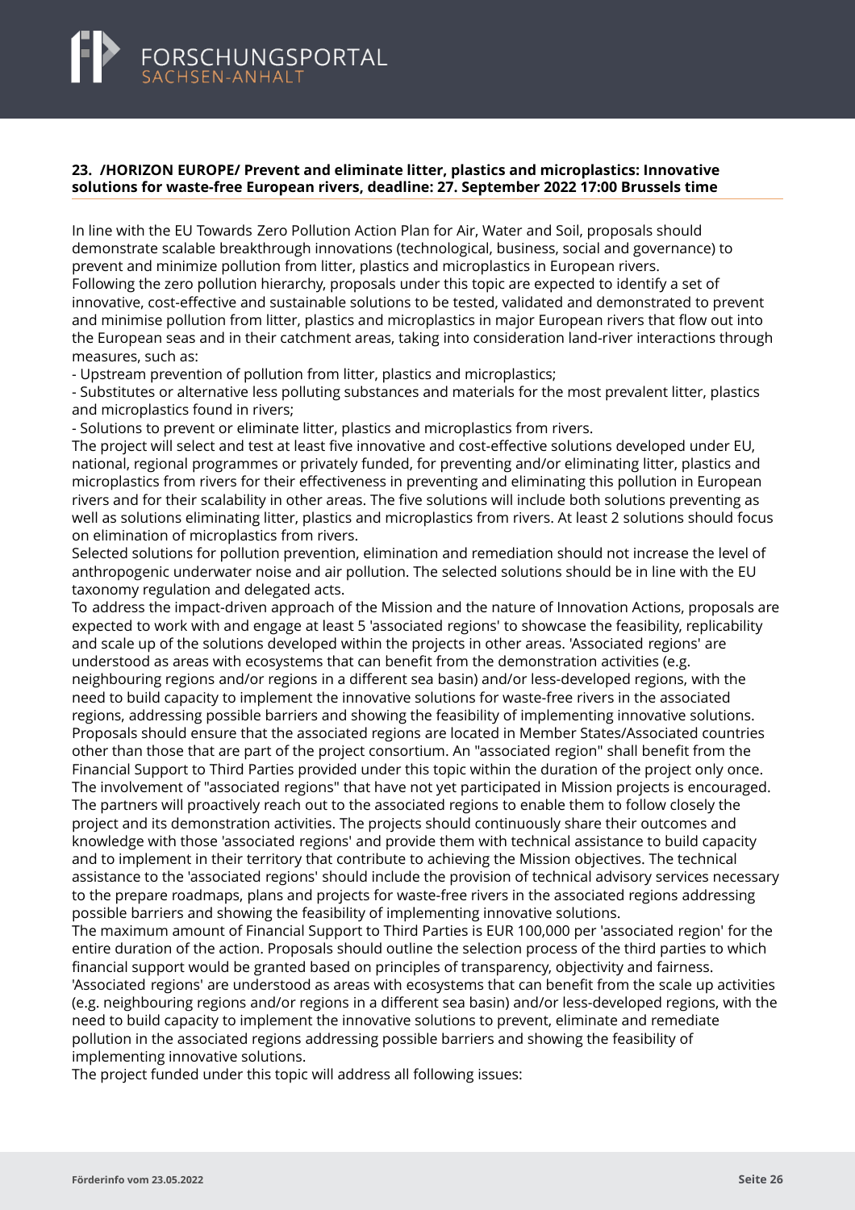### 23. /HORIZON EUROPE/ Prevent and eliminate litter, plastics and microplastics: Innovative solutions for waste-free European rivers, deadline: 27. September 2022 17:00 Brussels time

In line with the EU Towards Zero Pollution Action Plan for Air, Water and Soil, proposals should demonstrate scalable breakthrough innovations (technological, business, social and governance) to prevent and minimize pollution from litter, plastics and microplastics in European rivers.
Following the zero pollution hierarchy, proposals under this topic are expected to identify a set of innovative, cost-effective and sustainable solutions to be tested, validated and demonstrated to prevent and minimise pollution from litter, plastics and microplastics in major European rivers that flow out into the European seas and in their catchment areas, taking into consideration land-river interactions through measures, such as:

- Upstream prevention of pollution from litter, plastics and microplastics;
- Substitutes or alternative less polluting substances and materials for the most prevalent litter, plastics and microplastics found in rivers;
- Solutions to prevent or eliminate litter, plastics and microplastics from rivers.

The project will select and test at least five innovative and cost-effective solutions developed under EU, national, regional programmes or privately funded, for preventing and/or eliminating litter, plastics and microplastics from rivers for their effectiveness in preventing and eliminating this pollution in European rivers and for their scalability in other areas. The five solutions will include both solutions preventing as well as solutions eliminating litter, plastics and microplastics from rivers. At least 2 solutions should focus on elimination of microplastics from rivers.
Selected solutions for pollution prevention, elimination and remediation should not increase the level of anthropogenic underwater noise and air pollution. The selected solutions should be in line with the EU taxonomy regulation and delegated acts.
To address the impact-driven approach of the Mission and the nature of Innovation Actions, proposals are expected to work with and engage at least 5 'associated regions' to showcase the feasibility, replicability and scale up of the solutions developed within the projects in other areas. 'Associated regions' are understood as areas with ecosystems that can benefit from the demonstration activities (e.g. neighbouring regions and/or regions in a different sea basin) and/or less-developed regions, with the need to build capacity to implement the innovative solutions for waste-free rivers in the associated regions, addressing possible barriers and showing the feasibility of implementing innovative solutions. Proposals should ensure that the associated regions are located in Member States/Associated countries other than those that are part of the project consortium. An "associated region" shall benefit from the Financial Support to Third Parties provided under this topic within the duration of the project only once. The involvement of "associated regions" that have not yet participated in Mission projects is encouraged. The partners will proactively reach out to the associated regions to enable them to follow closely the project and its demonstration activities. The projects should continuously share their outcomes and knowledge with those 'associated regions' and provide them with technical assistance to build capacity and to implement in their territory that contribute to achieving the Mission objectives. The technical assistance to the 'associated regions' should include the provision of technical advisory services necessary to the prepare roadmaps, plans and projects for waste-free rivers in the associated regions addressing possible barriers and showing the feasibility of implementing innovative solutions.
The maximum amount of Financial Support to Third Parties is EUR 100,000 per 'associated region' for the entire duration of the action. Proposals should outline the selection process of the third parties to which financial support would be granted based on principles of transparency, objectivity and fairness.
'Associated regions' are understood as areas with ecosystems that can benefit from the scale up activities (e.g. neighbouring regions and/or regions in a different sea basin) and/or less-developed regions, with the need to build capacity to implement the innovative solutions to prevent, eliminate and remediate pollution in the associated regions addressing possible barriers and showing the feasibility of implementing innovative solutions.
The project funded under this topic will address all following issues: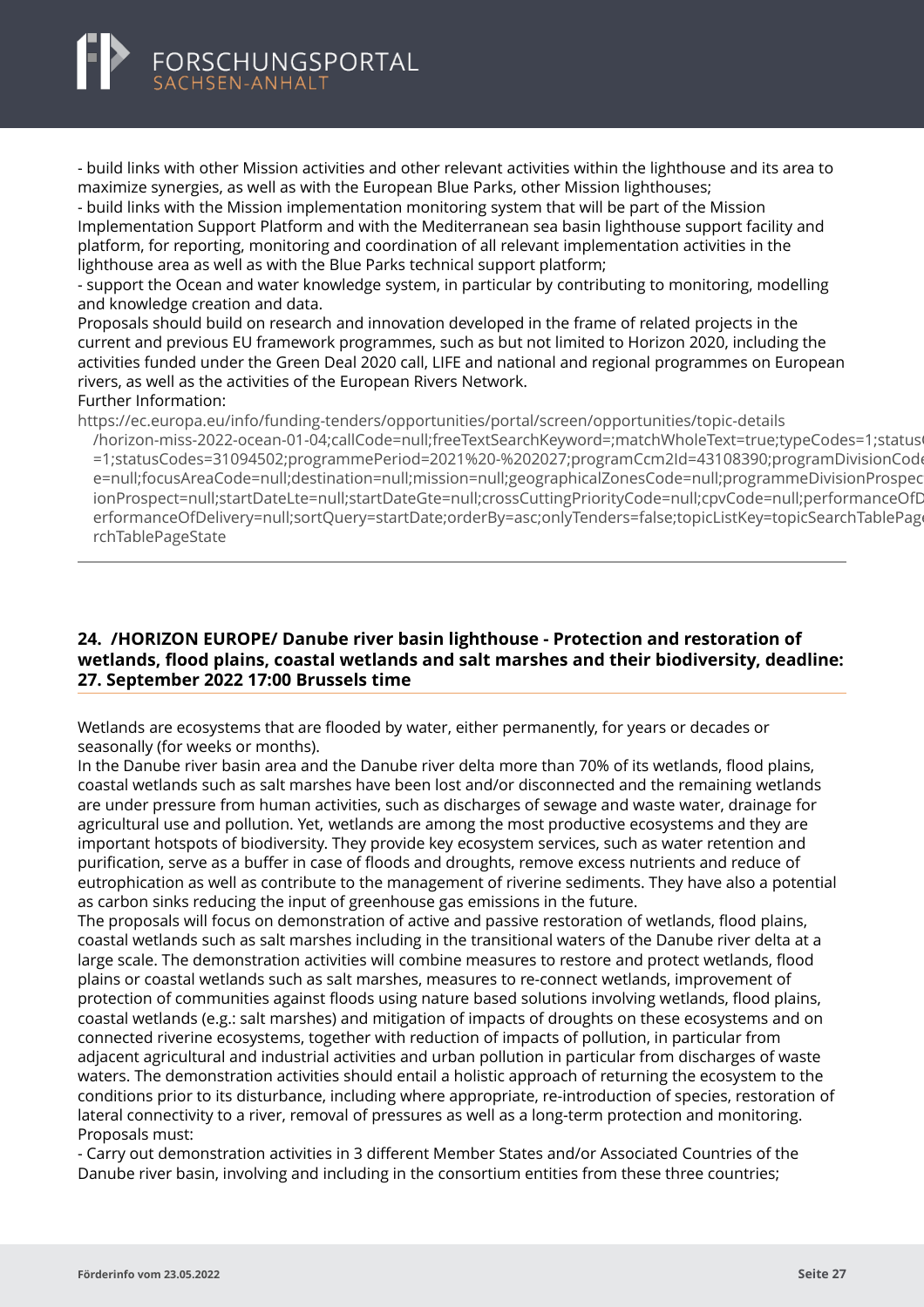- build links with other Mission activities and other relevant activities within the lighthouse and its area to maximize synergies, as well as with the European Blue Parks, other Mission lighthouses;
- build links with the Mission implementation monitoring system that will be part of the Mission Implementation Support Platform and with the Mediterranean sea basin lighthouse support facility and platform, for reporting, monitoring and coordination of all relevant implementation activities in the lighthouse area as well as with the Blue Parks technical support platform;
- support the Ocean and water knowledge system, in particular by contributing to monitoring, modelling and knowledge creation and data.

Proposals should build on research and innovation developed in the frame of related projects in the current and previous EU framework programmes, such as but not limited to Horizon 2020, including the activities funded under the Green Deal 2020 call, LIFE and national and regional programmes on European rivers, as well as the activities of the European Rivers Network.

Further Information:

https://ec.europa.eu/info/funding-tenders/opportunities/portal/screen/opportunities/topic-details/horizon-miss-2022-ocean-01-04;callCode=null;freeTextSearchKeyword=;matchWholeText=true;typeCodes=1;statusCodes=1;statusCodes=31094502;programmePeriod=2021%20-%202027;programCcm2Id=43108390;programDivisionCode=null;focusAreaCode=null;destination=null;mission=null;geographicalZonesCode=null;programmeDivisionProspect=null;startDateLte=null;startDateGte=null;crossCuttingPriorityCode=null;cpvCode=null;performanceOfDelivery=null;sortQuery=startDate;orderBy=asc;onlyTenders=false;topicListKey=topicSearchTablePageState

## 24. /HORIZON EUROPE/ Danube river basin lighthouse - Protection and restoration of wetlands, flood plains, coastal wetlands and salt marshes and their biodiversity, deadline: 27. September 2022 17:00 Brussels time

Wetlands are ecosystems that are flooded by water, either permanently, for years or decades or seasonally (for weeks or months).

In the Danube river basin area and the Danube river delta more than 70% of its wetlands, flood plains, coastal wetlands such as salt marshes have been lost and/or disconnected and the remaining wetlands are under pressure from human activities, such as discharges of sewage and waste water, drainage for agricultural use and pollution. Yet, wetlands are among the most productive ecosystems and they are important hotspots of biodiversity. They provide key ecosystem services, such as water retention and purification, serve as a buffer in case of floods and droughts, remove excess nutrients and reduce of eutrophication as well as contribute to the management of riverine sediments. They have also a potential as carbon sinks reducing the input of greenhouse gas emissions in the future.

The proposals will focus on demonstration of active and passive restoration of wetlands, flood plains, coastal wetlands such as salt marshes including in the transitional waters of the Danube river delta at a large scale. The demonstration activities will combine measures to restore and protect wetlands, flood plains or coastal wetlands such as salt marshes, measures to re-connect wetlands, improvement of protection of communities against floods using nature based solutions involving wetlands, flood plains, coastal wetlands (e.g.: salt marshes) and mitigation of impacts of droughts on these ecosystems and on connected riverine ecosystems, together with reduction of impacts of pollution, in particular from adjacent agricultural and industrial activities and urban pollution in particular from discharges of waste waters. The demonstration activities should entail a holistic approach of returning the ecosystem to the conditions prior to its disturbance, including where appropriate, re-introduction of species, restoration of lateral connectivity to a river, removal of pressures as well as a long-term protection and monitoring.

Proposals must:

- Carry out demonstration activities in 3 different Member States and/or Associated Countries of the Danube river basin, involving and including in the consortium entities from these three countries;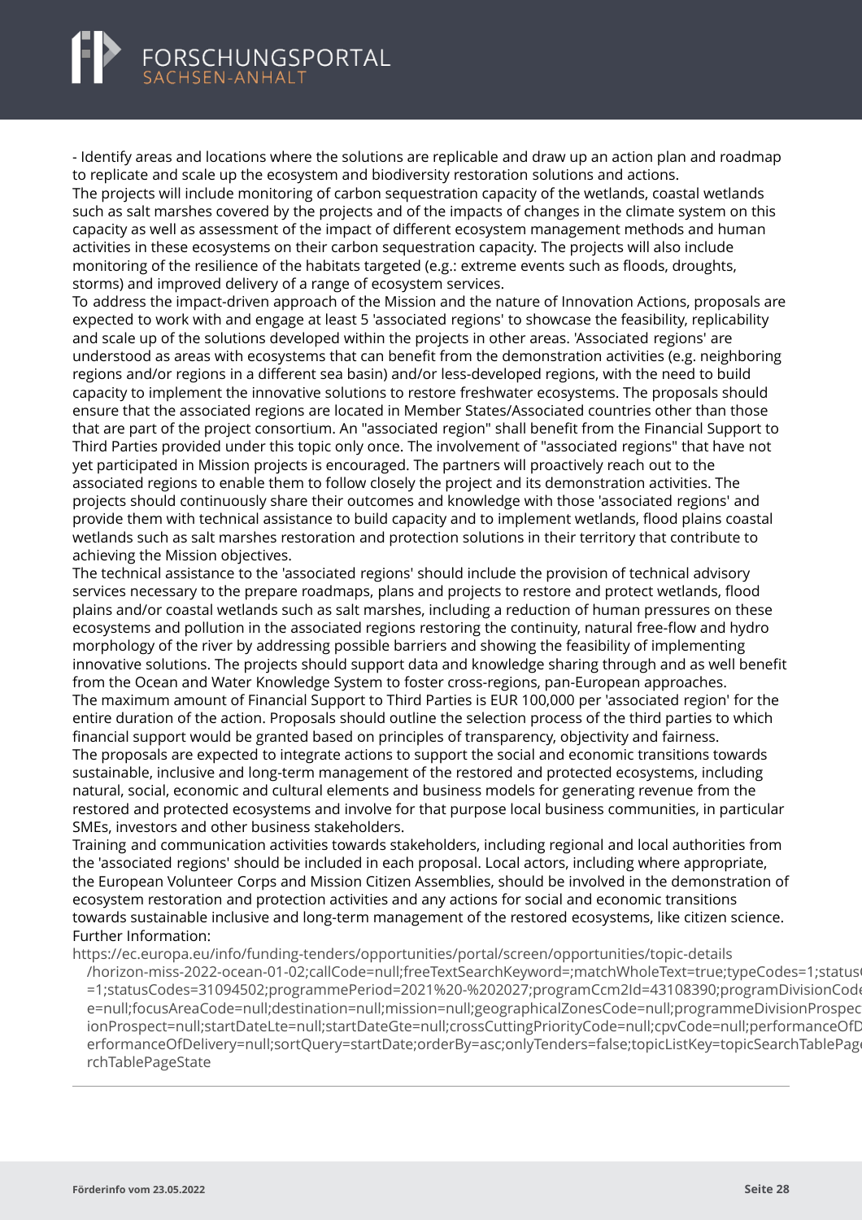- Identify areas and locations where the solutions are replicable and draw up an action plan and roadmap to replicate and scale up the ecosystem and biodiversity restoration solutions and actions.

The projects will include monitoring of carbon sequestration capacity of the wetlands, coastal wetlands such as salt marshes covered by the projects and of the impacts of changes in the climate system on this capacity as well as assessment of the impact of different ecosystem management methods and human activities in these ecosystems on their carbon sequestration capacity. The projects will also include monitoring of the resilience of the habitats targeted (e.g.: extreme events such as floods, droughts, storms) and improved delivery of a range of ecosystem services.

To address the impact-driven approach of the Mission and the nature of Innovation Actions, proposals are expected to work with and engage at least 5 'associated regions' to showcase the feasibility, replicability and scale up of the solutions developed within the projects in other areas. 'Associated regions' are understood as areas with ecosystems that can benefit from the demonstration activities (e.g. neighboring regions and/or regions in a different sea basin) and/or less-developed regions, with the need to build capacity to implement the innovative solutions to restore freshwater ecosystems. The proposals should ensure that the associated regions are located in Member States/Associated countries other than those that are part of the project consortium. An "associated region" shall benefit from the Financial Support to Third Parties provided under this topic only once. The involvement of "associated regions" that have not yet participated in Mission projects is encouraged. The partners will proactively reach out to the associated regions to enable them to follow closely the project and its demonstration activities. The projects should continuously share their outcomes and knowledge with those 'associated regions' and provide them with technical assistance to build capacity and to implement wetlands, flood plains coastal wetlands such as salt marshes restoration and protection solutions in their territory that contribute to achieving the Mission objectives.

The technical assistance to the 'associated regions' should include the provision of technical advisory services necessary to the prepare roadmaps, plans and projects to restore and protect wetlands, flood plains and/or coastal wetlands such as salt marshes, including a reduction of human pressures on these ecosystems and pollution in the associated regions restoring the continuity, natural free-flow and hydro morphology of the river by addressing possible barriers and showing the feasibility of implementing innovative solutions. The projects should support data and knowledge sharing through and as well benefit from the Ocean and Water Knowledge System to foster cross-regions, pan-European approaches.

The maximum amount of Financial Support to Third Parties is EUR 100,000 per 'associated region' for the entire duration of the action. Proposals should outline the selection process of the third parties to which financial support would be granted based on principles of transparency, objectivity and fairness.

The proposals are expected to integrate actions to support the social and economic transitions towards sustainable, inclusive and long-term management of the restored and protected ecosystems, including natural, social, economic and cultural elements and business models for generating revenue from the restored and protected ecosystems and involve for that purpose local business communities, in particular SMEs, investors and other business stakeholders.

Training and communication activities towards stakeholders, including regional and local authorities from the 'associated regions' should be included in each proposal. Local actors, including where appropriate, the European Volunteer Corps and Mission Citizen Assemblies, should be involved in the demonstration of ecosystem restoration and protection activities and any actions for social and economic transitions towards sustainable inclusive and long-term management of the restored ecosystems, like citizen science.

Further Information:

https://ec.europa.eu/info/funding-tenders/opportunities/portal/screen/opportunities/topic-details/horizon-miss-2022-ocean-01-02;callCode=null;freeTextSearchKeyword=;matchWholeText=true;typeCodes=1;status=1;statusCodes=31094502;programmePeriod=2021%20-%202027;programCcm2Id=43108390;programDivisionCode=null;focusAreaCode=null;destination=null;mission=null;geographicalZonesCode=null;programmeDivisionProspect=null;startDateLte=null;startDateGte=null;crossCuttingPriorityCode=null;cpvCode=null;performanceOfDelivery=null;sortQuery=startDate;orderBy=asc;onlyTenders=false;topicListKey=topicSearchTablePageState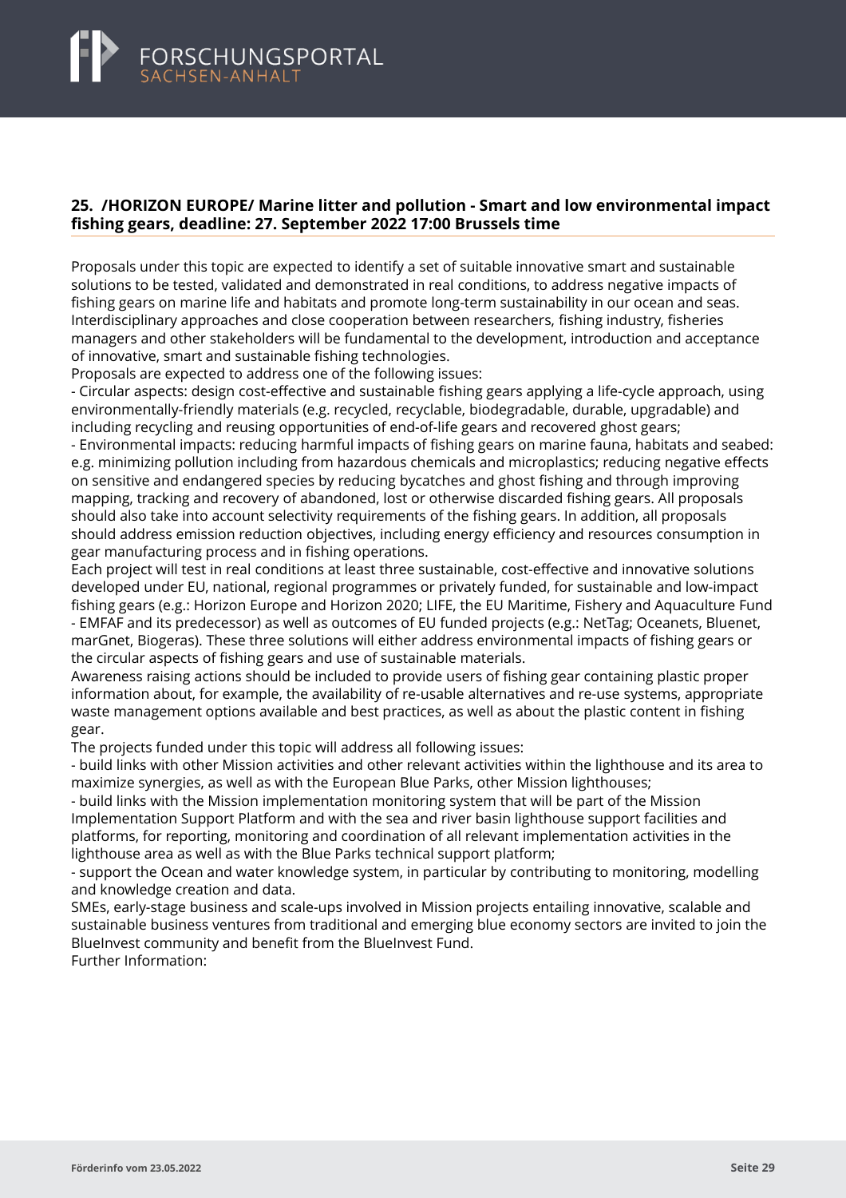## 25. /HORIZON EUROPE/ Marine litter and pollution - Smart and low environmental impact fishing gears, deadline: 27. September 2022 17:00 Brussels time

Proposals under this topic are expected to identify a set of suitable innovative smart and sustainable solutions to be tested, validated and demonstrated in real conditions, to address negative impacts of fishing gears on marine life and habitats and promote long-term sustainability in our ocean and seas. Interdisciplinary approaches and close cooperation between researchers, fishing industry, fisheries managers and other stakeholders will be fundamental to the development, introduction and acceptance of innovative, smart and sustainable fishing technologies.
Proposals are expected to address one of the following issues:
- Circular aspects: design cost-effective and sustainable fishing gears applying a life-cycle approach, using environmentally-friendly materials (e.g. recycled, recyclable, biodegradable, durable, upgradable) and including recycling and reusing opportunities of end-of-life gears and recovered ghost gears;
- Environmental impacts: reducing harmful impacts of fishing gears on marine fauna, habitats and seabed: e.g. minimizing pollution including from hazardous chemicals and microplastics; reducing negative effects on sensitive and endangered species by reducing bycatches and ghost fishing and through improving mapping, tracking and recovery of abandoned, lost or otherwise discarded fishing gears. All proposals should also take into account selectivity requirements of the fishing gears. In addition, all proposals should address emission reduction objectives, including energy efficiency and resources consumption in gear manufacturing process and in fishing operations.

Each project will test in real conditions at least three sustainable, cost-effective and innovative solutions developed under EU, national, regional programmes or privately funded, for sustainable and low-impact fishing gears (e.g.: Horizon Europe and Horizon 2020; LIFE, the EU Maritime, Fishery and Aquaculture Fund - EMFAF and its predecessor) as well as outcomes of EU funded projects (e.g.: NetTag; Oceanets, Bluenet, marGnet, Biogeras). These three solutions will either address environmental impacts of fishing gears or the circular aspects of fishing gears and use of sustainable materials.
Awareness raising actions should be included to provide users of fishing gear containing plastic proper information about, for example, the availability of re-usable alternatives and re-use systems, appropriate waste management options available and best practices, as well as about the plastic content in fishing gear.
The projects funded under this topic will address all following issues:
- build links with other Mission activities and other relevant activities within the lighthouse and its area to maximize synergies, as well as with the European Blue Parks, other Mission lighthouses;
- build links with the Mission implementation monitoring system that will be part of the Mission Implementation Support Platform and with the sea and river basin lighthouse support facilities and platforms, for reporting, monitoring and coordination of all relevant implementation activities in the lighthouse area as well as with the Blue Parks technical support platform;
- support the Ocean and water knowledge system, in particular by contributing to monitoring, modelling and knowledge creation and data.

SMEs, early-stage business and scale-ups involved in Mission projects entailing innovative, scalable and sustainable business ventures from traditional and emerging blue economy sectors are invited to join the BlueInvest community and benefit from the BlueInvest Fund.
Further Information: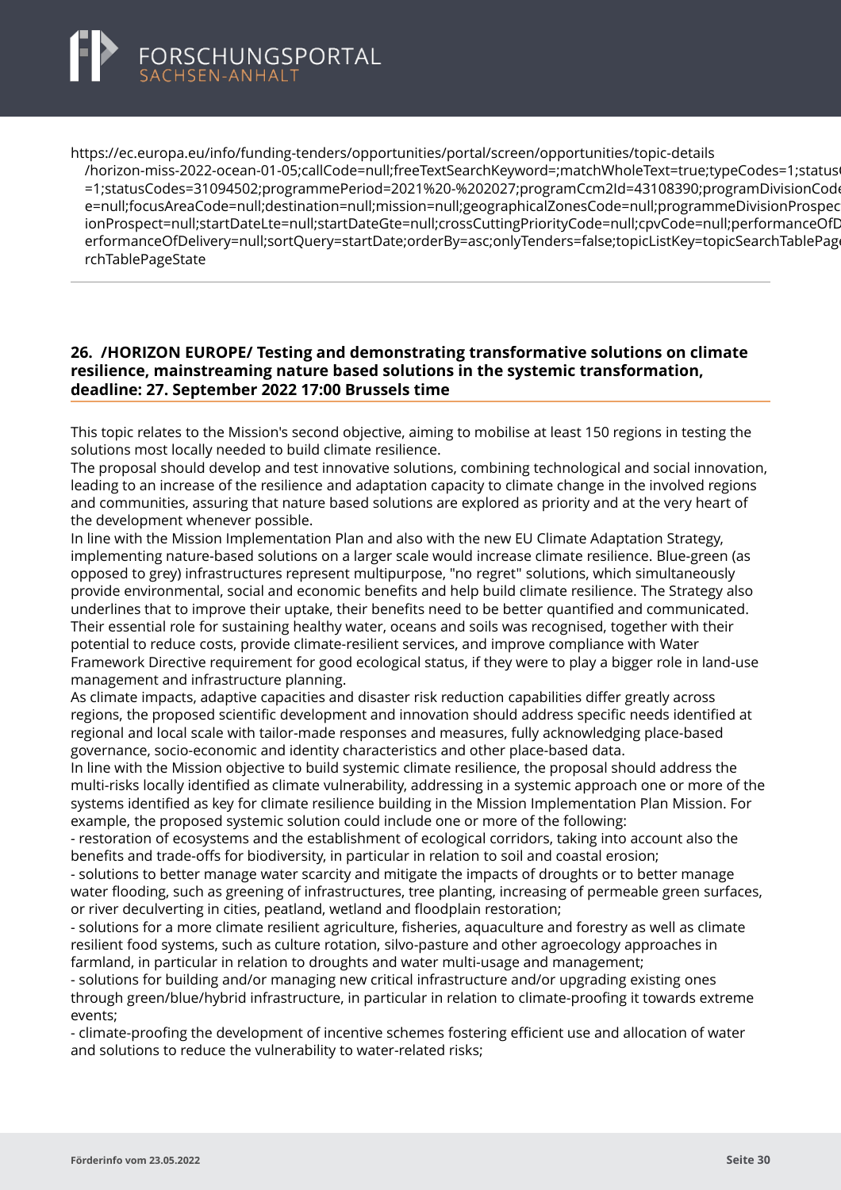https://ec.europa.eu/info/funding-tenders/opportunities/portal/screen/opportunities/topic-details/horizon-miss-2022-ocean-01-05;callCode=null;freeTextSearchKeyword=;matchWholeText=true;typeCodes=1;statusCodes=31094502;programmePeriod=2021%20-%202027;programCcm2Id=43108390;programDivisionCode=null;focusAreaCode=null;destination=null;mission=null;geographicalZonesCode=null;programmeDivisionProspect=null;startDateLte=null;startDateGte=null;crossCuttingPriorityCode=null;cpvCode=null;performanceOfDelivery=null;sortQuery=startDate;orderBy=asc;onlyTenders=false;topicListKey=topicSearchTablePageState

## 26. /HORIZON EUROPE/ Testing and demonstrating transformative solutions on climate resilience, mainstreaming nature based solutions in the systemic transformation, deadline: 27. September 2022 17:00 Brussels time

This topic relates to the Mission's second objective, aiming to mobilise at least 150 regions in testing the solutions most locally needed to build climate resilience.
The proposal should develop and test innovative solutions, combining technological and social innovation, leading to an increase of the resilience and adaptation capacity to climate change in the involved regions and communities, assuring that nature based solutions are explored as priority and at the very heart of the development whenever possible.
In line with the Mission Implementation Plan and also with the new EU Climate Adaptation Strategy, implementing nature-based solutions on a larger scale would increase climate resilience. Blue-green (as opposed to grey) infrastructures represent multipurpose, "no regret" solutions, which simultaneously provide environmental, social and economic benefits and help build climate resilience. The Strategy also underlines that to improve their uptake, their benefits need to be better quantified and communicated. Their essential role for sustaining healthy water, oceans and soils was recognised, together with their potential to reduce costs, provide climate-resilient services, and improve compliance with Water Framework Directive requirement for good ecological status, if they were to play a bigger role in land-use management and infrastructure planning.
As climate impacts, adaptive capacities and disaster risk reduction capabilities differ greatly across regions, the proposed scientific development and innovation should address specific needs identified at regional and local scale with tailor-made responses and measures, fully acknowledging place-based governance, socio-economic and identity characteristics and other place-based data.
In line with the Mission objective to build systemic climate resilience, the proposal should address the multi-risks locally identified as climate vulnerability, addressing in a systemic approach one or more of the systems identified as key for climate resilience building in the Mission Implementation Plan Mission. For example, the proposed systemic solution could include one or more of the following:

- restoration of ecosystems and the establishment of ecological corridors, taking into account also the benefits and trade-offs for biodiversity, in particular in relation to soil and coastal erosion;
- solutions to better manage water scarcity and mitigate the impacts of droughts or to better manage water flooding, such as greening of infrastructures, tree planting, increasing of permeable green surfaces, or river deculverting in cities, peatland, wetland and floodplain restoration;
- solutions for a more climate resilient agriculture, fisheries, aquaculture and forestry as well as climate resilient food systems, such as culture rotation, silvo-pasture and other agroecology approaches in farmland, in particular in relation to droughts and water multi-usage and management;
- solutions for building and/or managing new critical infrastructure and/or upgrading existing ones through green/blue/hybrid infrastructure, in particular in relation to climate-proofing it towards extreme events;
- climate-proofing the development of incentive schemes fostering efficient use and allocation of water and solutions to reduce the vulnerability to water-related risks;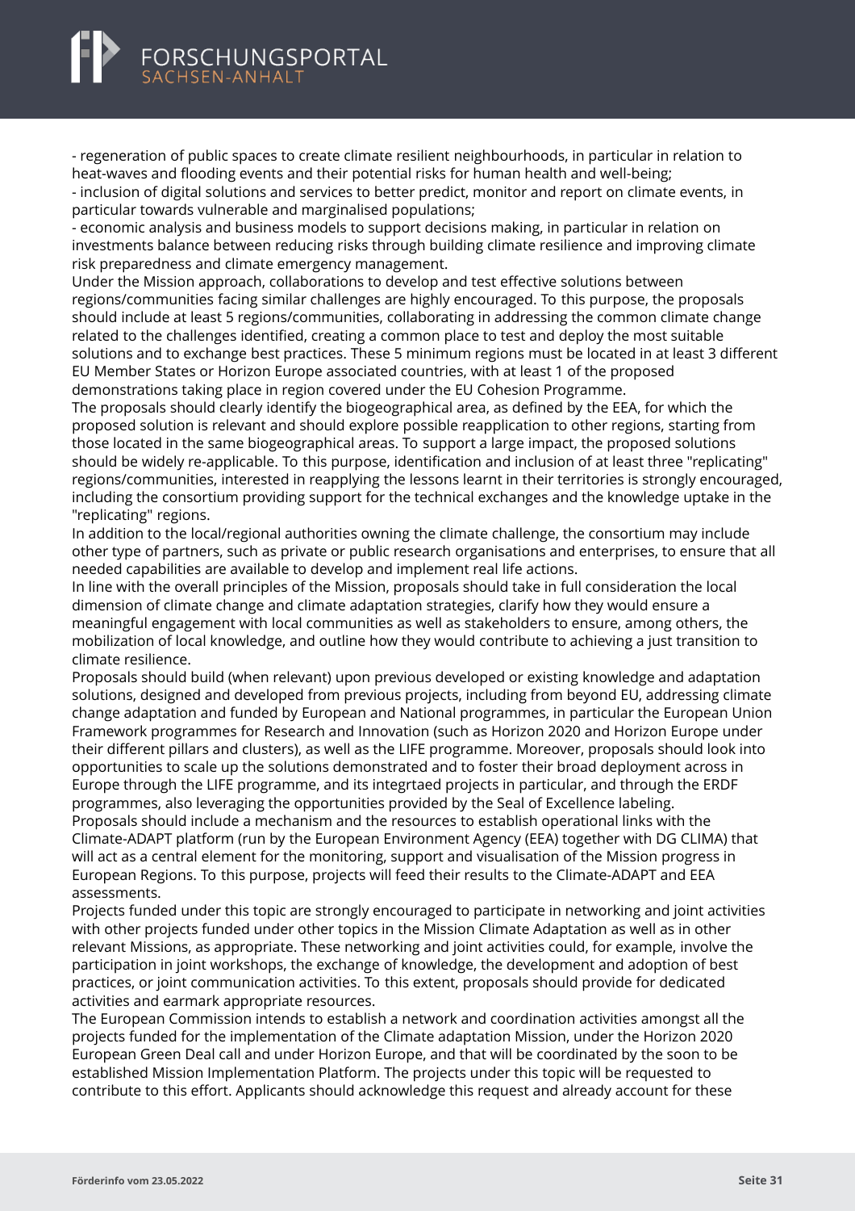- regeneration of public spaces to create climate resilient neighbourhoods, in particular in relation to heat-waves and flooding events and their potential risks for human health and well-being;
- inclusion of digital solutions and services to better predict, monitor and report on climate events, in particular towards vulnerable and marginalised populations;
- economic analysis and business models to support decisions making, in particular in relation on investments balance between reducing risks through building climate resilience and improving climate risk preparedness and climate emergency management.

Under the Mission approach, collaborations to develop and test effective solutions between regions/communities facing similar challenges are highly encouraged. To this purpose, the proposals should include at least 5 regions/communities, collaborating in addressing the common climate change related to the challenges identified, creating a common place to test and deploy the most suitable solutions and to exchange best practices. These 5 minimum regions must be located in at least 3 different EU Member States or Horizon Europe associated countries, with at least 1 of the proposed demonstrations taking place in region covered under the EU Cohesion Programme.

The proposals should clearly identify the biogeographical area, as defined by the EEA, for which the proposed solution is relevant and should explore possible reapplication to other regions, starting from those located in the same biogeographical areas. To support a large impact, the proposed solutions should be widely re-applicable. To this purpose, identification and inclusion of at least three "replicating" regions/communities, interested in reapplying the lessons learnt in their territories is strongly encouraged, including the consortium providing support for the technical exchanges and the knowledge uptake in the "replicating" regions.

In addition to the local/regional authorities owning the climate challenge, the consortium may include other type of partners, such as private or public research organisations and enterprises, to ensure that all needed capabilities are available to develop and implement real life actions.

In line with the overall principles of the Mission, proposals should take in full consideration the local dimension of climate change and climate adaptation strategies, clarify how they would ensure a meaningful engagement with local communities as well as stakeholders to ensure, among others, the mobilization of local knowledge, and outline how they would contribute to achieving a just transition to climate resilience.

Proposals should build (when relevant) upon previous developed or existing knowledge and adaptation solutions, designed and developed from previous projects, including from beyond EU, addressing climate change adaptation and funded by European and National programmes, in particular the European Union Framework programmes for Research and Innovation (such as Horizon 2020 and Horizon Europe under their different pillars and clusters), as well as the LIFE programme. Moreover, proposals should look into opportunities to scale up the solutions demonstrated and to foster their broad deployment across in Europe through the LIFE programme, and its integrtaed projects in particular, and through the ERDF programmes, also leveraging the opportunities provided by the Seal of Excellence labeling.

Proposals should include a mechanism and the resources to establish operational links with the Climate-ADAPT platform (run by the European Environment Agency (EEA) together with DG CLIMA) that will act as a central element for the monitoring, support and visualisation of the Mission progress in European Regions. To this purpose, projects will feed their results to the Climate-ADAPT and EEA assessments.

Projects funded under this topic are strongly encouraged to participate in networking and joint activities with other projects funded under other topics in the Mission Climate Adaptation as well as in other relevant Missions, as appropriate. These networking and joint activities could, for example, involve the participation in joint workshops, the exchange of knowledge, the development and adoption of best practices, or joint communication activities. To this extent, proposals should provide for dedicated activities and earmark appropriate resources.

The European Commission intends to establish a network and coordination activities amongst all the projects funded for the implementation of the Climate adaptation Mission, under the Horizon 2020 European Green Deal call and under Horizon Europe, and that will be coordinated by the soon to be established Mission Implementation Platform. The projects under this topic will be requested to contribute to this effort. Applicants should acknowledge this request and already account for these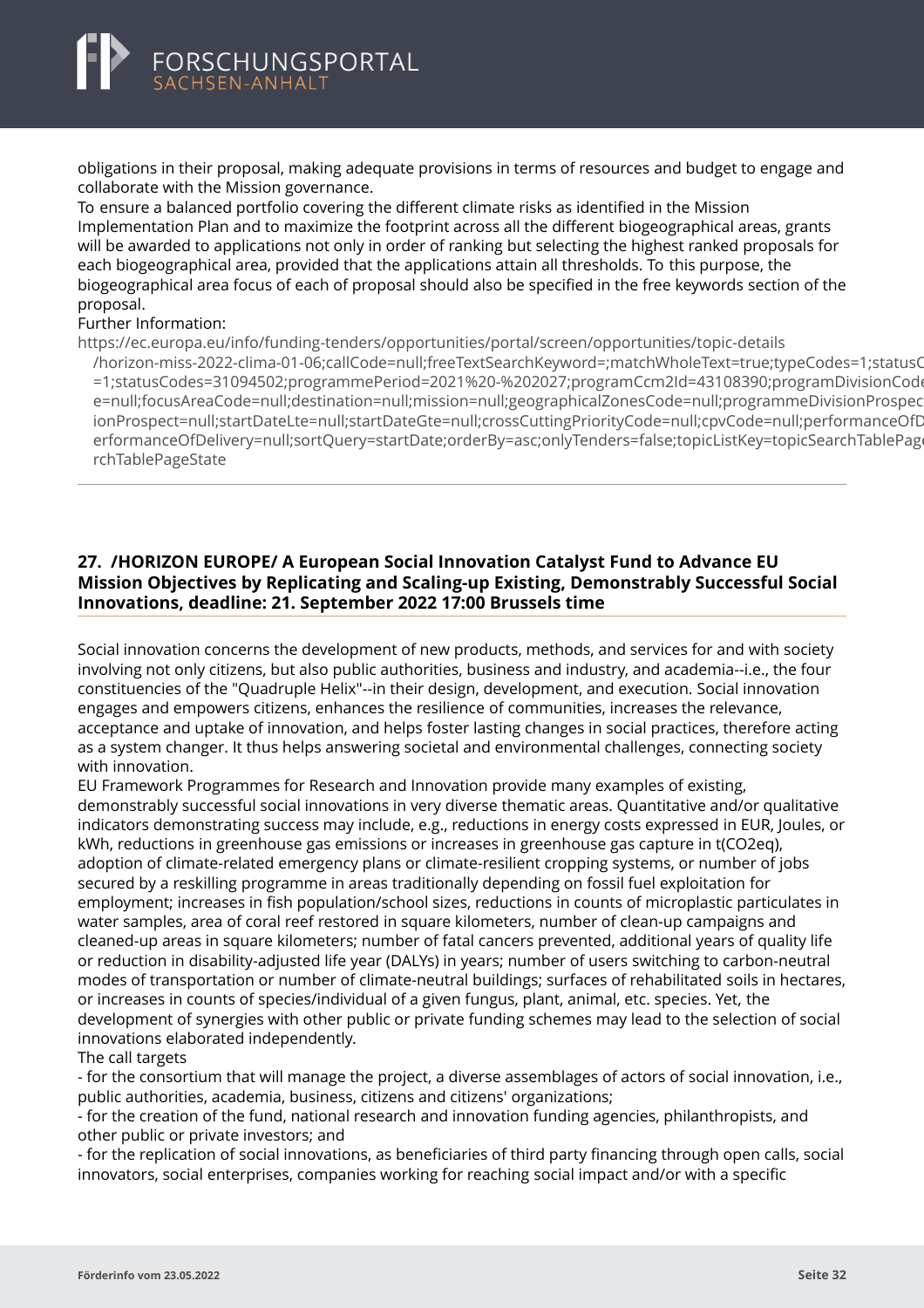obligations in their proposal, making adequate provisions in terms of resources and budget to engage and collaborate with the Mission governance.
To ensure a balanced portfolio covering the different climate risks as identified in the Mission Implementation Plan and to maximize the footprint across all the different biogeographical areas, grants will be awarded to applications not only in order of ranking but selecting the highest ranked proposals for each biogeographical area, provided that the applications attain all thresholds. To this purpose, the biogeographical area focus of each of proposal should also be specified in the free keywords section of the proposal.
Further Information:
https://ec.europa.eu/info/funding-tenders/opportunities/portal/screen/opportunities/topic-details/horizon-miss-2022-clima-01-06;callCode=null;freeTextSearchKeyword=;matchWholeText=true;typeCodes=1;statusC=1;statusCodes=31094502;programmePeriod=2021%20-%202027;programCcm2Id=43108390;programDivisionCode=null;focusAreaCode=null;destination=null;mission=null;geographicalZonesCode=null;programmeDivisionProspectionProspect=null;startDateLte=null;startDateGte=null;crossCuttingPriorityCode=null;cpvCode=null;performanceOfDerformanceOfDelivery=null;sortQuery=startDate;orderBy=asc;onlyTenders=false;topicListKey=topicSearchTablePagerchTablePageState

---

## 27. /HORIZON EUROPE/ A European Social Innovation Catalyst Fund to Advance EU Mission Objectives by Replicating and Scaling-up Existing, Demonstrably Successful Social Innovations, deadline: 21. September 2022 17:00 Brussels time

Social innovation concerns the development of new products, methods, and services for and with society involving not only citizens, but also public authorities, business and industry, and academia--i.e., the four constituencies of the "Quadruple Helix"--in their design, development, and execution. Social innovation engages and empowers citizens, enhances the resilience of communities, increases the relevance, acceptance and uptake of innovation, and helps foster lasting changes in social practices, therefore acting as a system changer. It thus helps answering societal and environmental challenges, connecting society with innovation.
EU Framework Programmes for Research and Innovation provide many examples of existing, demonstrably successful social innovations in very diverse thematic areas. Quantitative and/or qualitative indicators demonstrating success may include, e.g., reductions in energy costs expressed in EUR, Joules, or kWh, reductions in greenhouse gas emissions or increases in greenhouse gas capture in t(CO2eq), adoption of climate-related emergency plans or climate-resilient cropping systems, or number of jobs secured by a reskilling programme in areas traditionally depending on fossil fuel exploitation for employment; increases in fish population/school sizes, reductions in counts of microplastic particulates in water samples, area of coral reef restored in square kilometers, number of clean-up campaigns and cleaned-up areas in square kilometers; number of fatal cancers prevented, additional years of quality life or reduction in disability-adjusted life year (DALYs) in years; number of users switching to carbon-neutral modes of transportation or number of climate-neutral buildings; surfaces of rehabilitated soils in hectares, or increases in counts of species/individual of a given fungus, plant, animal, etc. species. Yet, the development of synergies with other public or private funding schemes may lead to the selection of social innovations elaborated independently.
The call targets
- for the consortium that will manage the project, a diverse assemblages of actors of social innovation, i.e., public authorities, academia, business, citizens and citizens' organizations;
- for the creation of the fund, national research and innovation funding agencies, philanthropists, and other public or private investors; and
- for the replication of social innovations, as beneficiaries of third party financing through open calls, social innovators, social enterprises, companies working for reaching social impact and/or with a specific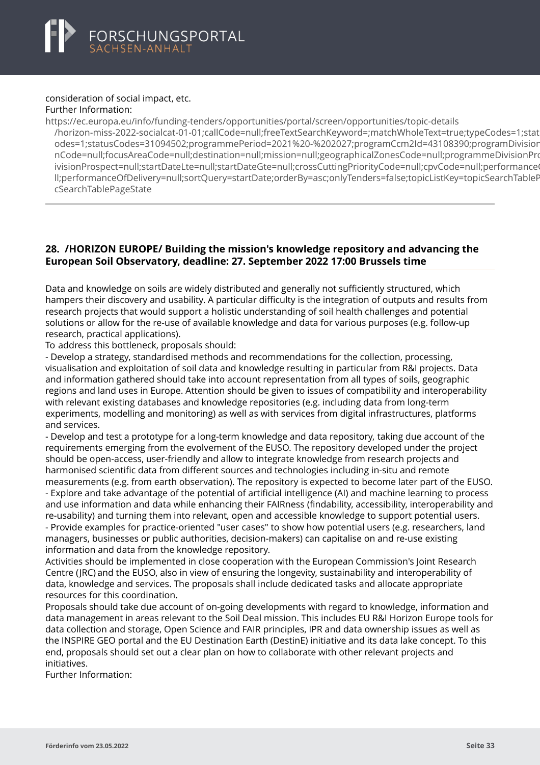consideration of social impact, etc.
Further Information:
https://ec.europa.eu/info/funding-tenders/opportunities/portal/screen/opportunities/topic-details
/horizon-miss-2022-socialcat-01-01;callCode=null;freeTextSearchKeyword=;matchWholeText=true;typeCodes=1;statusCodes=31094502;programmePeriod=2021%20-%202027;programCcm2Id=43108390;programDivisionCode=null;focusAreaCode=null;destination=null;mission=null;geographicalZonesCode=null;programmeDivisionProspect=null;startDateLte=null;startDateGte=null;crossCuttingPriorityCode=null;cpvCode=null;performanceOfDelivery=null;sortQuery=startDate;orderBy=asc;onlyTenders=false;topicListKey=topicSearchTablePageState

---

## 28. /HORIZON EUROPE/ Building the mission's knowledge repository and advancing the European Soil Observatory, deadline: 27. September 2022 17:00 Brussels time

Data and knowledge on soils are widely distributed and generally not sufficiently structured, which hampers their discovery and usability. A particular difficulty is the integration of outputs and results from research projects that would support a holistic understanding of soil health challenges and potential solutions or allow for the re-use of available knowledge and data for various purposes (e.g. follow-up research, practical applications).
To address this bottleneck, proposals should:
- Develop a strategy, standardised methods and recommendations for the collection, processing, visualisation and exploitation of soil data and knowledge resulting in particular from R&I projects. Data and information gathered should take into account representation from all types of soils, geographic regions and land uses in Europe. Attention should be given to issues of compatibility and interoperability with relevant existing databases and knowledge repositories (e.g. including data from long-term experiments, modelling and monitoring) as well as with services from digital infrastructures, platforms and services.
- Develop and test a prototype for a long-term knowledge and data repository, taking due account of the requirements emerging from the evolvement of the EUSO. The repository developed under the project should be open-access, user-friendly and allow to integrate knowledge from research projects and harmonised scientific data from different sources and technologies including in-situ and remote measurements (e.g. from earth observation). The repository is expected to become later part of the EUSO.
- Explore and take advantage of the potential of artificial intelligence (AI) and machine learning to process and use information and data while enhancing their FAIRness (findability, accessibility, interoperability and re-usability) and turning them into relevant, open and accessible knowledge to support potential users.
- Provide examples for practice-oriented "user cases" to show how potential users (e.g. researchers, land managers, businesses or public authorities, decision-makers) can capitalise on and re-use existing information and data from the knowledge repository.
Activities should be implemented in close cooperation with the European Commission's Joint Research Centre (JRC) and the EUSO, also in view of ensuring the longevity, sustainability and interoperability of data, knowledge and services. The proposals shall include dedicated tasks and allocate appropriate resources for this coordination.
Proposals should take due account of on-going developments with regard to knowledge, information and data management in areas relevant to the Soil Deal mission. This includes EU R&I Horizon Europe tools for data collection and storage, Open Science and FAIR principles, IPR and data ownership issues as well as the INSPIRE GEO portal and the EU Destination Earth (DestinE) initiative and its data lake concept. To this end, proposals should set out a clear plan on how to collaborate with other relevant projects and initiatives.
Further Information: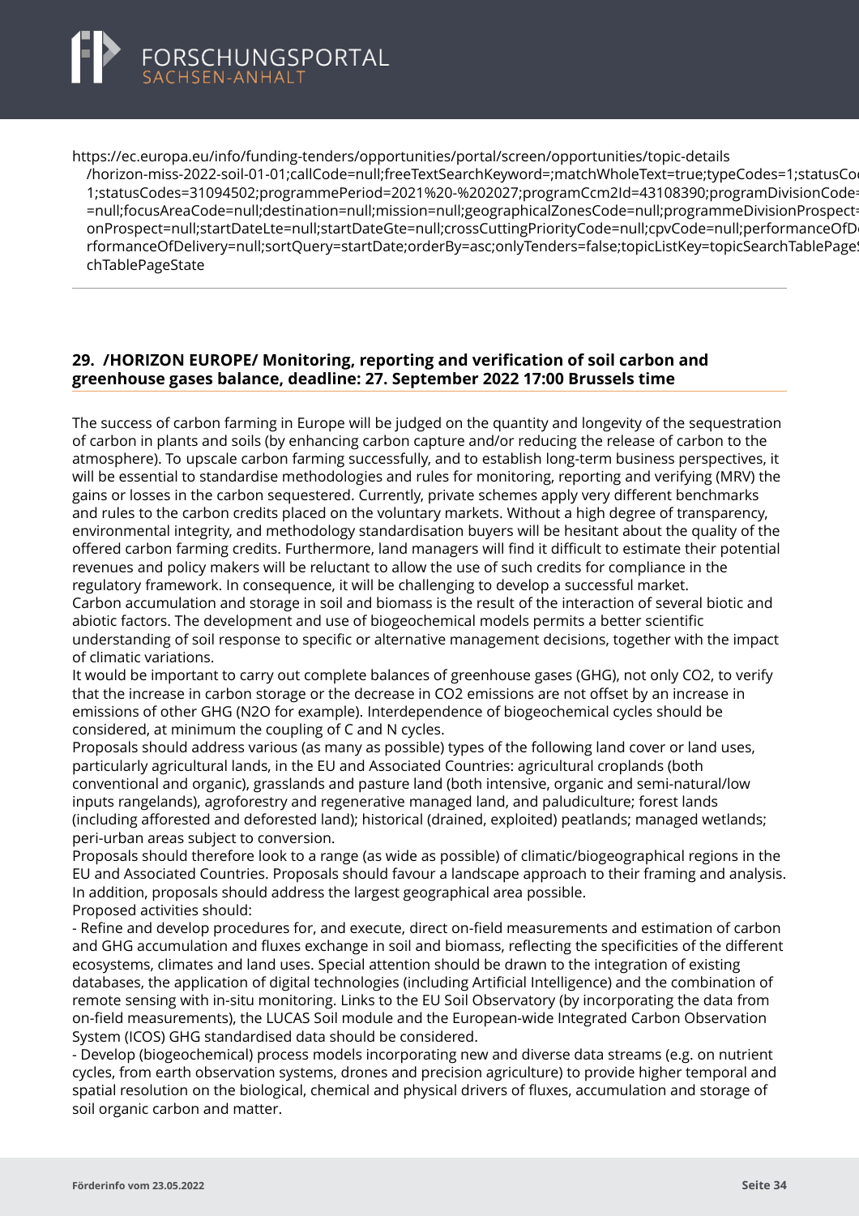https://ec.europa.eu/info/funding-tenders/opportunities/portal/screen/opportunities/topic-details/horizon-miss-2022-soil-01-01;callCode=null;freeTextSearchKeyword=;matchWholeText=true;typeCodes=1;statusCodes=31094501,31094502;statusCodes=31094502;programmePeriod=2021%20-%202027;programCcm2Id=43108390;programDivisionCode=null;focusAreaCode=null;destination=null;mission=null;geographicalZonesCode=null;programmeDivisionProspect=null;startDateLte=null;startDateGte=null;crossCuttingPriorityCode=null;cpvCode=null;performanceOfDelivery=null;sortQuery=startDate;orderBy=asc;onlyTenders=false;topicListKey=topicSearchTablePageState

## 29. /HORIZON EUROPE/ Monitoring, reporting and verification of soil carbon and greenhouse gases balance, deadline: 27. September 2022 17:00 Brussels time

The success of carbon farming in Europe will be judged on the quantity and longevity of the sequestration of carbon in plants and soils (by enhancing carbon capture and/or reducing the release of carbon to the atmosphere). To upscale carbon farming successfully, and to establish long-term business perspectives, it will be essential to standardise methodologies and rules for monitoring, reporting and verifying (MRV) the gains or losses in the carbon sequestered. Currently, private schemes apply very different benchmarks and rules to the carbon credits placed on the voluntary markets. Without a high degree of transparency, environmental integrity, and methodology standardisation buyers will be hesitant about the quality of the offered carbon farming credits. Furthermore, land managers will find it difficult to estimate their potential revenues and policy makers will be reluctant to allow the use of such credits for compliance in the regulatory framework. In consequence, it will be challenging to develop a successful market.
Carbon accumulation and storage in soil and biomass is the result of the interaction of several biotic and abiotic factors. The development and use of biogeochemical models permits a better scientific understanding of soil response to specific or alternative management decisions, together with the impact of climatic variations.
It would be important to carry out complete balances of greenhouse gases (GHG), not only $CO_2$, to verify that the increase in carbon storage or the decrease in $CO_2$ emissions are not offset by an increase in emissions of other GHG ($N_2O$ for example). Interdependence of biogeochemical cycles should be considered, at minimum the coupling of C and N cycles.
Proposals should address various (as many as possible) types of the following land cover or land uses, particularly agricultural lands, in the EU and Associated Countries: agricultural croplands (both conventional and organic), grasslands and pasture land (both intensive, organic and semi-natural/low inputs rangelands), agroforestry and regenerative managed land, and paludiculture; forest lands (including afforested and deforested land); historical (drained, exploited) peatlands; managed wetlands; peri-urban areas subject to conversion.
Proposals should therefore look to a range (as wide as possible) of climatic/biogeographical regions in the EU and Associated Countries. Proposals should favour a landscape approach to their framing and analysis. In addition, proposals should address the largest geographical area possible.
Proposed activities should:

- Refine and develop procedures for, and execute, direct on-field measurements and estimation of carbon and GHG accumulation and fluxes exchange in soil and biomass, reflecting the specificities of the different ecosystems, climates and land uses. Special attention should be drawn to the integration of existing databases, the application of digital technologies (including Artificial Intelligence) and the combination of remote sensing with in-situ monitoring. Links to the EU Soil Observatory (by incorporating the data from on-field measurements), the LUCAS Soil module and the European-wide Integrated Carbon Observation System (ICOS) GHG standardised data should be considered.
- Develop (biogeochemical) process models incorporating new and diverse data streams (e.g. on nutrient cycles, from earth observation systems, drones and precision agriculture) to provide higher temporal and spatial resolution on the biological, chemical and physical drivers of fluxes, accumulation and storage of soil organic carbon and matter.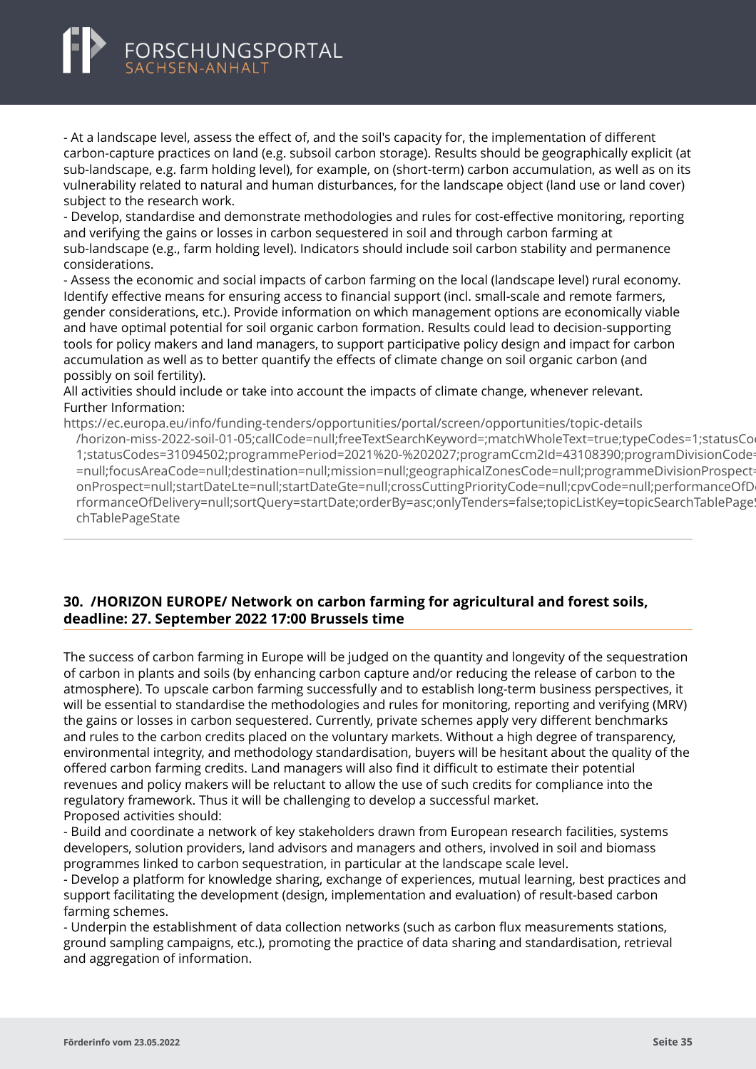- At a landscape level, assess the effect of, and the soil's capacity for, the implementation of different carbon-capture practices on land (e.g. subsoil carbon storage). Results should be geographically explicit (at sub-landscape, e.g. farm holding level), for example, on (short-term) carbon accumulation, as well as on its vulnerability related to natural and human disturbances, for the landscape object (land use or land cover) subject to the research work.
- Develop, standardise and demonstrate methodologies and rules for cost-effective monitoring, reporting and verifying the gains or losses in carbon sequestered in soil and through carbon farming at sub-landscape (e.g., farm holding level). Indicators should include soil carbon stability and permanence considerations.
- Assess the economic and social impacts of carbon farming on the local (landscape level) rural economy. Identify effective means for ensuring access to financial support (incl. small-scale and remote farmers, gender considerations, etc.). Provide information on which management options are economically viable and have optimal potential for soil organic carbon formation. Results could lead to decision-supporting tools for policy makers and land managers, to support participative policy design and impact for carbon accumulation as well as to better quantify the effects of climate change on soil organic carbon (and possibly on soil fertility).

All activities should include or take into account the impacts of climate change, whenever relevant.
Further Information:
https://ec.europa.eu/info/funding-tenders/opportunities/portal/screen/opportunities/topic-details/horizon-miss-2022-soil-01-05;callCode=null;freeTextSearchKeyword=;matchWholeText=true;typeCodes=1;statusCo 1;statusCodes=31094502;programmePeriod=2021%20-%202027;programCcm2Id=43108390;programDivisionCode= =null;focusAreaCode=null;destination=null;mission=null;geographicalZonesCode=null;programmeDivisionProspect= onProspect=null;startDateLte=null;startDateGte=null;crossCuttingPriorityCode=null;cpvCode=null;performanceOfD rformanceOfDelivery=null;sortQuery=startDate;orderBy=asc;onlyTenders=false;topicListKey=topicSearchTablePage chTablePageState

---

## 30. /HORIZON EUROPE/ Network on carbon farming for agricultural and forest soils, deadline: 27. September 2022 17:00 Brussels time

The success of carbon farming in Europe will be judged on the quantity and longevity of the sequestration of carbon in plants and soils (by enhancing carbon capture and/or reducing the release of carbon to the atmosphere). To upscale carbon farming successfully and to establish long-term business perspectives, it will be essential to standardise the methodologies and rules for monitoring, reporting and verifying (MRV) the gains or losses in carbon sequestered. Currently, private schemes apply very different benchmarks and rules to the carbon credits placed on the voluntary markets. Without a high degree of transparency, environmental integrity, and methodology standardisation, buyers will be hesitant about the quality of the offered carbon farming credits. Land managers will also find it difficult to estimate their potential revenues and policy makers will be reluctant to allow the use of such credits for compliance into the regulatory framework. Thus it will be challenging to develop a successful market.
Proposed activities should:
- Build and coordinate a network of key stakeholders drawn from European research facilities, systems developers, solution providers, land advisors and managers and others, involved in soil and biomass programmes linked to carbon sequestration, in particular at the landscape scale level.
- Develop a platform for knowledge sharing, exchange of experiences, mutual learning, best practices and support facilitating the development (design, implementation and evaluation) of result-based carbon farming schemes.
- Underpin the establishment of data collection networks (such as carbon flux measurements stations, ground sampling campaigns, etc.), promoting the practice of data sharing and standardisation, retrieval and aggregation of information.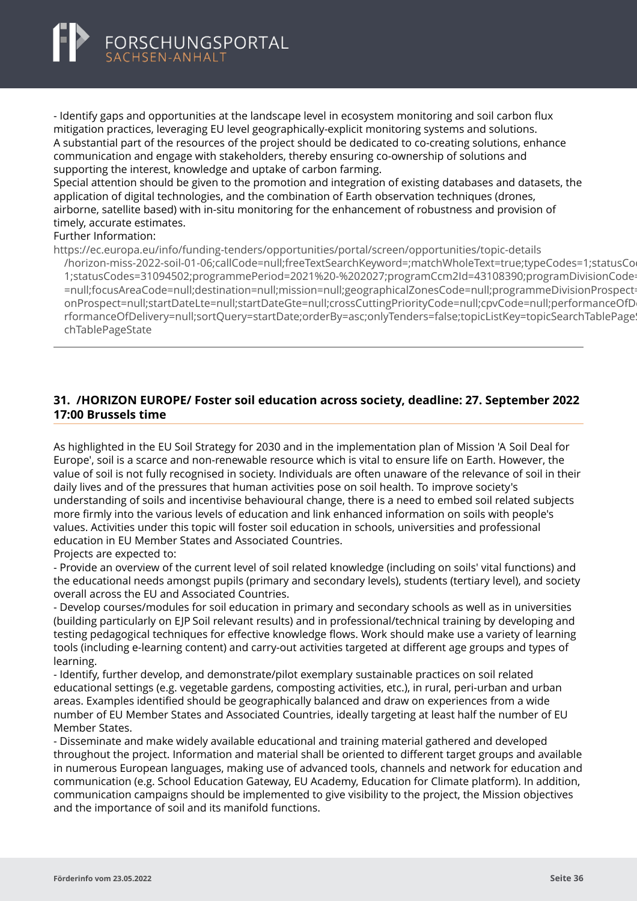- Identify gaps and opportunities at the landscape level in ecosystem monitoring and soil carbon flux mitigation practices, leveraging EU level geographically-explicit monitoring systems and solutions.
A substantial part of the resources of the project should be dedicated to co-creating solutions, enhance communication and engage with stakeholders, thereby ensuring co-ownership of solutions and supporting the interest, knowledge and uptake of carbon farming.
Special attention should be given to the promotion and integration of existing databases and datasets, the application of digital technologies, and the combination of Earth observation techniques (drones, airborne, satellite based) with in-situ monitoring for the enhancement of robustness and provision of timely, accurate estimates.
Further Information:
https://ec.europa.eu/info/funding-tenders/opportunities/portal/screen/opportunities/topic-details/horizon-miss-2022-soil-01-06;callCode=null;freeTextSearchKeyword=;matchWholeText=true;typeCodes=1;statusCodes=31094501;statusCodes=31094502;programmePeriod=2021%20-%202027;programCcm2Id=43108390;programDivisionCode=null;focusAreaCode=null;destination=null;mission=null;geographicalZonesCode=null;programmeDivisionProspect=null;startDateLte=null;startDateGte=null;crossCuttingPriorityCode=null;cpvCode=null;performanceOfDelivery=null;sortQuery=startDate;orderBy=asc;onlyTenders=false;topicListKey=topicSearchTablePageState

---

## 31. /HORIZON EUROPE/ Foster soil education across society, deadline: 27. September 2022 17:00 Brussels time

As highlighted in the EU Soil Strategy for 2030 and in the implementation plan of Mission 'A Soil Deal for Europe', soil is a scarce and non-renewable resource which is vital to ensure life on Earth. However, the value of soil is not fully recognised in society. Individuals are often unaware of the relevance of soil in their daily lives and of the pressures that human activities pose on soil health. To improve society's understanding of soils and incentivise behavioural change, there is a need to embed soil related subjects more firmly into the various levels of education and link enhanced information on soils with people's values. Activities under this topic will foster soil education in schools, universities and professional education in EU Member States and Associated Countries.
Projects are expected to:
- Provide an overview of the current level of soil related knowledge (including on soils' vital functions) and the educational needs amongst pupils (primary and secondary levels), students (tertiary level), and society overall across the EU and Associated Countries.
- Develop courses/modules for soil education in primary and secondary schools as well as in universities (building particularly on EJP Soil relevant results) and in professional/technical training by developing and testing pedagogical techniques for effective knowledge flows. Work should make use a variety of learning tools (including e-learning content) and carry-out activities targeted at different age groups and types of learning.
- Identify, further develop, and demonstrate/pilot exemplary sustainable practices on soil related educational settings (e.g. vegetable gardens, composting activities, etc.), in rural, peri-urban and urban areas. Examples identified should be geographically balanced and draw on experiences from a wide number of EU Member States and Associated Countries, ideally targeting at least half the number of EU Member States.
- Disseminate and make widely available educational and training material gathered and developed throughout the project. Information and material shall be oriented to different target groups and available in numerous European languages, making use of advanced tools, channels and network for education and communication (e.g. School Education Gateway, EU Academy, Education for Climate platform). In addition, communication campaigns should be implemented to give visibility to the project, the Mission objectives and the importance of soil and its manifold functions.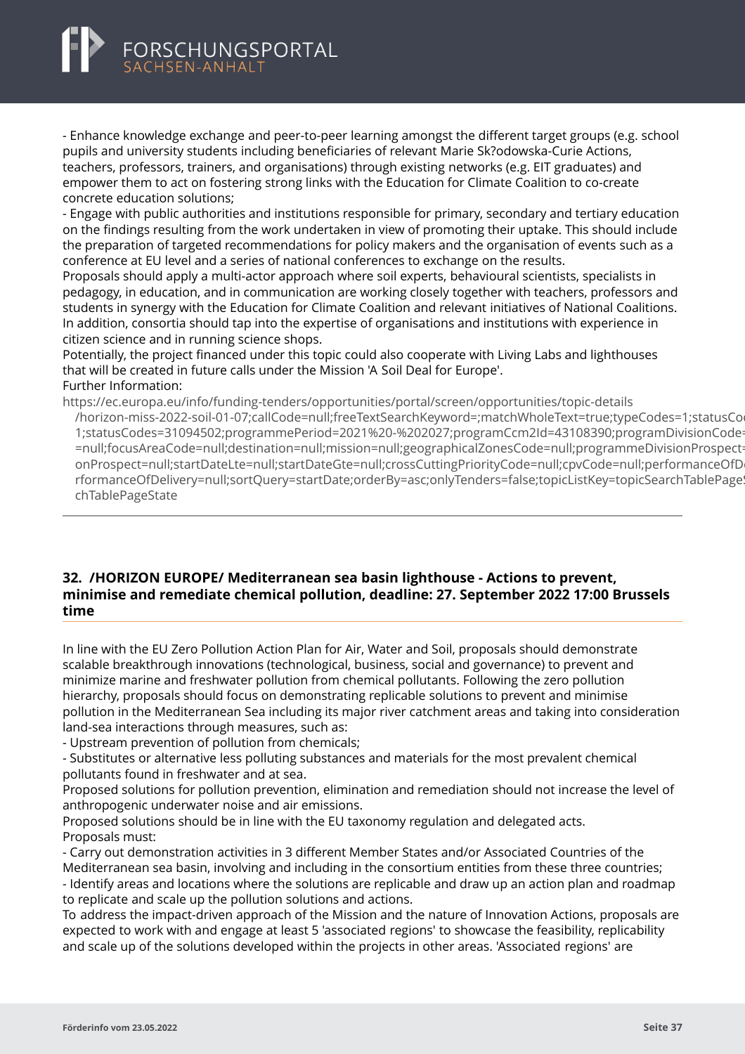- Enhance knowledge exchange and peer-to-peer learning amongst the different target groups (e.g. school pupils and university students including beneficiaries of relevant Marie Sk?odowska-Curie Actions, teachers, professors, trainers, and organisations) through existing networks (e.g. EIT graduates) and empower them to act on fostering strong links with the Education for Climate Coalition to co-create concrete education solutions;
- Engage with public authorities and institutions responsible for primary, secondary and tertiary education on the findings resulting from the work undertaken in view of promoting their uptake. This should include the preparation of targeted recommendations for policy makers and the organisation of events such as a conference at EU level and a series of national conferences to exchange on the results.

Proposals should apply a multi-actor approach where soil experts, behavioural scientists, specialists in pedagogy, in education, and in communication are working closely together with teachers, professors and students in synergy with the Education for Climate Coalition and relevant initiatives of National Coalitions. In addition, consortia should tap into the expertise of organisations and institutions with experience in citizen science and in running science shops.

Potentially, the project financed under this topic could also cooperate with Living Labs and lighthouses that will be created in future calls under the Mission 'A Soil Deal for Europe'.

Further Information:

https://ec.europa.eu/info/funding-tenders/opportunities/portal/screen/opportunities/topic-details/horizon-miss-2022-soil-01-07;callCode=null;freeTextSearchKeyword=;matchWholeText=true;typeCodes=1;statusCodes=31094501;statusCodes=31094502;programmePeriod=2021%20-%202027;programCcm2Id=43108390;programDivisionCode=null;focusAreaCode=null;destination=null;mission=null;geographicalZonesCode=null;programmeDivisionProspect=null;startDateLte=null;startDateGte=null;crossCuttingPriorityCode=null;cpvCode=null;performanceOfDelivery=null;sortQuery=startDate;orderBy=asc;onlyTenders=false;topicListKey=topicSearchTablePageState

---

## 32. /HORIZON EUROPE/ Mediterranean sea basin lighthouse - Actions to prevent, minimise and remediate chemical pollution, deadline: 27. September 2022 17:00 Brussels time

In line with the EU Zero Pollution Action Plan for Air, Water and Soil, proposals should demonstrate scalable breakthrough innovations (technological, business, social and governance) to prevent and minimize marine and freshwater pollution from chemical pollutants. Following the zero pollution hierarchy, proposals should focus on demonstrating replicable solutions to prevent and minimise pollution in the Mediterranean Sea including its major river catchment areas and taking into consideration land-sea interactions through measures, such as:

- Upstream prevention of pollution from chemicals;
- Substitutes or alternative less polluting substances and materials for the most prevalent chemical pollutants found in freshwater and at sea.

Proposed solutions for pollution prevention, elimination and remediation should not increase the level of anthropogenic underwater noise and air emissions.

Proposed solutions should be in line with the EU taxonomy regulation and delegated acts.

Proposals must:

- Carry out demonstration activities in 3 different Member States and/or Associated Countries of the Mediterranean sea basin, involving and including in the consortium entities from these three countries;
- Identify areas and locations where the solutions are replicable and draw up an action plan and roadmap to replicate and scale up the pollution solutions and actions.

To address the impact-driven approach of the Mission and the nature of Innovation Actions, proposals are expected to work with and engage at least 5 'associated regions' to showcase the feasibility, replicability and scale up of the solutions developed within the projects in other areas. 'Associated regions' are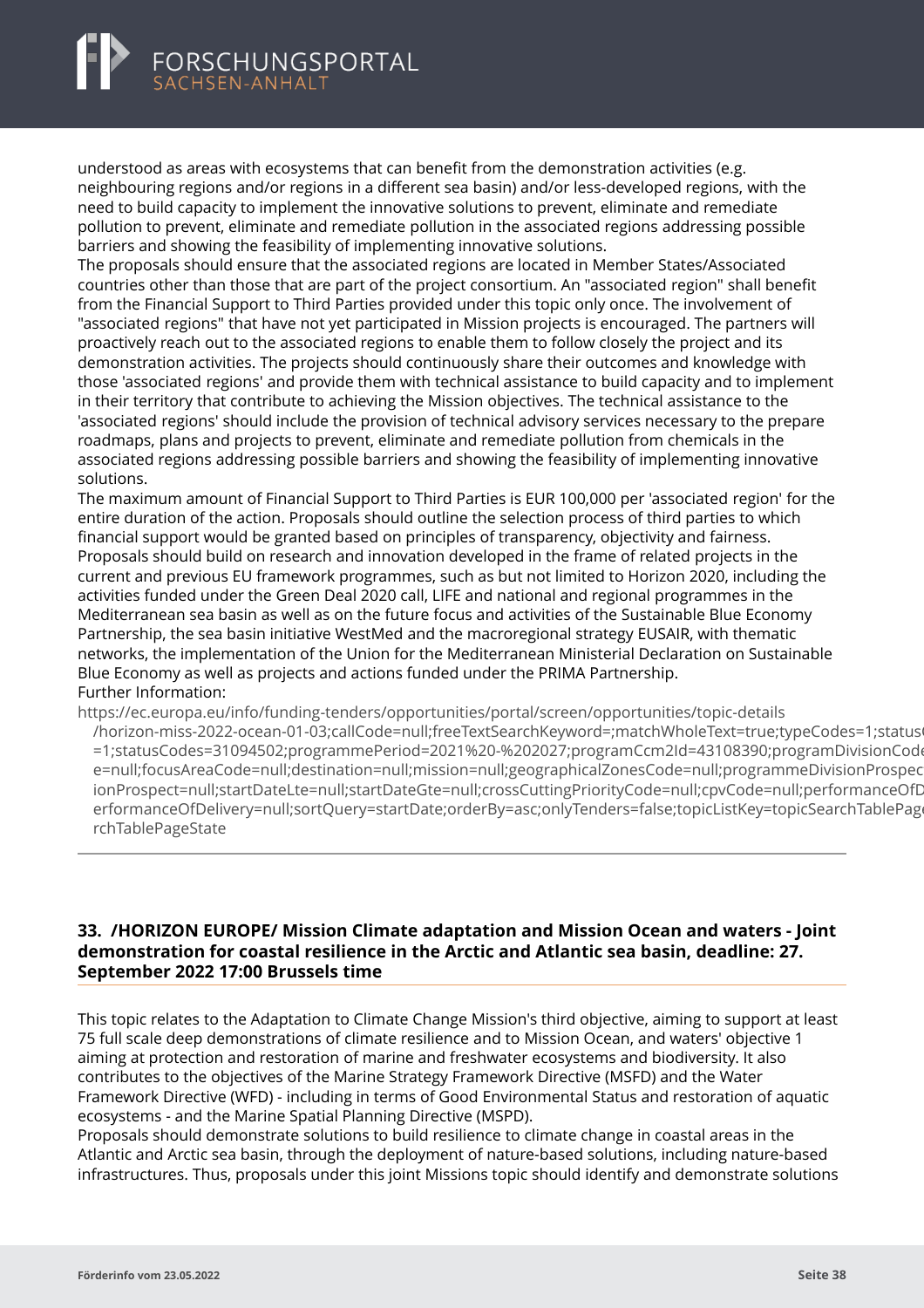understood as areas with ecosystems that can benefit from the demonstration activities (e.g. neighbouring regions and/or regions in a different sea basin) and/or less-developed regions, with the need to build capacity to implement the innovative solutions to prevent, eliminate and remediate pollution to prevent, eliminate and remediate pollution in the associated regions addressing possible barriers and showing the feasibility of implementing innovative solutions.

The proposals should ensure that the associated regions are located in Member States/Associated countries other than those that are part of the project consortium. An "associated region" shall benefit from the Financial Support to Third Parties provided under this topic only once. The involvement of "associated regions" that have not yet participated in Mission projects is encouraged. The partners will proactively reach out to the associated regions to enable them to follow closely the project and its demonstration activities. The projects should continuously share their outcomes and knowledge with those 'associated regions' and provide them with technical assistance to build capacity and to implement in their territory that contribute to achieving the Mission objectives. The technical assistance to the 'associated regions' should include the provision of technical advisory services necessary to the prepare roadmaps, plans and projects to prevent, eliminate and remediate pollution from chemicals in the associated regions addressing possible barriers and showing the feasibility of implementing innovative solutions.

The maximum amount of Financial Support to Third Parties is EUR 100,000 per 'associated region' for the entire duration of the action. Proposals should outline the selection process of third parties to which financial support would be granted based on principles of transparency, objectivity and fairness.

Proposals should build on research and innovation developed in the frame of related projects in the current and previous EU framework programmes, such as but not limited to Horizon 2020, including the activities funded under the Green Deal 2020 call, LIFE and national and regional programmes in the Mediterranean sea basin as well as on the future focus and activities of the Sustainable Blue Economy Partnership, the sea basin initiative WestMed and the macroregional strategy EUSAIR, with thematic networks, the implementation of the Union for the Mediterranean Ministerial Declaration on Sustainable Blue Economy as well as projects and actions funded under the PRIMA Partnership.

Further Information:

https://ec.europa.eu/info/funding-tenders/opportunities/portal/screen/opportunities/topic-details/horizon-miss-2022-ocean-01-03;callCode=null;freeTextSearchKeyword=;matchWholeText=true;typeCodes=1;status=1;statusCodes=31094502;programmePeriod=2021%20-%202027;programCcm2Id=43108390;programDivisionCode=null;focusAreaCode=null;destination=null;mission=null;geographicalZonesCode=null;programmeDivisionProspectionProspect=null;startDateLte=null;startDateGte=null;crossCuttingPriorityCode=null;cpvCode=null;performanceOfDeliveryperformanceOfDelivery=null;sortQuery=startDate;orderBy=asc;onlyTenders=false;topicListKey=topicSearchTablePageSearchTablePageState

---

### 33. /HORIZON EUROPE/ Mission Climate adaptation and Mission Ocean and waters - Joint demonstration for coastal resilience in the Arctic and Atlantic sea basin, deadline: 27. September 2022 17:00 Brussels time

This topic relates to the Adaptation to Climate Change Mission's third objective, aiming to support at least 75 full scale deep demonstrations of climate resilience and to Mission Ocean, and waters' objective 1 aiming at protection and restoration of marine and freshwater ecosystems and biodiversity. It also contributes to the objectives of the Marine Strategy Framework Directive (MSFD) and the Water Framework Directive (WFD) - including in terms of Good Environmental Status and restoration of aquatic ecosystems - and the Marine Spatial Planning Directive (MSPD).

Proposals should demonstrate solutions to build resilience to climate change in coastal areas in the Atlantic and Arctic sea basin, through the deployment of nature-based solutions, including nature-based infrastructures. Thus, proposals under this joint Missions topic should identify and demonstrate solutions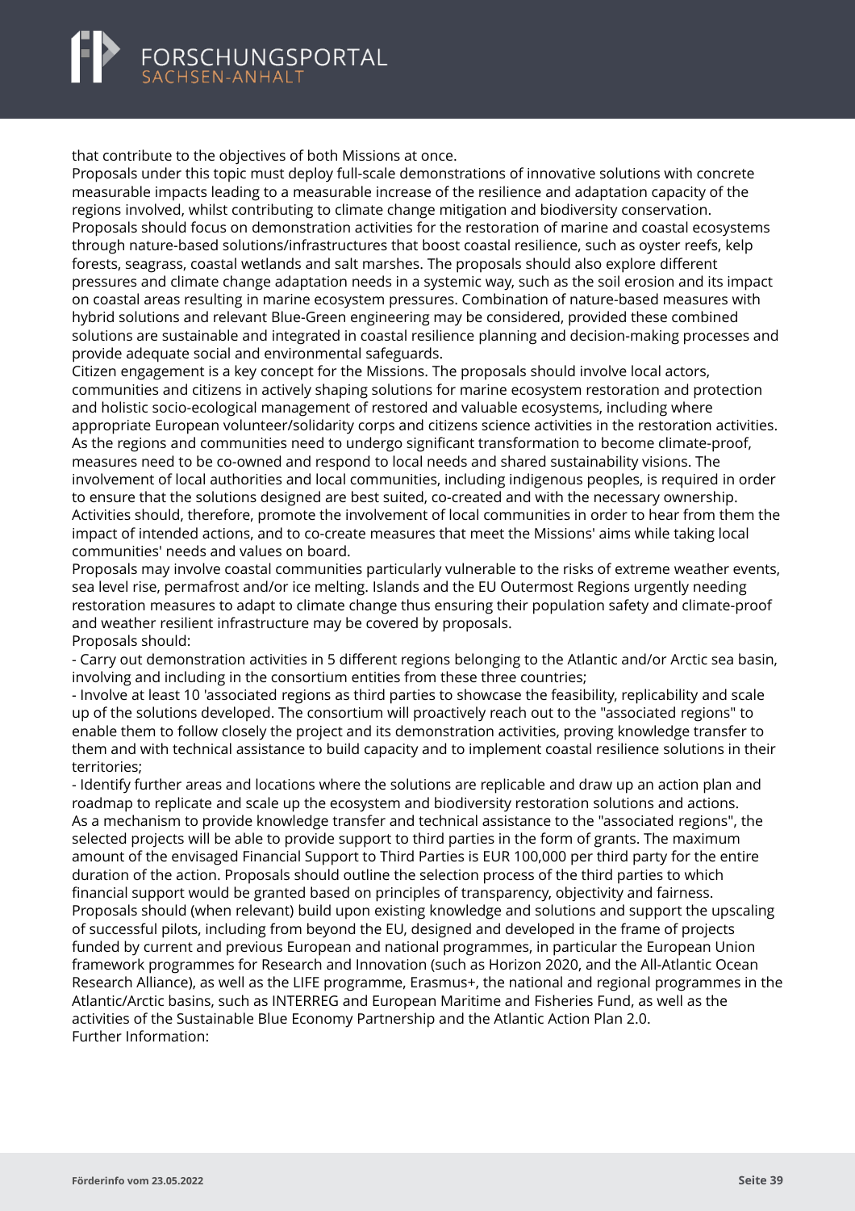that contribute to the objectives of both Missions at once.
Proposals under this topic must deploy full-scale demonstrations of innovative solutions with concrete measurable impacts leading to a measurable increase of the resilience and adaptation capacity of the regions involved, whilst contributing to climate change mitigation and biodiversity conservation.
Proposals should focus on demonstration activities for the restoration of marine and coastal ecosystems through nature-based solutions/infrastructures that boost coastal resilience, such as oyster reefs, kelp forests, seagrass, coastal wetlands and salt marshes. The proposals should also explore different pressures and climate change adaptation needs in a systemic way, such as the soil erosion and its impact on coastal areas resulting in marine ecosystem pressures. Combination of nature-based measures with hybrid solutions and relevant Blue-Green engineering may be considered, provided these combined solutions are sustainable and integrated in coastal resilience planning and decision-making processes and provide adequate social and environmental safeguards.
Citizen engagement is a key concept for the Missions. The proposals should involve local actors, communities and citizens in actively shaping solutions for marine ecosystem restoration and protection and holistic socio-ecological management of restored and valuable ecosystems, including where appropriate European volunteer/solidarity corps and citizens science activities in the restoration activities. As the regions and communities need to undergo significant transformation to become climate-proof, measures need to be co-owned and respond to local needs and shared sustainability visions. The involvement of local authorities and local communities, including indigenous peoples, is required in order to ensure that the solutions designed are best suited, co-created and with the necessary ownership. Activities should, therefore, promote the involvement of local communities in order to hear from them the impact of intended actions, and to co-create measures that meet the Missions' aims while taking local communities' needs and values on board.
Proposals may involve coastal communities particularly vulnerable to the risks of extreme weather events, sea level rise, permafrost and/or ice melting. Islands and the EU Outermost Regions urgently needing restoration measures to adapt to climate change thus ensuring their population safety and climate-proof and weather resilient infrastructure may be covered by proposals.
Proposals should:
- Carry out demonstration activities in 5 different regions belonging to the Atlantic and/or Arctic sea basin, involving and including in the consortium entities from these three countries;
- Involve at least 10 'associated regions as third parties to showcase the feasibility, replicability and scale up of the solutions developed. The consortium will proactively reach out to the "associated regions" to enable them to follow closely the project and its demonstration activities, proving knowledge transfer to them and with technical assistance to build capacity and to implement coastal resilience solutions in their territories;
- Identify further areas and locations where the solutions are replicable and draw up an action plan and roadmap to replicate and scale up the ecosystem and biodiversity restoration solutions and actions.
As a mechanism to provide knowledge transfer and technical assistance to the "associated regions", the selected projects will be able to provide support to third parties in the form of grants. The maximum amount of the envisaged Financial Support to Third Parties is EUR 100,000 per third party for the entire duration of the action. Proposals should outline the selection process of the third parties to which financial support would be granted based on principles of transparency, objectivity and fairness.
Proposals should (when relevant) build upon existing knowledge and solutions and support the upscaling of successful pilots, including from beyond the EU, designed and developed in the frame of projects funded by current and previous European and national programmes, in particular the European Union framework programmes for Research and Innovation (such as Horizon 2020, and the All-Atlantic Ocean Research Alliance), as well as the LIFE programme, Erasmus+, the national and regional programmes in the Atlantic/Arctic basins, such as INTERREG and European Maritime and Fisheries Fund, as well as the activities of the Sustainable Blue Economy Partnership and the Atlantic Action Plan 2.0.
Further Information: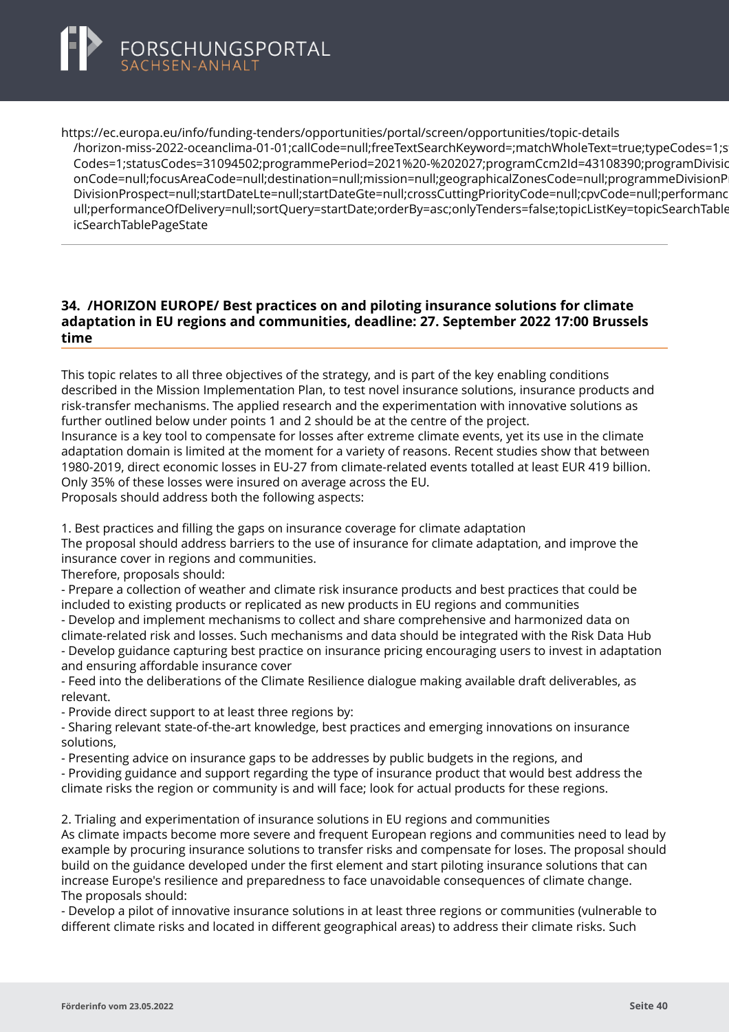https://ec.europa.eu/info/funding-tenders/opportunities/portal/screen/opportunities/topic-details
/horizon-miss-2022-oceanclima-01-01;callCode=null;freeTextSearchKeyword=;matchWholeText=true;typeCodes=1;s
Codes=1;statusCodes=31094502;programmePeriod=2021%20-%202027;programCcm2Id=43108390;programDivisio
onCode=null;focusAreaCode=null;destination=null;mission=null;geographicalZonesCode=null;programmeDivisionP
DivisionProspect=null;startDateLte=null;startDateGte=null;crossCuttingPriorityCode=null;cpvCode=null;performanc
ull;performanceOfDelivery=null;sortQuery=startDate;orderBy=asc;onlyTenders=false;topicListKey=topicSearchTable
icSearchTablePageState

---

### 34. /HORIZON EUROPE/ Best practices on and piloting insurance solutions for climate adaptation in EU regions and communities, deadline: 27. September 2022 17:00 Brussels time

This topic relates to all three objectives of the strategy, and is part of the key enabling conditions described in the Mission Implementation Plan, to test novel insurance solutions, insurance products and risk-transfer mechanisms. The applied research and the experimentation with innovative solutions as further outlined below under points 1 and 2 should be at the centre of the project.
Insurance is a key tool to compensate for losses after extreme climate events, yet its use in the climate adaptation domain is limited at the moment for a variety of reasons. Recent studies show that between 1980-2019, direct economic losses in EU-27 from climate-related events totalled at least EUR 419 billion. Only 35% of these losses were insured on average across the EU.
Proposals should address both the following aspects:

1. Best practices and filling the gaps on insurance coverage for climate adaptation
The proposal should address barriers to the use of insurance for climate adaptation, and improve the insurance cover in regions and communities.
Therefore, proposals should:
- Prepare a collection of weather and climate risk insurance products and best practices that could be included to existing products or replicated as new products in EU regions and communities
- Develop and implement mechanisms to collect and share comprehensive and harmonized data on climate-related risk and losses. Such mechanisms and data should be integrated with the Risk Data Hub
- Develop guidance capturing best practice on insurance pricing encouraging users to invest in adaptation and ensuring affordable insurance cover
- Feed into the deliberations of the Climate Resilience dialogue making available draft deliverables, as relevant.
- Provide direct support to at least three regions by:
- Sharing relevant state-of-the-art knowledge, best practices and emerging innovations on insurance solutions,
- Presenting advice on insurance gaps to be addresses by public budgets in the regions, and
- Providing guidance and support regarding the type of insurance product that would best address the climate risks the region or community is and will face; look for actual products for these regions.

2. Trialing and experimentation of insurance solutions in EU regions and communities
As climate impacts become more severe and frequent European regions and communities need to lead by example by procuring insurance solutions to transfer risks and compensate for loses. The proposal should build on the guidance developed under the first element and start piloting insurance solutions that can increase Europe's resilience and preparedness to face unavoidable consequences of climate change.
The proposals should:
- Develop a pilot of innovative insurance solutions in at least three regions or communities (vulnerable to different climate risks and located in different geographical areas) to address their climate risks. Such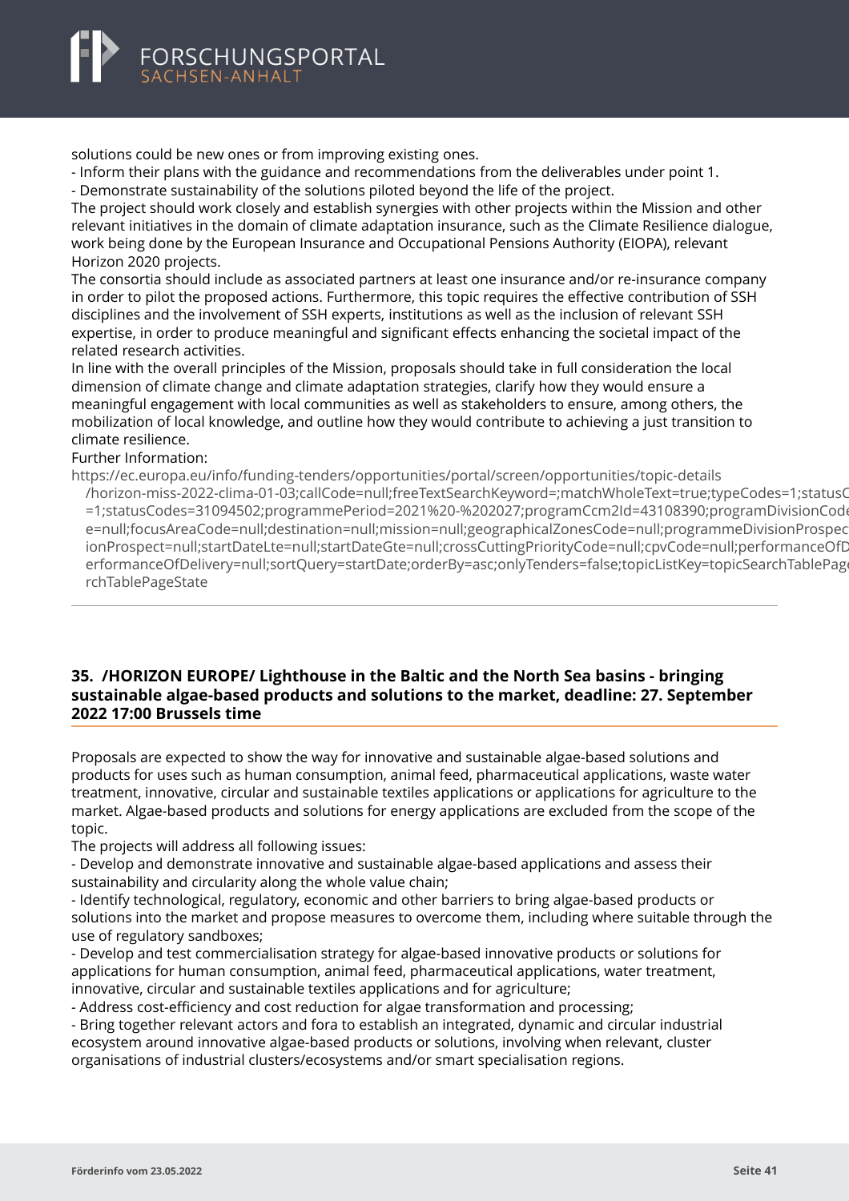solutions could be new ones or from improving existing ones.
- Inform their plans with the guidance and recommendations from the deliverables under point 1.
- Demonstrate sustainability of the solutions piloted beyond the life of the project.

The project should work closely and establish synergies with other projects within the Mission and other relevant initiatives in the domain of climate adaptation insurance, such as the Climate Resilience dialogue, work being done by the European Insurance and Occupational Pensions Authority (EIOPA), relevant Horizon 2020 projects.

The consortia should include as associated partners at least one insurance and/or re-insurance company in order to pilot the proposed actions. Furthermore, this topic requires the effective contribution of SSH disciplines and the involvement of SSH experts, institutions as well as the inclusion of relevant SSH expertise, in order to produce meaningful and significant effects enhancing the societal impact of the related research activities.

In line with the overall principles of the Mission, proposals should take in full consideration the local dimension of climate change and climate adaptation strategies, clarify how they would ensure a meaningful engagement with local communities as well as stakeholders to ensure, among others, the mobilization of local knowledge, and outline how they would contribute to achieving a just transition to climate resilience.

Further Information:
https://ec.europa.eu/info/funding-tenders/opportunities/portal/screen/opportunities/topic-details/horizon-miss-2022-clima-01-03;callCode=null;freeTextSearchKeyword=;matchWholeText=true;typeCodes=1;statusC=1;statusCodes=31094502;programmePeriod=2021%20-%202027;programCcm2Id=43108390;programDivisionCode=null;focusAreaCode=null;destination=null;mission=null;geographicalZonesCode=null;programmeDivisionProspectionProspect=null;startDateLte=null;startDateGte=null;crossCuttingPriorityCode=null;cpvCode=null;performanceOfDerformanceOfDelivery=null;sortQuery=startDate;orderBy=asc;onlyTenders=false;topicListKey=topicSearchTablePagerchTablePageState

## 35. /HORIZON EUROPE/ Lighthouse in the Baltic and the North Sea basins - bringing sustainable algae-based products and solutions to the market, deadline: 27. September 2022 17:00 Brussels time

Proposals are expected to show the way for innovative and sustainable algae-based solutions and products for uses such as human consumption, animal feed, pharmaceutical applications, waste water treatment, innovative, circular and sustainable textiles applications or applications for agriculture to the market. Algae-based products and solutions for energy applications are excluded from the scope of the topic.

The projects will address all following issues:
- Develop and demonstrate innovative and sustainable algae-based applications and assess their sustainability and circularity along the whole value chain;
- Identify technological, regulatory, economic and other barriers to bring algae-based products or solutions into the market and propose measures to overcome them, including where suitable through the use of regulatory sandboxes;
- Develop and test commercialisation strategy for algae-based innovative products or solutions for applications for human consumption, animal feed, pharmaceutical applications, water treatment, innovative, circular and sustainable textiles applications and for agriculture;
- Address cost-efficiency and cost reduction for algae transformation and processing;
- Bring together relevant actors and fora to establish an integrated, dynamic and circular industrial ecosystem around innovative algae-based products or solutions, involving when relevant, cluster organisations of industrial clusters/ecosystems and/or smart specialisation regions.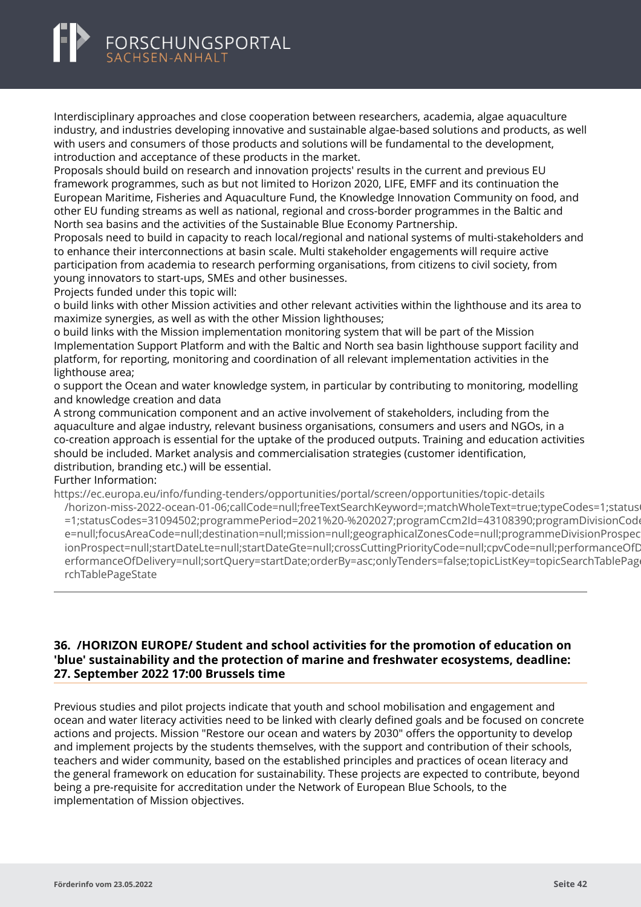Interdisciplinary approaches and close cooperation between researchers, academia, algae aquaculture industry, and industries developing innovative and sustainable algae-based solutions and products, as well with users and consumers of those products and solutions will be fundamental to the development, introduction and acceptance of these products in the market.
Proposals should build on research and innovation projects' results in the current and previous EU framework programmes, such as but not limited to Horizon 2020, LIFE, EMFF and its continuation the European Maritime, Fisheries and Aquaculture Fund, the Knowledge Innovation Community on food, and other EU funding streams as well as national, regional and cross-border programmes in the Baltic and North sea basins and the activities of the Sustainable Blue Economy Partnership.
Proposals need to build in capacity to reach local/regional and national systems of multi-stakeholders and to enhance their interconnections at basin scale. Multi stakeholder engagements will require active participation from academia to research performing organisations, from citizens to civil society, from young innovators to start-ups, SMEs and other businesses.
Projects funded under this topic will:
o build links with other Mission activities and other relevant activities within the lighthouse and its area to maximize synergies, as well as with the other Mission lighthouses;
o build links with the Mission implementation monitoring system that will be part of the Mission Implementation Support Platform and with the Baltic and North sea basin lighthouse support facility and platform, for reporting, monitoring and coordination of all relevant implementation activities in the lighthouse area;
o support the Ocean and water knowledge system, in particular by contributing to monitoring, modelling and knowledge creation and data
A strong communication component and an active involvement of stakeholders, including from the aquaculture and algae industry, relevant business organisations, consumers and users and NGOs, in a co-creation approach is essential for the uptake of the produced outputs. Training and education activities should be included. Market analysis and commercialisation strategies (customer identification, distribution, branding etc.) will be essential.
Further Information:
https://ec.europa.eu/info/funding-tenders/opportunities/portal/screen/opportunities/topic-details/horizon-miss-2022-ocean-01-06;callCode=null;freeTextSearchKeyword=;matchWholeText=true;typeCodes=1;status=1;statusCodes=31094502;programmePeriod=2021%20-%202027;programCcm2Id=43108390;programDivisionCode=null;focusAreaCode=null;destination=null;mission=null;geographicalZonesCode=null;programmeDivisionProspectionProspect=null;startDateLte=null;startDateGte=null;crossCuttingPriorityCode=null;cpvCode=null;performanceOfDeliveryformanceOfDelivery=null;sortQuery=startDate;orderBy=asc;onlyTenders=false;topicListKey=topicSearchTablePageSearchTablePageState

---

### 36. /HORIZON EUROPE/ Student and school activities for the promotion of education on 'blue' sustainability and the protection of marine and freshwater ecosystems, deadline: 27. September 2022 17:00 Brussels time

Previous studies and pilot projects indicate that youth and school mobilisation and engagement and ocean and water literacy activities need to be linked with clearly defined goals and be focused on concrete actions and projects. Mission "Restore our ocean and waters by 2030" offers the opportunity to develop and implement projects by the students themselves, with the support and contribution of their schools, teachers and wider community, based on the established principles and practices of ocean literacy and the general framework on education for sustainability. These projects are expected to contribute, beyond being a pre-requisite for accreditation under the Network of European Blue Schools, to the implementation of Mission objectives.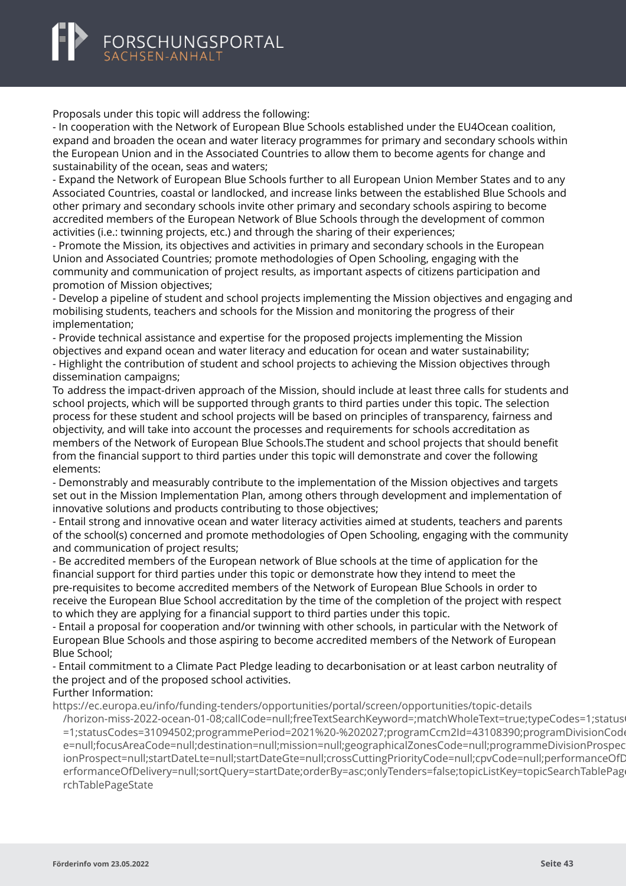Proposals under this topic will address the following:

- In cooperation with the Network of European Blue Schools established under the EU4Ocean coalition, expand and broaden the ocean and water literacy programmes for primary and secondary schools within the European Union and in the Associated Countries to allow them to become agents for change and sustainability of the ocean, seas and waters;
- Expand the Network of European Blue Schools further to all European Union Member States and to any Associated Countries, coastal or landlocked, and increase links between the established Blue Schools and other primary and secondary schools invite other primary and secondary schools aspiring to become accredited members of the European Network of Blue Schools through the development of common activities (i.e.: twinning projects, etc.) and through the sharing of their experiences;
- Promote the Mission, its objectives and activities in primary and secondary schools in the European Union and Associated Countries; promote methodologies of Open Schooling, engaging with the community and communication of project results, as important aspects of citizens participation and promotion of Mission objectives;
- Develop a pipeline of student and school projects implementing the Mission objectives and engaging and mobilising students, teachers and schools for the Mission and monitoring the progress of their implementation;
- Provide technical assistance and expertise for the proposed projects implementing the Mission objectives and expand ocean and water literacy and education for ocean and water sustainability;
- Highlight the contribution of student and school projects to achieving the Mission objectives through dissemination campaigns;

To address the impact-driven approach of the Mission, should include at least three calls for students and school projects, which will be supported through grants to third parties under this topic. The selection process for these student and school projects will be based on principles of transparency, fairness and objectivity, and will take into account the processes and requirements for schools accreditation as members of the Network of European Blue Schools.The student and school projects that should benefit from the financial support to third parties under this topic will demonstrate and cover the following elements:

- Demonstrably and measurably contribute to the implementation of the Mission objectives and targets set out in the Mission Implementation Plan, among others through development and implementation of innovative solutions and products contributing to those objectives;
- Entail strong and innovative ocean and water literacy activities aimed at students, teachers and parents of the school(s) concerned and promote methodologies of Open Schooling, engaging with the community and communication of project results;
- Be accredited members of the European network of Blue schools at the time of application for the financial support for third parties under this topic or demonstrate how they intend to meet the pre-requisites to become accredited members of the Network of European Blue Schools in order to receive the European Blue School accreditation by the time of the completion of the project with respect to which they are applying for a financial support to third parties under this topic.
- Entail a proposal for cooperation and/or twinning with other schools, in particular with the Network of European Blue Schools and those aspiring to become accredited members of the Network of European Blue School;
- Entail commitment to a Climate Pact Pledge leading to decarbonisation or at least carbon neutrality of the project and of the proposed school activities.

Further Information:

https://ec.europa.eu/info/funding-tenders/opportunities/portal/screen/opportunities/topic-details/horizon-miss-2022-ocean-01-08;callCode=null;freeTextSearchKeyword=;matchWholeText=true;typeCodes=1;statusCodes=31094502;programmePeriod=2021%20-%202027;programCcm2Id=43108390;programDivisionCode=null;focusAreaCode=null;destination=null;mission=null;geographicalZonesCode=null;programmeDivisionProspect=null;startDateLte=null;startDateGte=null;crossCuttingPriorityCode=null;cpvCode=null;performanceOfDelivery=null;sortQuery=startDate;orderBy=asc;onlyTenders=false;topicListKey=topicSearchTablePageState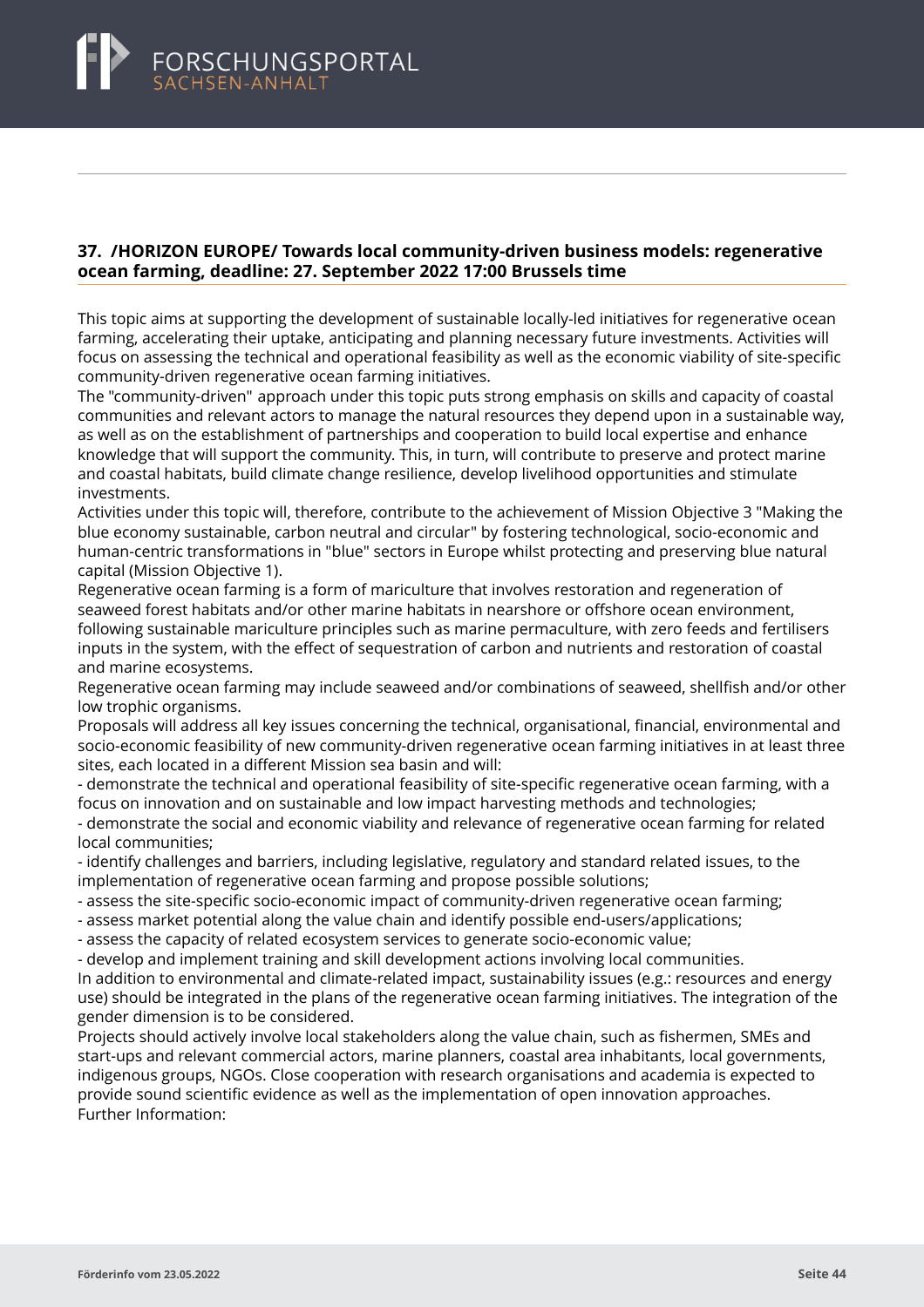### 37. /HORIZON EUROPE/ Towards local community-driven business models: regenerative ocean farming, deadline: 27. September 2022 17:00 Brussels time

This topic aims at supporting the development of sustainable locally-led initiatives for regenerative ocean farming, accelerating their uptake, anticipating and planning necessary future investments. Activities will focus on assessing the technical and operational feasibility as well as the economic viability of site-specific community-driven regenerative ocean farming initiatives.
The "community-driven" approach under this topic puts strong emphasis on skills and capacity of coastal communities and relevant actors to manage the natural resources they depend upon in a sustainable way, as well as on the establishment of partnerships and cooperation to build local expertise and enhance knowledge that will support the community. This, in turn, will contribute to preserve and protect marine and coastal habitats, build climate change resilience, develop livelihood opportunities and stimulate investments.
Activities under this topic will, therefore, contribute to the achievement of Mission Objective 3 "Making the blue economy sustainable, carbon neutral and circular" by fostering technological, socio-economic and human-centric transformations in "blue" sectors in Europe whilst protecting and preserving blue natural capital (Mission Objective 1).
Regenerative ocean farming is a form of mariculture that involves restoration and regeneration of seaweed forest habitats and/or other marine habitats in nearshore or offshore ocean environment, following sustainable mariculture principles such as marine permaculture, with zero feeds and fertilisers inputs in the system, with the effect of sequestration of carbon and nutrients and restoration of coastal and marine ecosystems.
Regenerative ocean farming may include seaweed and/or combinations of seaweed, shellfish and/or other low trophic organisms.
Proposals will address all key issues concerning the technical, organisational, financial, environmental and socio-economic feasibility of new community-driven regenerative ocean farming initiatives in at least three sites, each located in a different Mission sea basin and will:
- demonstrate the technical and operational feasibility of site-specific regenerative ocean farming, with a focus on innovation and on sustainable and low impact harvesting methods and technologies;
- demonstrate the social and economic viability and relevance of regenerative ocean farming for related local communities;
- identify challenges and barriers, including legislative, regulatory and standard related issues, to the implementation of regenerative ocean farming and propose possible solutions;
- assess the site-specific socio-economic impact of community-driven regenerative ocean farming;
- assess market potential along the value chain and identify possible end-users/applications;
- assess the capacity of related ecosystem services to generate socio-economic value;
- develop and implement training and skill development actions involving local communities.

In addition to environmental and climate-related impact, sustainability issues (e.g.: resources and energy use) should be integrated in the plans of the regenerative ocean farming initiatives. The integration of the gender dimension is to be considered.
Projects should actively involve local stakeholders along the value chain, such as fishermen, SMEs and start-ups and relevant commercial actors, marine planners, coastal area inhabitants, local governments, indigenous groups, NGOs. Close cooperation with research organisations and academia is expected to provide sound scientific evidence as well the implementation of open innovation approaches.
Further Information: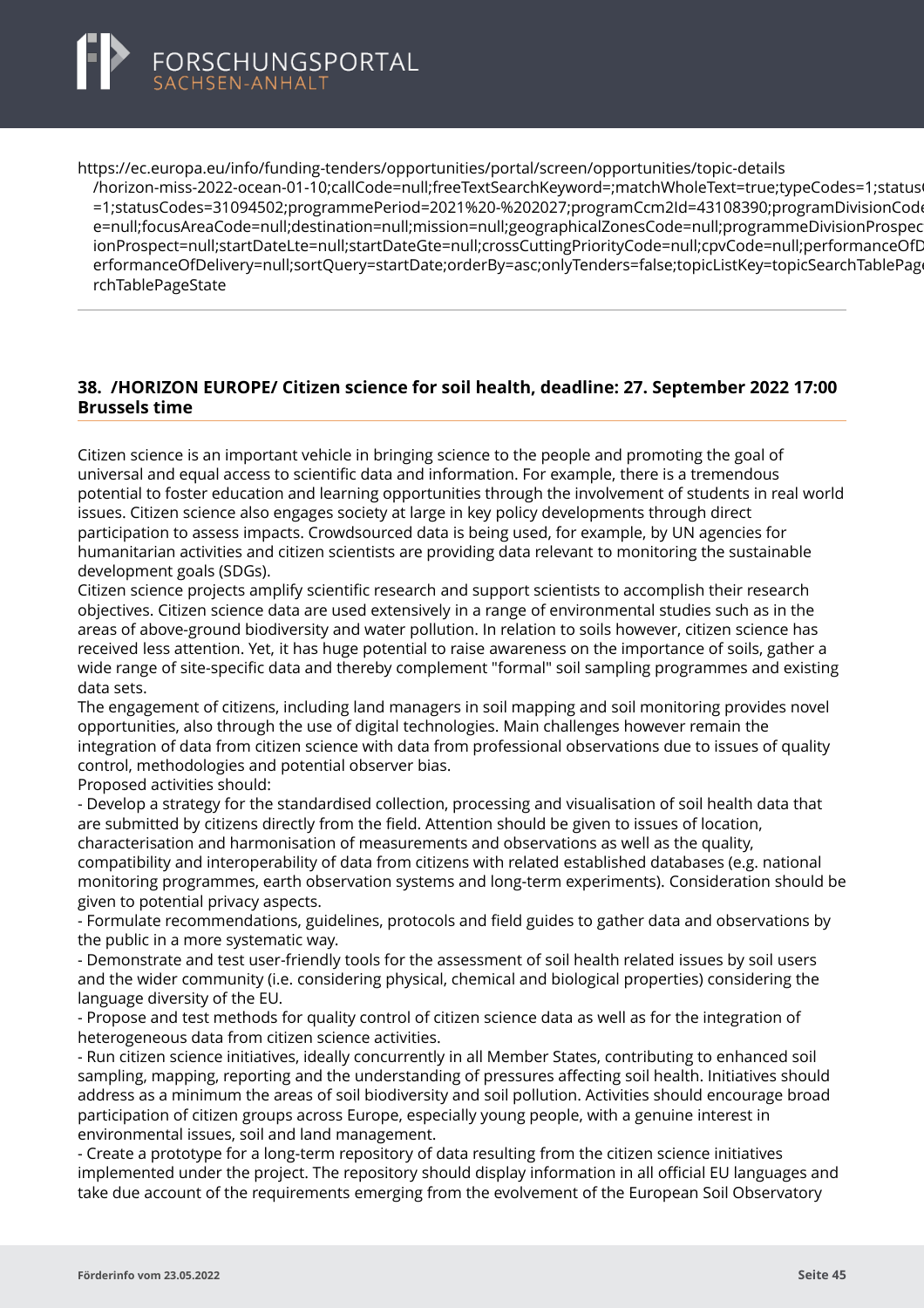https://ec.europa.eu/info/funding-tenders/opportunities/portal/screen/opportunities/topic-details /horizon-miss-2022-ocean-01-10;callCode=null;freeTextSearchKeyword=;matchWholeText=true;typeCodes=1;status( =1;statusCodes=31094502;programmePeriod=2021%20-%202027;programCcm2Id=43108390;programDivisionCode e=null;focusAreaCode=null;destination=null;mission=null;geographicalZonesCode=null;programmeDivisionProspec ionProspect=null;startDateLte=null;startDateGte=null;crossCuttingPriorityCode=null;cpvCode=null;performanceOfD erformanceOfDelivery=null;sortQuery=startDate;orderBy=asc;onlyTenders=false;topicListKey=topicSearchTablePage rchTablePageState

---

## 38. /HORIZON EUROPE/ Citizen science for soil health, deadline: 27. September 2022 17:00 Brussels time

Citizen science is an important vehicle in bringing science to the people and promoting the goal of universal and equal access to scientific data and information. For example, there is a tremendous potential to foster education and learning opportunities through the involvement of students in real world issues. Citizen science also engages society at large in key policy developments through direct participation to assess impacts. Crowdsourced data is being used, for example, by UN agencies for humanitarian activities and citizen scientists are providing data relevant to monitoring the sustainable development goals (SDGs).
Citizen science projects amplify scientific research and support scientists to accomplish their research objectives. Citizen science data are used extensively in a range of environmental studies such as in the areas of above-ground biodiversity and water pollution. In relation to soils however, citizen science has received less attention. Yet, it has huge potential to raise awareness on the importance of soils, gather a wide range of site-specific data and thereby complement "formal" soil sampling programmes and existing data sets.
The engagement of citizens, including land managers in soil mapping and soil monitoring provides novel opportunities, also through the use of digital technologies. Main challenges however remain the integration of data from citizen science with data from professional observations due to issues of quality control, methodologies and potential observer bias.
Proposed activities should:
- Develop a strategy for the standardised collection, processing and visualisation of soil health data that are submitted by citizens directly from the field. Attention should be given to issues of location, characterisation and harmonisation of measurements and observations as well as the quality, compatibility and interoperability of data from citizens with related established databases (e.g. national monitoring programmes, earth observation systems and long-term experiments). Consideration should be given to potential privacy aspects.
- Formulate recommendations, guidelines, protocols and field guides to gather data and observations by the public in a more systematic way.
- Demonstrate and test user-friendly tools for the assessment of soil health related issues by soil users and the wider community (i.e. considering physical, chemical and biological properties) considering the language diversity of the EU.
- Propose and test methods for quality control of citizen science data as well as for the integration of heterogeneous data from citizen science activities.
- Run citizen science initiatives, ideally concurrently in all Member States, contributing to enhanced soil sampling, mapping, reporting and the understanding of pressures affecting soil health. Initiatives should address as a minimum the areas of soil biodiversity and soil pollution. Activities should encourage broad participation of citizen groups across Europe, especially young people, with a genuine interest in environmental issues, soil and land management.
- Create a prototype for a long-term repository of data resulting from the citizen science initiatives implemented under the project. The repository should display information in all official EU languages and take due account of the requirements emerging from the evolvement of the European Soil Observatory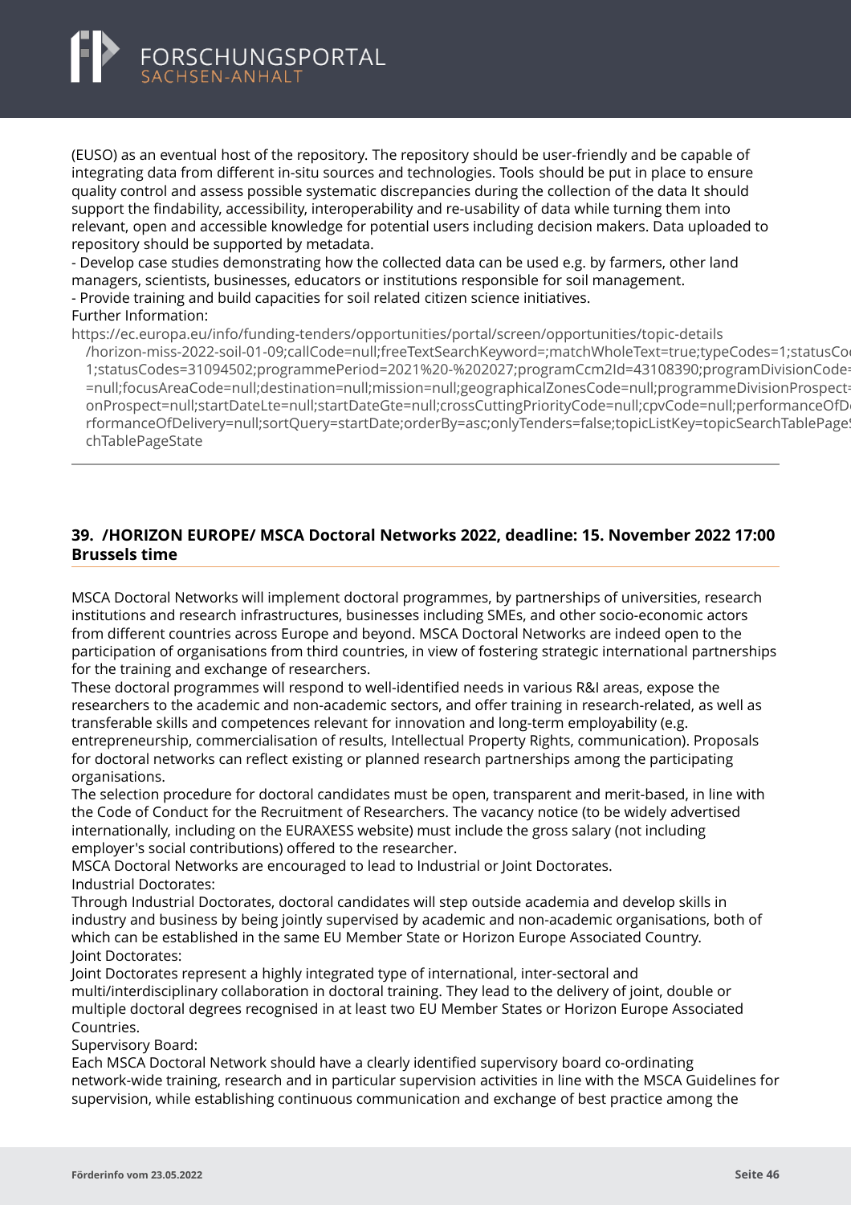(EUSO) as an eventual host of the repository. The repository should be user-friendly and be capable of integrating data from different in-situ sources and technologies. Tools should be put in place to ensure quality control and assess possible systematic discrepancies during the collection of the data It should support the findability, accessibility, interoperability and re-usability of data while turning them into relevant, open and accessible knowledge for potential users including decision makers. Data uploaded to repository should be supported by metadata.
- Develop case studies demonstrating how the collected data can be used e.g. by farmers, other land managers, scientists, businesses, educators or institutions responsible for soil management.
- Provide training and build capacities for soil related citizen science initiatives.
Further Information:
https://ec.europa.eu/info/funding-tenders/opportunities/portal/screen/opportunities/topic-details
/horizon-miss-2022-soil-01-09;callCode=null;freeTextSearchKeyword=;matchWholeText=true;typeCodes=1;statusCo
1;statusCodes=31094502;programmePeriod=2021%20-%202027;programCcm2Id=43108390;programDivisionCode=
=null;focusAreaCode=null;destination=null;mission=null;geographicalZonesCode=null;programmeDivisionProspect=
onProspect=null;startDateLte=null;startDateGte=null;crossCuttingPriorityCode=null;cpvCode=null;performanceOfD
rformanceOfDelivery=null;sortQuery=startDate;orderBy=asc;onlyTenders=false;topicListKey=topicSearchTablePage
chTablePageState

---

## 39. /HORIZON EUROPE/ MSCA Doctoral Networks 2022, deadline: 15. November 2022 17:00 Brussels time

MSCA Doctoral Networks will implement doctoral programmes, by partnerships of universities, research institutions and research infrastructures, businesses including SMEs, and other socio-economic actors from different countries across Europe and beyond. MSCA Doctoral Networks are indeed open to the participation of organisations from third countries, in view of fostering strategic international partnerships for the training and exchange of researchers.
These doctoral programmes will respond to well-identified needs in various R&I areas, expose the researchers to the academic and non-academic sectors, and offer training in research-related, as well as transferable skills and competences relevant for innovation and long-term employability (e.g. entrepreneurship, commercialisation of results, Intellectual Property Rights, communication). Proposals for doctoral networks can reflect existing or planned research partnerships among the participating organisations.
The selection procedure for doctoral candidates must be open, transparent and merit-based, in line with the Code of Conduct for the Recruitment of Researchers. The vacancy notice (to be widely advertised internationally, including on the EURAXESS website) must include the gross salary (not including employer's social contributions) offered to the researcher.
MSCA Doctoral Networks are encouraged to lead to Industrial or Joint Doctorates.
Industrial Doctorates:
Through Industrial Doctorates, doctoral candidates will step outside academia and develop skills in industry and business by being jointly supervised by academic and non-academic organisations, both of which can be established in the same EU Member State or Horizon Europe Associated Country.
Joint Doctorates:
Joint Doctorates represent a highly integrated type of international, inter-sectoral and multi/interdisciplinary collaboration in doctoral training. They lead to the delivery of joint, double or multiple doctoral degrees recognised in at least two EU Member States or Horizon Europe Associated Countries.
Supervisory Board:
Each MSCA Doctoral Network should have a clearly identified supervisory board co-ordinating network-wide training, research and in particular supervision activities in line with the MSCA Guidelines for supervision, while establishing continuous communication and exchange of best practice among the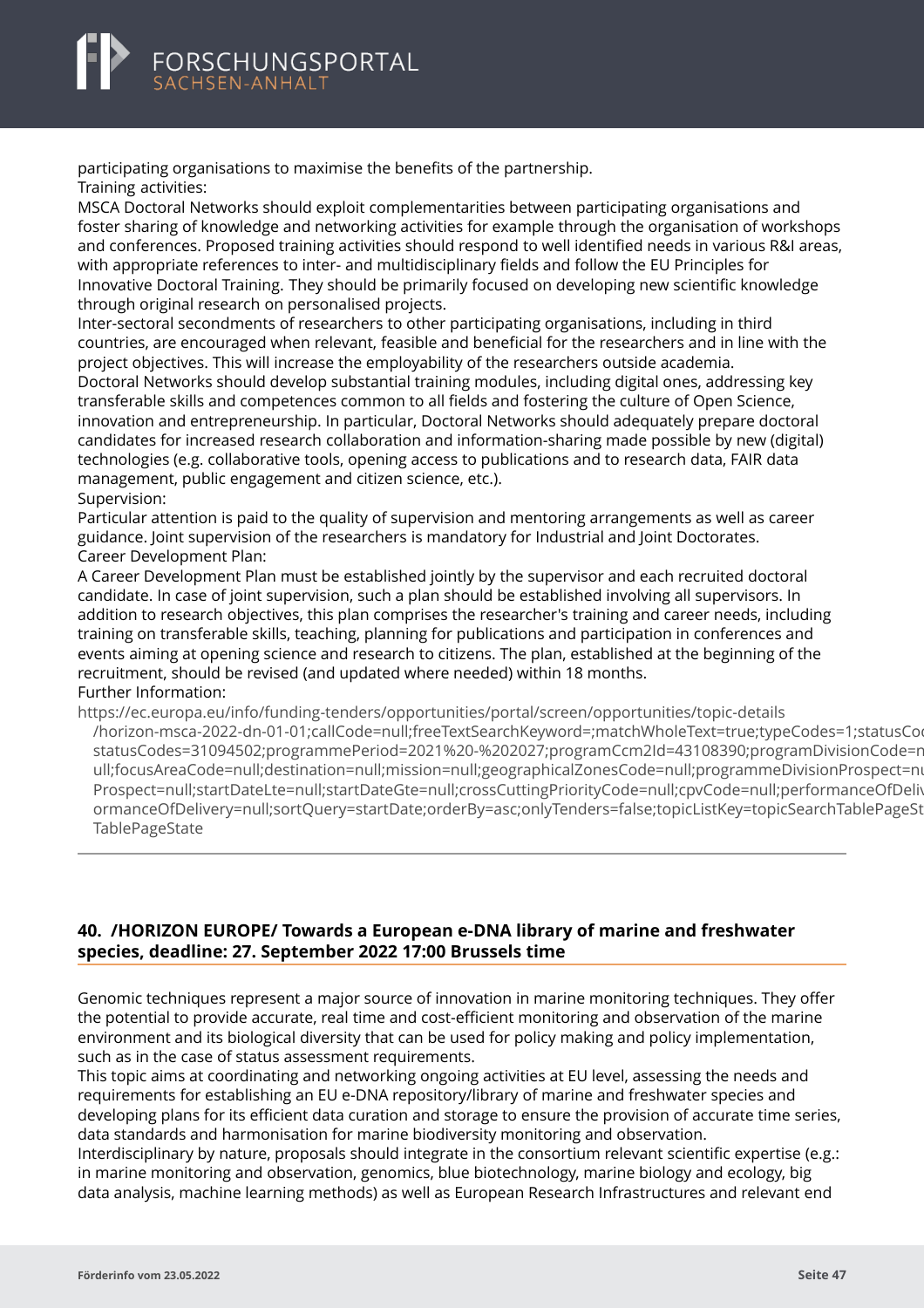participating organisations to maximise the benefits of the partnership.
Training activities:
MSCA Doctoral Networks should exploit complementarities between participating organisations and foster sharing of knowledge and networking activities for example through the organisation of workshops and conferences. Proposed training activities should respond to well identified needs in various R&I areas, with appropriate references to inter- and multidisciplinary fields and follow the EU Principles for Innovative Doctoral Training. They should be primarily focused on developing new scientific knowledge through original research on personalised projects.
Inter-sectoral secondments of researchers to other participating organisations, including in third countries, are encouraged when relevant, feasible and beneficial for the researchers and in line with the project objectives. This will increase the employability of the researchers outside academia.
Doctoral Networks should develop substantial training modules, including digital ones, addressing key transferable skills and competences common to all fields and fostering the culture of Open Science, innovation and entrepreneurship. In particular, Doctoral Networks should adequately prepare doctoral candidates for increased research collaboration and information-sharing made possible by new (digital) technologies (e.g. collaborative tools, opening access to publications and to research data, FAIR data management, public engagement and citizen science, etc.).
Supervision:
Particular attention is paid to the quality of supervision and mentoring arrangements as well as career guidance. Joint supervision of the researchers is mandatory for Industrial and Joint Doctorates.
Career Development Plan:
A Career Development Plan must be established jointly by the supervisor and each recruited doctoral candidate. In case of joint supervision, such a plan should be established involving all supervisors. In addition to research objectives, this plan comprises the researcher's training and career needs, including training on transferable skills, teaching, planning for publications and participation in conferences and events aiming at opening science and research to citizens. The plan, established at the beginning of the recruitment, should be revised (and updated where needed) within 18 months.
Further Information:
https://ec.europa.eu/info/funding-tenders/opportunities/portal/screen/opportunities/topic-details/horizon-msca-2022-dn-01-01;callCode=null;freeTextSearchKeyword=;matchWholeText=true;typeCodes=1;statusCodes=31094502;programmePeriod=2021%20-%202027;programCcm2Id=43108390;programDivisionCode=null;focusAreaCode=null;destination=null;mission=null;geographicalZonesCode=null;programmeDivisionProspect=null;Prospect=null;startDateLte=null;startDateGte=null;crossCuttingPriorityCode=null;cpvCode=null;performanceOfDelivery=null;sortQuery=startDate;orderBy=asc;onlyTenders=false;topicListKey=topicSearchTablePageState

---

## 40. /HORIZON EUROPE/ Towards a European e-DNA library of marine and freshwater species, deadline: 27. September 2022 17:00 Brussels time

Genomic techniques represent a major source of innovation in marine monitoring techniques. They offer the potential to provide accurate, real time and cost-efficient monitoring and observation of the marine environment and its biological diversity that can be used for policy making and policy implementation, such as in the case of status assessment requirements.
This topic aims at coordinating and networking ongoing activities at EU level, assessing the needs and requirements for establishing an EU e-DNA repository/library of marine and freshwater species and developing plans for its efficient data curation and storage to ensure the provision of accurate time series, data standards and harmonisation for marine biodiversity monitoring and observation.
Interdisciplinary by nature, proposals should integrate in the consortium relevant scientific expertise (e.g.: in marine monitoring and observation, genomics, blue biotechnology, marine biology and ecology, big data analysis, machine learning methods) as well as European Research Infrastructures and relevant end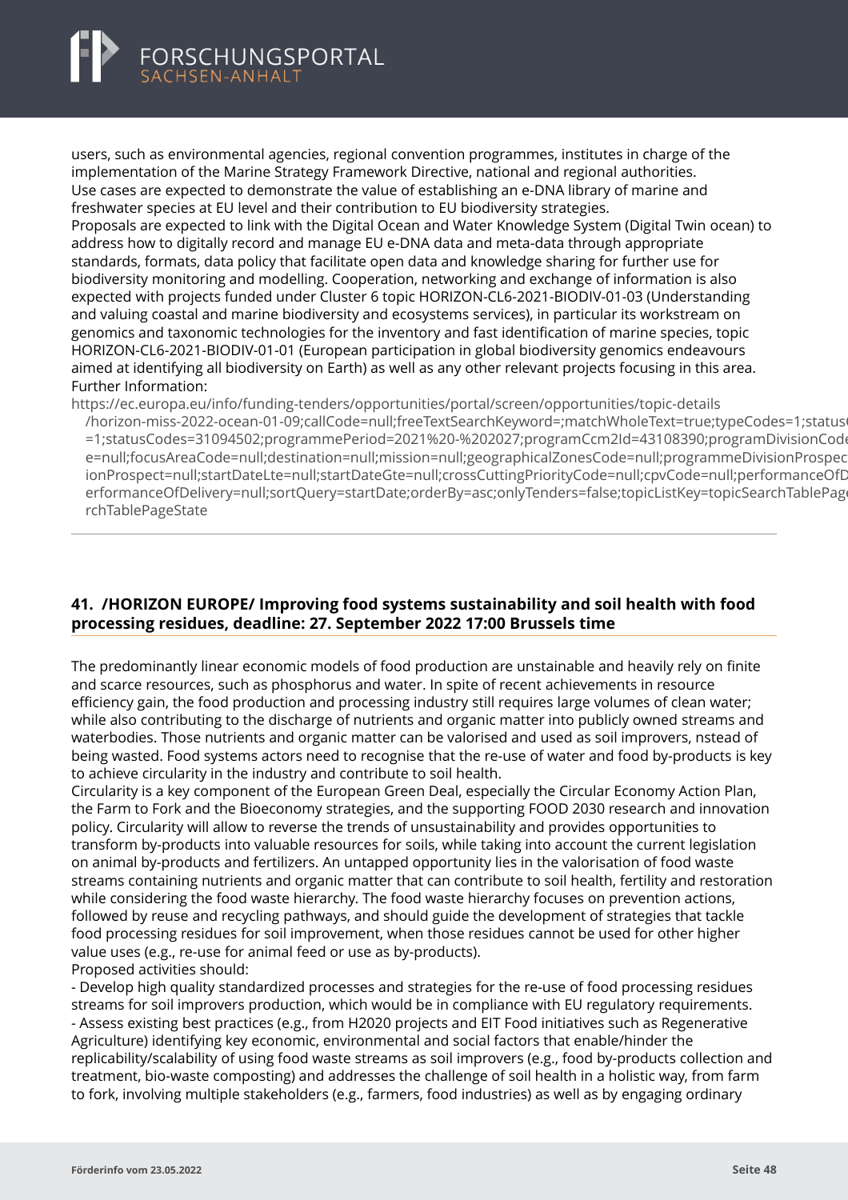users, such as environmental agencies, regional convention programmes, institutes in charge of the implementation of the Marine Strategy Framework Directive, national and regional authorities.
Use cases are expected to demonstrate the value of establishing an e-DNA library of marine and freshwater species at EU level and their contribution to EU biodiversity strategies.
Proposals are expected to link with the Digital Ocean and Water Knowledge System (Digital Twin ocean) to address how to digitally record and manage EU e-DNA data and meta-data through appropriate standards, formats, data policy that facilitate open data and knowledge sharing for further use for biodiversity monitoring and modelling. Cooperation, networking and exchange of information is also expected with projects funded under Cluster 6 topic HORIZON-CL6-2021-BIODIV-01-03 (Understanding and valuing coastal and marine biodiversity and ecosystems services), in particular its workstream on genomics and taxonomic technologies for the inventory and fast identification of marine species, topic HORIZON-CL6-2021-BIODIV-01-01 (European participation in global biodiversity genomics endeavours aimed at identifying all biodiversity on Earth) as well as any other relevant projects focusing in this area.
Further Information:
https://ec.europa.eu/info/funding-tenders/opportunities/portal/screen/opportunities/topic-details/horizon-miss-2022-ocean-01-09;callCode=null;freeTextSearchKeyword=;matchWholeText=true;typeCodes=1;statusCodes=31094501,31094502;programmePeriod=2021%20-%202027;programCcm2Id=43108390;programDivisionCode=null;focusAreaCode=null;destination=null;mission=null;geographicalZonesCode=null;programmeDivisionProspect=null;startDateLte=null;startDateGte=null;crossCuttingPriorityCode=null;cpvCode=null;performanceOfDelivery=null;sortQuery=startDate;orderBy=asc;onlyTenders=false;topicListKey=topicSearchTablePageState

## 41. /HORIZON EUROPE/ Improving food systems sustainability and soil health with food processing residues, deadline: 27. September 2022 17:00 Brussels time

The predominantly linear economic models of food production are unstainable and heavily rely on finite and scarce resources, such as phosphorus and water. In spite of recent achievements in resource efficiency gain, the food production and processing industry still requires large volumes of clean water; while also contributing to the discharge of nutrients and organic matter into publicly owned streams and waterbodies. Those nutrients and organic matter can be valorised and used as soil improvers, nstead of being wasted. Food systems actors need to recognise that the re-use of water and food by-products is key to achieve circularity in the industry and contribute to soil health.
Circularity is a key component of the European Green Deal, especially the Circular Economy Action Plan, the Farm to Fork and the Bioeconomy strategies, and the supporting FOOD 2030 research and innovation policy. Circularity will allow to reverse the trends of unsustainability and provides opportunities to transform by-products into valuable resources for soils, while taking into account the current legislation on animal by-products and fertilizers. An untapped opportunity lies in the valorisation of food waste streams containing nutrients and organic matter that can contribute to soil health, fertility and restoration while considering the food waste hierarchy. The food waste hierarchy focuses on prevention actions, followed by reuse and recycling pathways, and should guide the development of strategies that tackle food processing residues for soil improvement, when those residues cannot be used for other higher value uses (e.g., re-use for animal feed or use as by-products).
Proposed activities should:
- Develop high quality standardized processes and strategies for the re-use of food processing residues streams for soil improvers production, which would be in compliance with EU regulatory requirements.
- Assess existing best practices (e.g., from H2020 projects and EIT Food initiatives such as Regenerative Agriculture) identifying key economic, environmental and social factors that enable/hinder the replicability/scalability of using food waste streams as soil improvers (e.g., food by-products collection and treatment, bio-waste composting) and addresses the challenge of soil health in a holistic way, from farm to fork, involving multiple stakeholders (e.g., farmers, food industries) as well as by engaging ordinary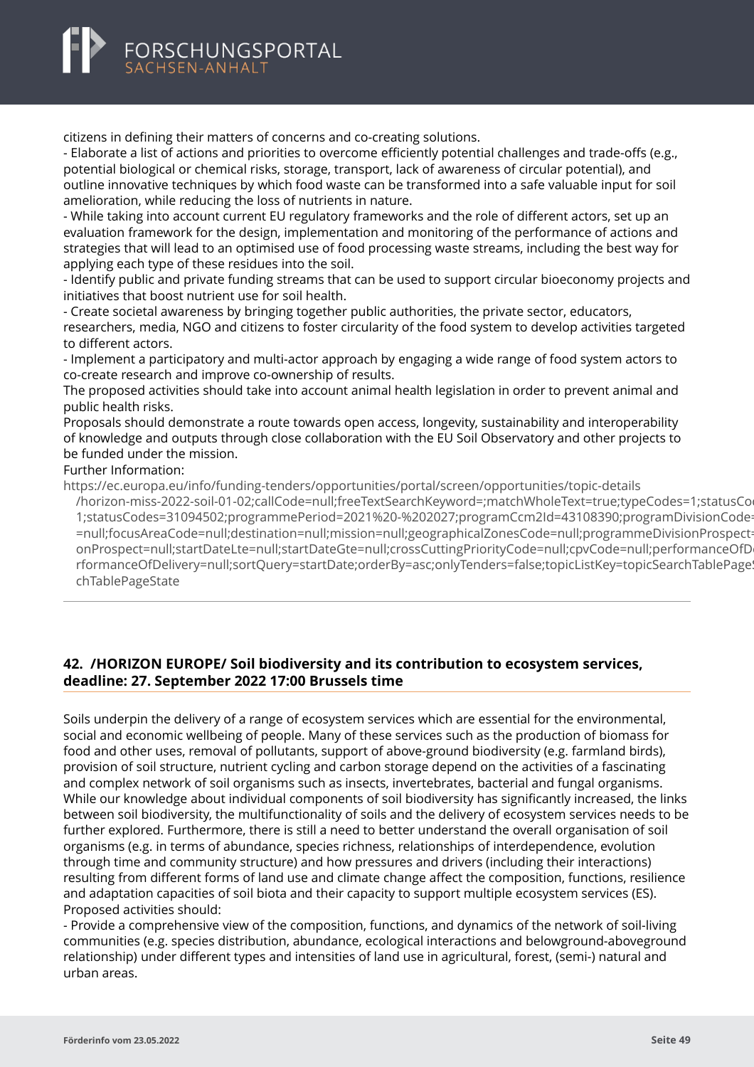citizens in defining their matters of concerns and co-creating solutions.

- Elaborate a list of actions and priorities to overcome efficiently potential challenges and trade-offs (e.g., potential biological or chemical risks, storage, transport, lack of awareness of circular potential), and outline innovative techniques by which food waste can be transformed into a safe valuable input for soil amelioration, while reducing the loss of nutrients in nature.
- While taking into account current EU regulatory frameworks and the role of different actors, set up an evaluation framework for the design, implementation and monitoring of the performance of actions and strategies that will lead to an optimised use of food processing waste streams, including the best way for applying each type of these residues into the soil.
- Identify public and private funding streams that can be used to support circular bioeconomy projects and initiatives that boost nutrient use for soil health.
- Create societal awareness by bringing together public authorities, the private sector, educators, researchers, media, NGO and citizens to foster circularity of the food system to develop activities targeted to different actors.
- Implement a participatory and multi-actor approach by engaging a wide range of food system actors to co-create research and improve co-ownership of results.

The proposed activities should take into account animal health legislation in order to prevent animal and public health risks.

Proposals should demonstrate a route towards open access, longevity, sustainability and interoperability of knowledge and outputs through close collaboration with the EU Soil Observatory and other projects to be funded under the mission.

Further Information:

https://ec.europa.eu/info/funding-tenders/opportunities/portal/screen/opportunities/topic-details/horizon-miss-2022-soil-01-02;callCode=null;freeTextSearchKeyword=;matchWholeText=true;typeCodes=1;statusCodes=31094501,31094502;programmePeriod=2021%20-%202027;programCcm2Id=43108390;programDivisionCode=null;focusAreaCode=null;destination=null;mission=null;geographicalZonesCode=null;programmeDivisionProspect=null;startDateLte=null;startDateGte=null;crossCuttingPriorityCode=null;cpvCode=null;performanceOfDelivery=null;sortQuery=startDate;orderBy=asc;onlyTenders=false;topicListKey=topicSearchTablePageState

---

## 42. /HORIZON EUROPE/ Soil biodiversity and its contribution to ecosystem services, deadline: 27. September 2022 17:00 Brussels time

Soils underpin the delivery of a range of ecosystem services which are essential for the environmental, social and economic wellbeing of people. Many of these services such as the production of biomass for food and other uses, removal of pollutants, support of above-ground biodiversity (e.g. farmland birds), provision of soil structure, nutrient cycling and carbon storage depend on the activities of a fascinating and complex network of soil organisms such as insects, invertebrates, bacterial and fungal organisms. While our knowledge about individual components of soil biodiversity has significantly increased, the links between soil biodiversity, the multifunctionality of soils and the delivery of ecosystem services needs to be further explored. Furthermore, there is still a need to better understand the overall organisation of soil organisms (e.g. in terms of abundance, species richness, relationships of interdependence, evolution through time and community structure) and how pressures and drivers (including their interactions) resulting from different forms of land use and climate change affect the composition, functions, resilience and adaptation capacities of soil biota and their capacity to support multiple ecosystem services (ES).

Proposed activities should:

- Provide a comprehensive view of the composition, functions, and dynamics of the network of soil-living communities (e.g. species distribution, abundance, ecological interactions and belowground-aboveground relationship) under different types and intensities of land use in agricultural, forest, (semi-) natural and urban areas.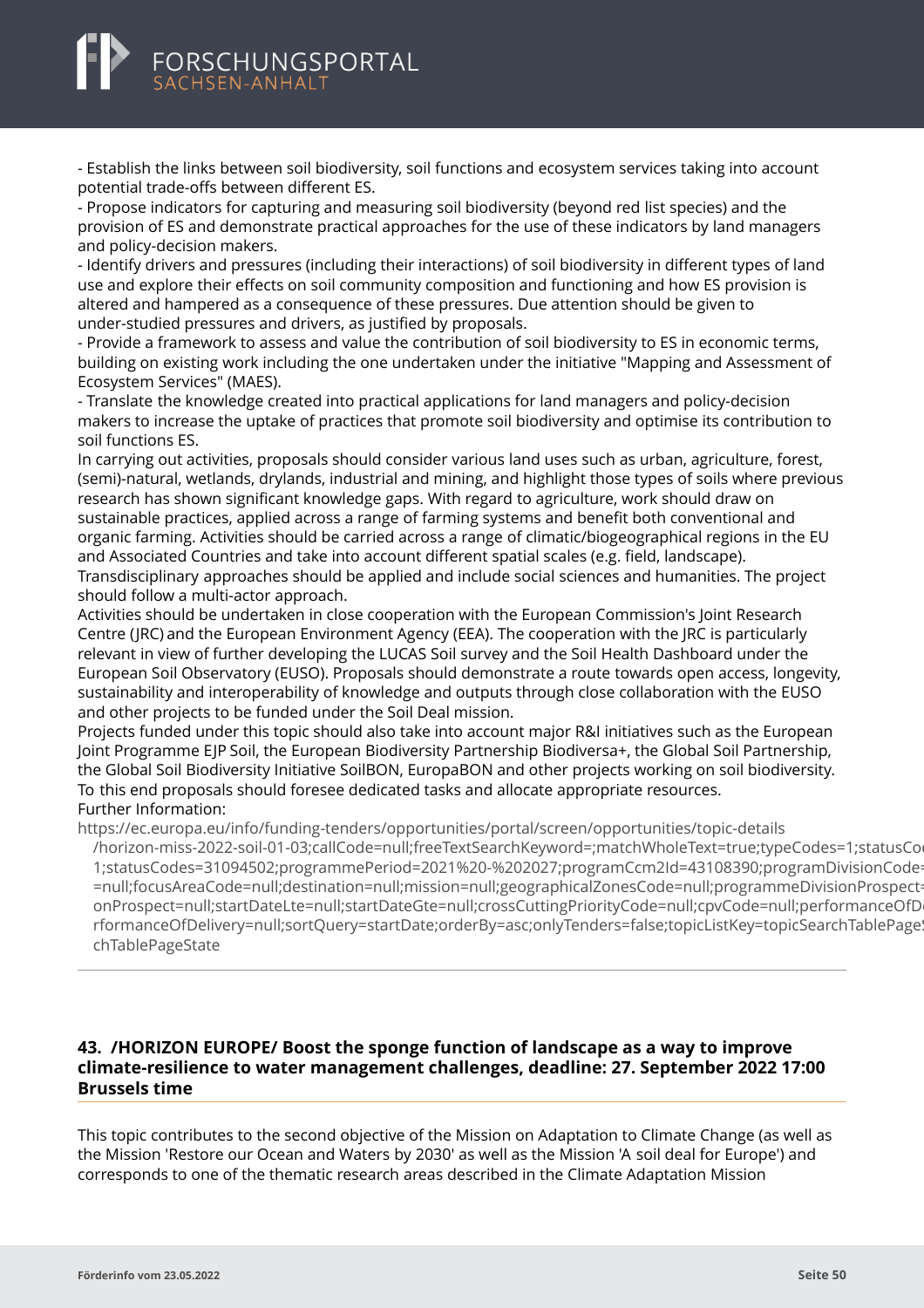- Establish the links between soil biodiversity, soil functions and ecosystem services taking into account potential trade-offs between different ES.
- Propose indicators for capturing and measuring soil biodiversity (beyond red list species) and the provision of ES and demonstrate practical approaches for the use of these indicators by land managers and policy-decision makers.
- Identify drivers and pressures (including their interactions) of soil biodiversity in different types of land use and explore their effects on soil community composition and functioning and how ES provision is altered and hampered as a consequence of these pressures. Due attention should be given to under-studied pressures and drivers, as justified by proposals.
- Provide a framework to assess and value the contribution of soil biodiversity to ES in economic terms, building on existing work including the one undertaken under the initiative "Mapping and Assessment of Ecosystem Services" (MAES).
- Translate the knowledge created into practical applications for land managers and policy-decision makers to increase the uptake of practices that promote soil biodiversity and optimise its contribution to soil functions ES.

In carrying out activities, proposals should consider various land uses such as urban, agriculture, forest, (semi)-natural, wetlands, drylands, industrial and mining, and highlight those types of soils where previous research has shown significant knowledge gaps. With regard to agriculture, work should draw on sustainable practices, applied across a range of farming systems and benefit both conventional and organic farming. Activities should be carried across a range of climatic/biogeographical regions in the EU and Associated Countries and take into account different spatial scales (e.g. field, landscape).
Transdisciplinary approaches should be applied and include social sciences and humanities. The project should follow a multi-actor approach.
Activities should be undertaken in close cooperation with the European Commission's Joint Research Centre (JRC) and the European Environment Agency (EEA). The cooperation with the JRC is particularly relevant in view of further developing the LUCAS Soil survey and the Soil Health Dashboard under the European Soil Observatory (EUSO). Proposals should demonstrate a route towards open access, longevity, sustainability and interoperability of knowledge and outputs through close collaboration with the EUSO and other projects to be funded under the Soil Deal mission.
Projects funded under this topic should also take into account major R&I initiatives such as the European Joint Programme EJP Soil, the European Biodiversity Partnership Biodiversa+, the Global Soil Partnership, the Global Soil Biodiversity Initiative SoilBON, EuropaBON and other projects working on soil biodiversity. To this end proposals should foresee dedicated tasks and allocate appropriate resources.
Further Information:
https://ec.europa.eu/info/funding-tenders/opportunities/portal/screen/opportunities/topic-details/horizon-miss-2022-soil-01-03;callCode=null;freeTextSearchKeyword=;matchWholeText=true;typeCodes=1;statusCo 1;statusCodes=31094502;programmePeriod=2021%20-%202027;programCcm2Id=43108390;programDivisionCode=null;focusAreaCode=null;destination=null;mission=null;geographicalZonesCode=null;programmeDivisionProspect=onProspect=null;startDateLte=null;startDateGte=null;crossCuttingPriorityCode=null;cpvCode=null;performanceOfD rformanceOfDelivery=null;sortQuery=startDate;orderBy=asc;onlyTenders=false;topicListKey=topicSearchTablePage chTablePageState

---

### 43. /HORIZON EUROPE/ Boost the sponge function of landscape as a way to improve climate-resilience to water management challenges, deadline: 27. September 2022 17:00 Brussels time

This topic contributes to the second objective of the Mission on Adaptation to Climate Change (as well as the Mission 'Restore our Ocean and Waters by 2030' as well as the Mission 'A soil deal for Europe') and corresponds to one of the thematic research areas described in the Climate Adaptation Mission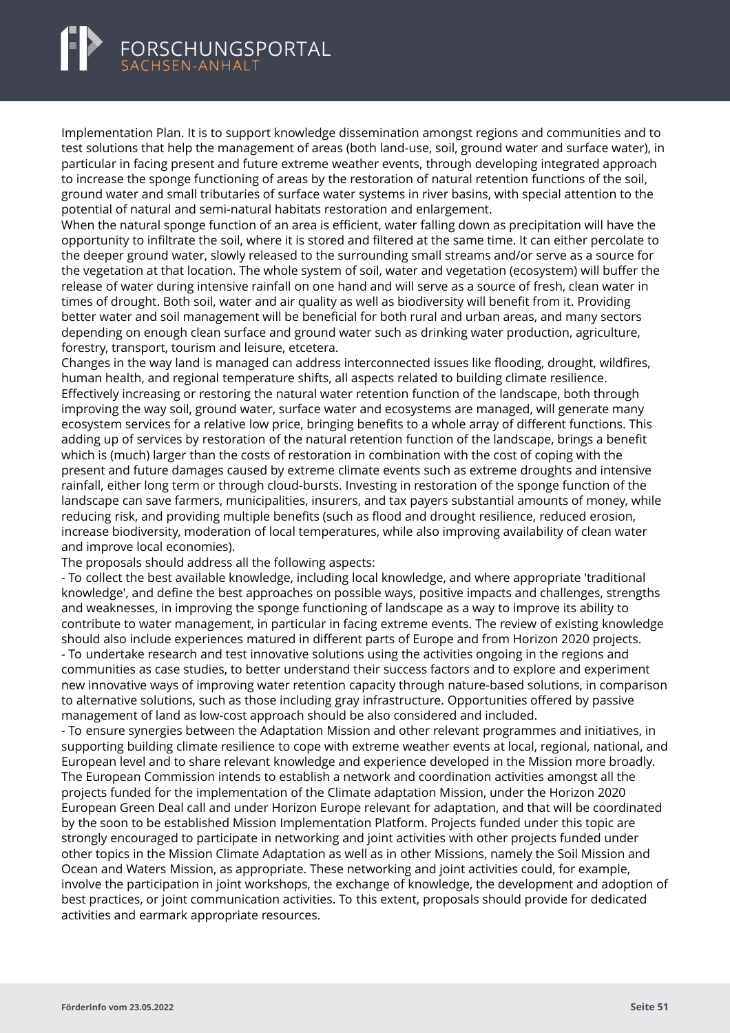Implementation Plan. It is to support knowledge dissemination amongst regions and communities and to test solutions that help the management of areas (both land-use, soil, ground water and surface water), in particular in facing present and future extreme weather events, through developing integrated approach to increase the sponge functioning of areas by the restoration of natural retention functions of the soil, ground water and small tributaries of surface water systems in river basins, with special attention to the potential of natural and semi-natural habitats restoration and enlargement.
When the natural sponge function of an area is efficient, water falling down as precipitation will have the opportunity to infiltrate the soil, where it is stored and filtered at the same time. It can either percolate to the deeper ground water, slowly released to the surrounding small streams and/or serve as a source for the vegetation at that location. The whole system of soil, water and vegetation (ecosystem) will buffer the release of water during intensive rainfall on one hand and will serve as a source of fresh, clean water in times of drought. Both soil, water and air quality as well as biodiversity will benefit from it. Providing better water and soil management will be beneficial for both rural and urban areas, and many sectors depending on enough clean surface and ground water such as drinking water production, agriculture, forestry, transport, tourism and leisure, etcetera.
Changes in the way land is managed can address interconnected issues like flooding, drought, wildfires, human health, and regional temperature shifts, all aspects related to building climate resilience. Effectively increasing or restoring the natural water retention function of the landscape, both through improving the way soil, ground water, surface water and ecosystems are managed, will generate many ecosystem services for a relative low price, bringing benefits to a whole array of different functions. This adding up of services by restoration of the natural retention function of the landscape, brings a benefit which is (much) larger than the costs of restoration in combination with the cost of coping with the present and future damages caused by extreme climate events such as extreme droughts and intensive rainfall, either long term or through cloud-bursts. Investing in restoration of the sponge function of the landscape can save farmers, municipalities, insurers, and tax payers substantial amounts of money, while reducing risk, and providing multiple benefits (such as flood and drought resilience, reduced erosion, increase biodiversity, moderation of local temperatures, while also improving availability of clean water and improve local economies).
The proposals should address all the following aspects:
- To collect the best available knowledge, including local knowledge, and where appropriate 'traditional knowledge', and define the best approaches on possible ways, positive impacts and challenges, strengths and weaknesses, in improving the sponge functioning of landscape as a way to improve its ability to contribute to water management, in particular in facing extreme events. The review of existing knowledge should also include experiences matured in different parts of Europe and from Horizon 2020 projects.
- To undertake research and test innovative solutions using the activities ongoing in the regions and communities as case studies, to better understand their success factors and to explore and experiment new innovative ways of improving water retention capacity through nature-based solutions, in comparison to alternative solutions, such as those including gray infrastructure. Opportunities offered by passive management of land as low-cost approach should be also considered and included.
- To ensure synergies between the Adaptation Mission and other relevant programmes and initiatives, in supporting building climate resilience to cope with extreme weather events at local, regional, national, and European level and to share relevant knowledge and experience developed in the Mission more broadly.
The European Commission intends to establish a network and coordination activities amongst all the projects funded for the implementation of the Climate adaptation Mission, under the Horizon 2020 European Green Deal call and under Horizon Europe relevant for adaptation, and that will be coordinated by the soon to be established Mission Implementation Platform. Projects funded under this topic are strongly encouraged to participate in networking and joint activities with other projects funded under other topics in the Mission Climate Adaptation as well as in other Missions, namely the Soil Mission and Ocean and Waters Mission, as appropriate. These networking and joint activities could, for example, involve the participation in joint workshops, the exchange of knowledge, the development and adoption of best practices, or joint communication activities. To this extent, proposals should provide for dedicated activities and earmark appropriate resources.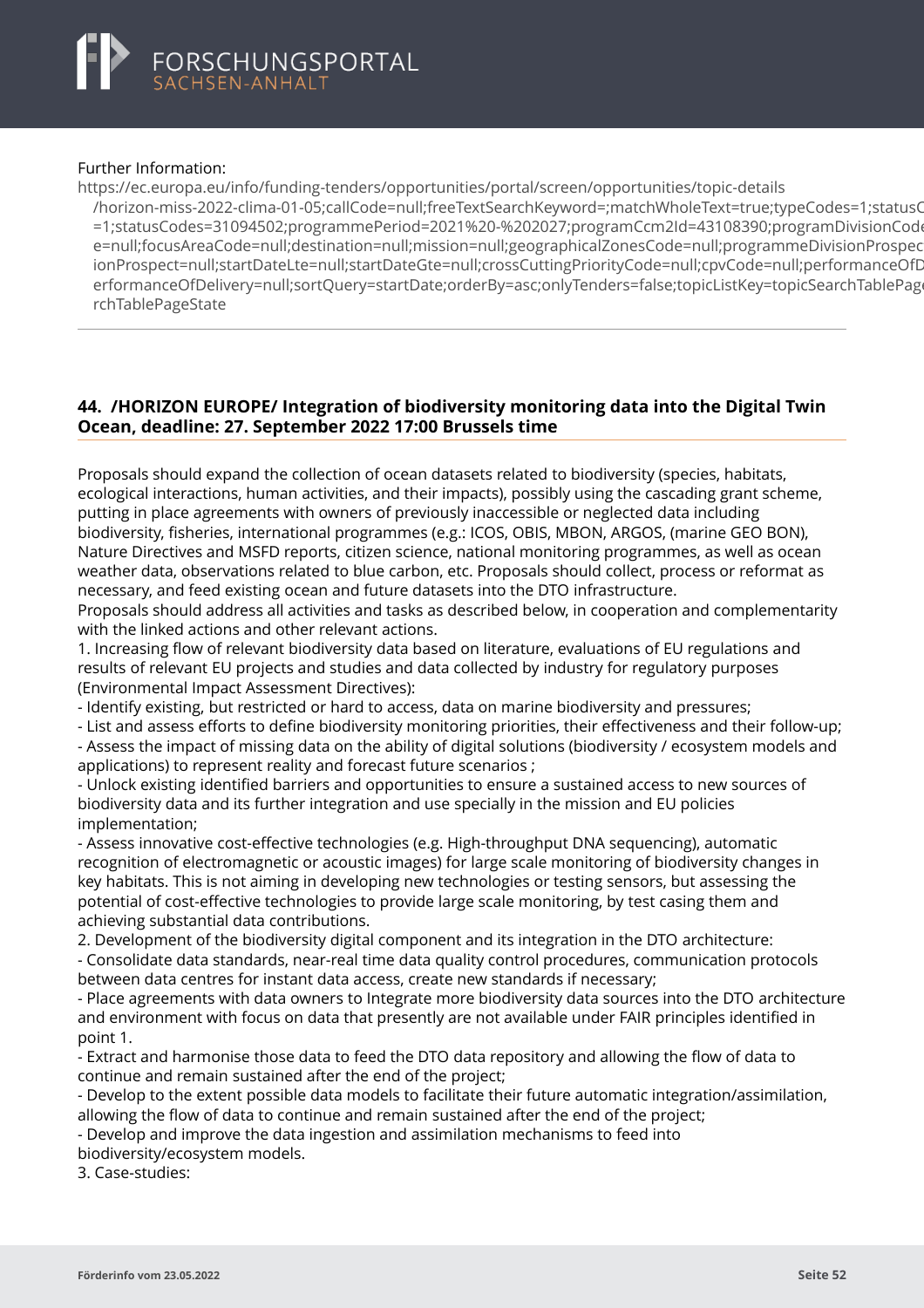Further Information:
https://ec.europa.eu/info/funding-tenders/opportunities/portal/screen/opportunities/topic-details/horizon-miss-2022-clima-01-05;callCode=null;freeTextSearchKeyword=;matchWholeText=true;typeCodes=1;statusCodes=31094502;programmePeriod=2021%20-%202027;programCcm2Id=43108390;programDivisionCode=null;focusAreaCode=null;destination=null;mission=null;geographicalZonesCode=null;programmeDivisionProspect=null;startDateLte=null;startDateGte=null;crossCuttingPriorityCode=null;cpvCode=null;performanceOfDelivery=null;sortQuery=startDate;orderBy=asc;onlyTenders=false;topicListKey=topicSearchTablePageState

---

### 44. /HORIZON EUROPE/ Integration of biodiversity monitoring data into the Digital Twin Ocean, deadline: 27. September 2022 17:00 Brussels time

Proposals should expand the collection of ocean datasets related to biodiversity (species, habitats, ecological interactions, human activities, and their impacts), possibly using the cascading grant scheme, putting in place agreements with owners of previously inaccessible or neglected data including biodiversity, fisheries, international programmes (e.g.: ICOS, OBIS, MBON, ARGOS, (marine GEO BON), Nature Directives and MSFD reports, citizen science, national monitoring programmes, as well as ocean weather data, observations related to blue carbon, etc. Proposals should collect, process or reformat as necessary, and feed existing ocean and future datasets into the DTO infrastructure.
Proposals should address all activities and tasks as described below, in cooperation and complementarity with the linked actions and other relevant actions.
1. Increasing flow of relevant biodiversity data based on literature, evaluations of EU regulations and results of relevant EU projects and studies and data collected by industry for regulatory purposes (Environmental Impact Assessment Directives):
- Identify existing, but restricted or hard to access, data on marine biodiversity and pressures;
- List and assess efforts to define biodiversity monitoring priorities, their effectiveness and their follow-up;
- Assess the impact of missing data on the ability of digital solutions (biodiversity / ecosystem models and applications) to represent reality and forecast future scenarios ;
- Unlock existing identified barriers and opportunities to ensure a sustained access to new sources of biodiversity data and its further integration and use specially in the mission and EU policies implementation;
- Assess innovative cost-effective technologies (e.g. High-throughput DNA sequencing), automatic recognition of electromagnetic or acoustic images) for large scale monitoring of biodiversity changes in key habitats. This is not aiming in developing new technologies or testing sensors, but assessing the potential of cost-effective technologies to provide large scale monitoring, by test casing them and achieving substantial data contributions.
2. Development of the biodiversity digital component and its integration in the DTO architecture:
- Consolidate data standards, near-real time data quality control procedures, communication protocols between data centres for instant data access, create new standards if necessary;
- Place agreements with data owners to Integrate more biodiversity data sources into the DTO architecture and environment with focus on data that presently are not available under FAIR principles identified in point 1.
- Extract and harmonise those data to feed the DTO data repository and allowing the flow of data to continue and remain sustained after the end of the project;
- Develop to the extent possible data models to facilitate their future automatic integration/assimilation, allowing the flow of data to continue and remain sustained after the end of the project;
- Develop and improve the data ingestion and assimilation mechanisms to feed into biodiversity/ecosystem models.
3. Case-studies: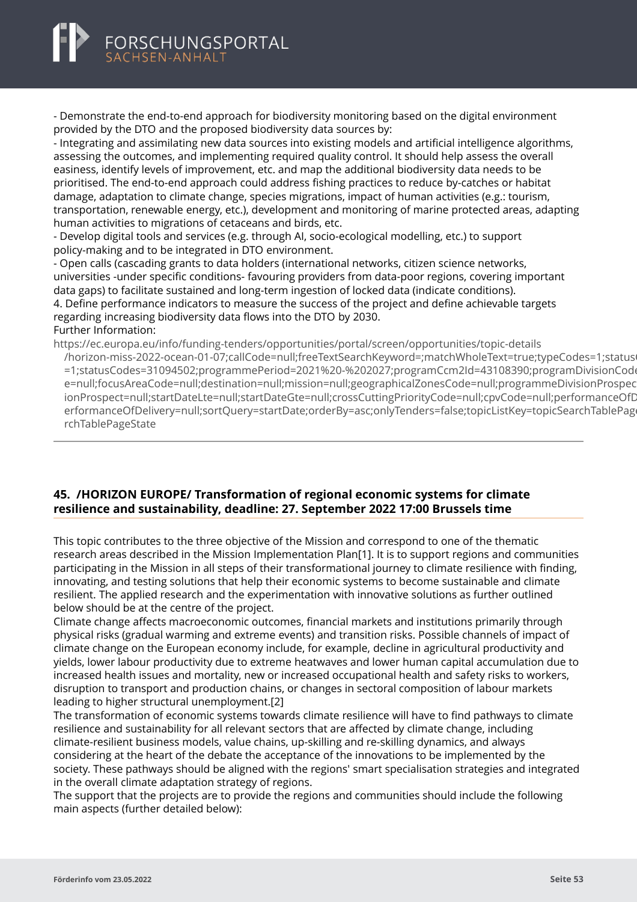- Demonstrate the end-to-end approach for biodiversity monitoring based on the digital environment provided by the DTO and the proposed biodiversity data sources by:
- Integrating and assimilating new data sources into existing models and artificial intelligence algorithms, assessing the outcomes, and implementing required quality control. It should help assess the overall easiness, identify levels of improvement, etc. and map the additional biodiversity data needs to be prioritised. The end-to-end approach could address fishing practices to reduce by-catches or habitat damage, adaptation to climate change, species migrations, impact of human activities (e.g.: tourism, transportation, renewable energy, etc.), development and monitoring of marine protected areas, adapting human activities to migrations of cetaceans and birds, etc.
- Develop digital tools and services (e.g. through AI, socio-ecological modelling, etc.) to support policy-making and to be integrated in DTO environment.
- Open calls (cascading grants to data holders (international networks, citizen science networks, universities -under specific conditions- favouring providers from data-poor regions, covering important data gaps) to facilitate sustained and long-term ingestion of locked data (indicate conditions).
4. Define performance indicators to measure the success of the project and define achievable targets regarding increasing biodiversity data flows into the DTO by 2030.
Further Information:
https://ec.europa.eu/info/funding-tenders/opportunities/portal/screen/opportunities/topic-details/horizon-miss-2022-ocean-01-07;callCode=null;freeTextSearchKeyword=;matchWholeText=true;typeCodes=1;statusCodes=1;statusCodes=31094502;programmePeriod=2021%20-%202027;programCcm2Id=43108390;programDivisionCode=null;focusAreaCode=null;destination=null;mission=null;geographicalZonesCode=null;programmeDivisionProspect=null;startDateLte=null;startDateGte=null;crossCuttingPriorityCode=null;cpvCode=null;performanceOfDelivery=null;sortQuery=startDate;orderBy=asc;onlyTenders=false;topicListKey=topicSearchTablePageState

## 45. /HORIZON EUROPE/ Transformation of regional economic systems for climate resilience and sustainability, deadline: 27. September 2022 17:00 Brussels time

This topic contributes to the three objective of the Mission and correspond to one of the thematic research areas described in the Mission Implementation Plan[1]. It is to support regions and communities participating in the Mission in all steps of their transformational journey to climate resilience with finding, innovating, and testing solutions that help their economic systems to become sustainable and climate resilient. The applied research and the experimentation with innovative solutions as further outlined below should be at the centre of the project.
Climate change affects macroeconomic outcomes, financial markets and institutions primarily through physical risks (gradual warming and extreme events) and transition risks. Possible channels of impact of climate change on the European economy include, for example, decline in agricultural productivity and yields, lower labour productivity due to extreme heatwaves and lower human capital accumulation due to increased health issues and mortality, new or increased occupational health and safety risks to workers, disruption to transport and production chains, or changes in sectoral composition of labour markets leading to higher structural unemployment.[2]
The transformation of economic systems towards climate resilience will have to find pathways to climate resilience and sustainability for all relevant sectors that are affected by climate change, including climate-resilient business models, value chains, up-skilling and re-skilling dynamics, and always considering at the heart of the debate the acceptance of the innovations to be implemented by the society. These pathways should be aligned with the regions' smart specialisation strategies and integrated in the overall climate adaptation strategy of regions.
The support that the projects are to provide the regions and communities should include the following main aspects (further detailed below):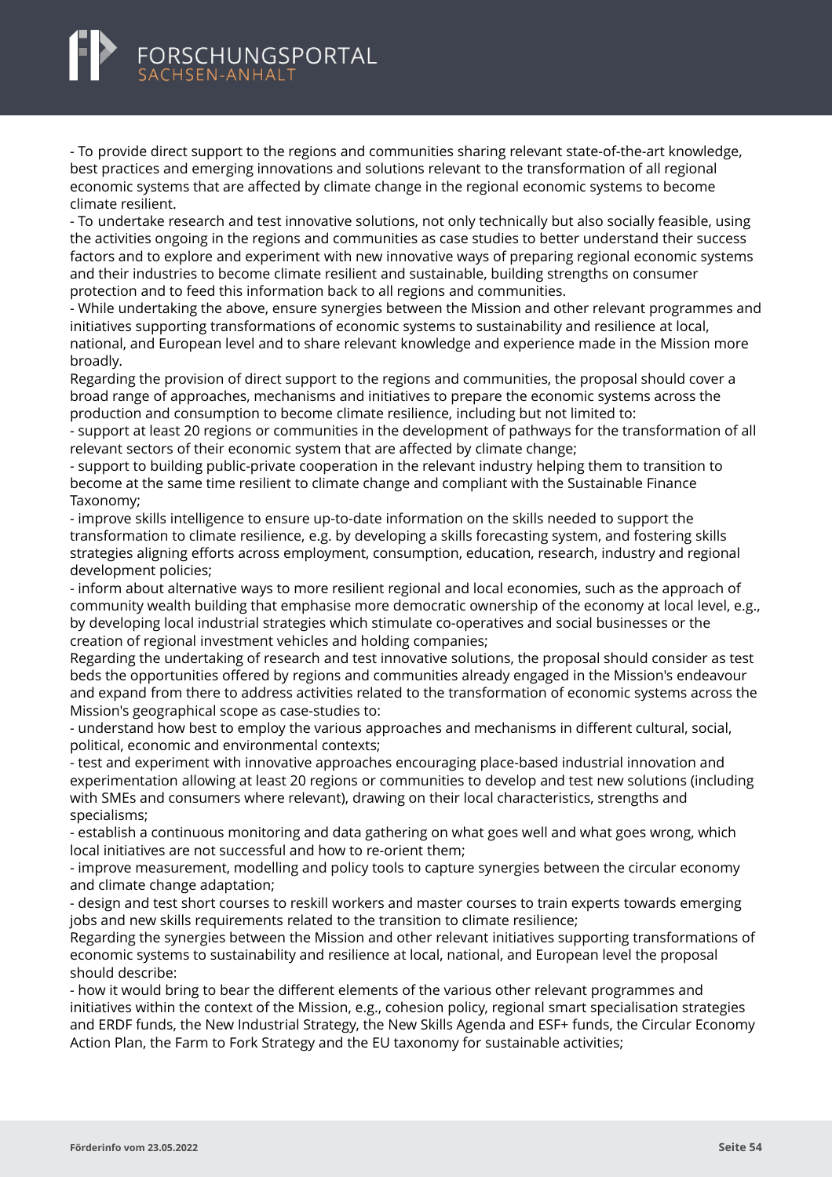- To provide direct support to the regions and communities sharing relevant state-of-the-art knowledge, best practices and emerging innovations and solutions relevant to the transformation of all regional economic systems that are affected by climate change in the regional economic systems to become climate resilient.
- To undertake research and test innovative solutions, not only technically but also socially feasible, using the activities ongoing in the regions and communities as case studies to better understand their success factors and to explore and experiment with new innovative ways of preparing regional economic systems and their industries to become climate resilient and sustainable, building strengths on consumer protection and to feed this information back to all regions and communities.
- While undertaking the above, ensure synergies between the Mission and other relevant programmes and initiatives supporting transformations of economic systems to sustainability and resilience at local, national, and European level and to share relevant knowledge and experience made in the Mission more broadly.

Regarding the provision of direct support to the regions and communities, the proposal should cover a broad range of approaches, mechanisms and initiatives to prepare the economic systems across the production and consumption to become climate resilience, including but not limited to:
- support at least 20 regions or communities in the development of pathways for the transformation of all relevant sectors of their economic system that are affected by climate change;
- support to building public-private cooperation in the relevant industry helping them to transition to become at the same time resilient to climate change and compliant with the Sustainable Finance Taxonomy;
- improve skills intelligence to ensure up-to-date information on the skills needed to support the transformation to climate resilience, e.g. by developing a skills forecasting system, and fostering skills strategies aligning efforts across employment, consumption, education, research, industry and regional development policies;
- inform about alternative ways to more resilient regional and local economies, such as the approach of community wealth building that emphasise more democratic ownership of the economy at local level, e.g., by developing local industrial strategies which stimulate co-operatives and social businesses or the creation of regional investment vehicles and holding companies;

Regarding the undertaking of research and test innovative solutions, the proposal should consider as test beds the opportunities offered by regions and communities already engaged in the Mission's endeavour and expand from there to address activities related to the transformation of economic systems across the Mission's geographical scope as case-studies to:
- understand how best to employ the various approaches and mechanisms in different cultural, social, political, economic and environmental contexts;
- test and experiment with innovative approaches encouraging place-based industrial innovation and experimentation allowing at least 20 regions or communities to develop and test new solutions (including with SMEs and consumers where relevant), drawing on their local characteristics, strengths and specialisms;
- establish a continuous monitoring and data gathering on what goes well and what goes wrong, which local initiatives are not successful and how to re-orient them;
- improve measurement, modelling and policy tools to capture synergies between the circular economy and climate change adaptation;
- design and test short courses to reskill workers and master courses to train experts towards emerging jobs and new skills requirements related to the transition to climate resilience;

Regarding the synergies between the Mission and other relevant initiatives supporting transformations of economic systems to sustainability and resilience at local, national, and European level the proposal should describe:
- how it would bring to bear the different elements of the various other relevant programmes and initiatives within the context of the Mission, e.g., cohesion policy, regional smart specialisation strategies and ERDF funds, the New Industrial Strategy, the New Skills Agenda and ESF+ funds, the Circular Economy Action Plan, the Farm to Fork Strategy and the EU taxonomy for sustainable activities;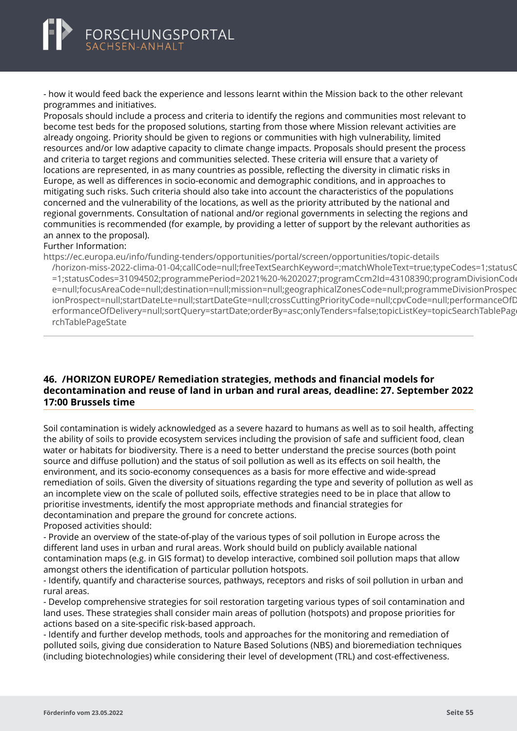- how it would feed back the experience and lessons learnt within the Mission back to the other relevant programmes and initiatives.

Proposals should include a process and criteria to identify the regions and communities most relevant to become test beds for the proposed solutions, starting from those where Mission relevant activities are already ongoing. Priority should be given to regions or communities with high vulnerability, limited resources and/or low adaptive capacity to climate change impacts. Proposals should present the process and criteria to target regions and communities selected. These criteria will ensure that a variety of locations are represented, in as many countries as possible, reflecting the diversity in climatic risks in Europe, as well as differences in socio-economic and demographic conditions, and in approaches to mitigating such risks. Such criteria should also take into account the characteristics of the populations concerned and the vulnerability of the locations, as well as the priority attributed by the national and regional governments. Consultation of national and/or regional governments in selecting the regions and communities is recommended (for example, by providing a letter of support by the relevant authorities as an annex to the proposal).

Further Information:

https://ec.europa.eu/info/funding-tenders/opportunities/portal/screen/opportunities/topic-details/horizon-miss-2022-clima-01-04;callCode=null;freeTextSearchKeyword=;matchWholeText=true;typeCodes=1;statusC=1;statusCodes=31094502;programmePeriod=2021%20-%202027;programCcm2Id=43108390;programDivisionCode=null;focusAreaCode=null;destination=null;mission=null;geographicalZonesCode=null;programmeDivisionProspectionProspect=null;startDateLte=null;startDateGte=null;crossCuttingPriorityCode=null;cpvCode=null;performanceOfDerformanceOfDelivery=null;sortQuery=startDate;orderBy=asc;onlyTenders=false;topicListKey=topicSearchTablePageStaterchTablePageState

## 46. /HORIZON EUROPE/ Remediation strategies, methods and financial models for decontamination and reuse of land in urban and rural areas, deadline: 27. September 2022 17:00 Brussels time

Soil contamination is widely acknowledged as a severe hazard to humans as well as to soil health, affecting the ability of soils to provide ecosystem services including the provision of safe and sufficient food, clean water or habitats for biodiversity. There is a need to better understand the precise sources (both point source and diffuse pollution) and the status of soil pollution as well as its effects on soil health, the environment, and its socio-economy consequences as a basis for more effective and wide-spread remediation of soils. Given the diversity of situations regarding the type and severity of pollution as well as an incomplete view on the scale of polluted soils, effective strategies need to be in place that allow to prioritise investments, identify the most appropriate methods and financial strategies for decontamination and prepare the ground for concrete actions.

Proposed activities should:

- Provide an overview of the state-of-play of the various types of soil pollution in Europe across the different land uses in urban and rural areas. Work should build on publicly available national contamination maps (e.g. in GIS format) to develop interactive, combined soil pollution maps that allow amongst others the identification of particular pollution hotspots.
- Identify, quantify and characterise sources, pathways, receptors and risks of soil pollution in urban and rural areas.
- Develop comprehensive strategies for soil restoration targeting various types of soil contamination and land uses. These strategies shall consider main areas of pollution (hotspots) and propose priorities for actions based on a site-specific risk-based approach.
- Identify and further develop methods, tools and approaches for the monitoring and remediation of polluted soils, giving due consideration to Nature Based Solutions (NBS) and bioremediation techniques (including biotechnologies) while considering their level of development (TRL) and cost-effectiveness.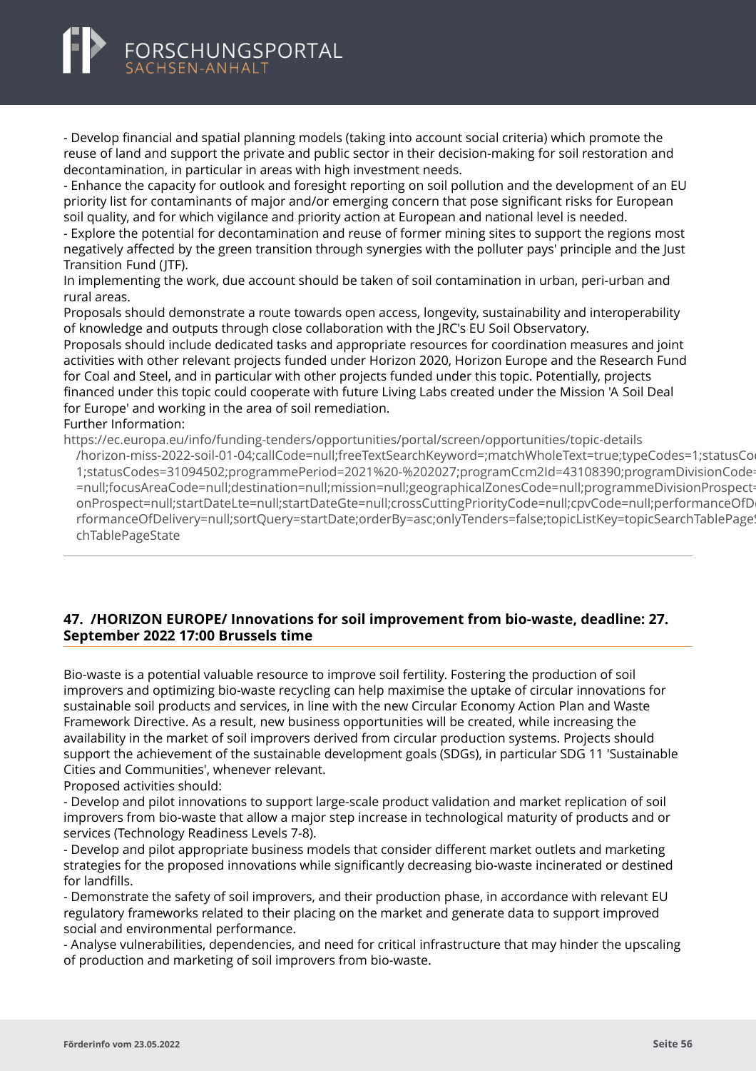- Develop financial and spatial planning models (taking into account social criteria) which promote the reuse of land and support the private and public sector in their decision-making for soil restoration and decontamination, in particular in areas with high investment needs.
- Enhance the capacity for outlook and foresight reporting on soil pollution and the development of an EU priority list for contaminants of major and/or emerging concern that pose significant risks for European soil quality, and for which vigilance and priority action at European and national level is needed.
- Explore the potential for decontamination and reuse of former mining sites to support the regions most negatively affected by the green transition through synergies with the polluter pays' principle and the Just Transition Fund (JTF).

In implementing the work, due account should be taken of soil contamination in urban, peri-urban and rural areas.
Proposals should demonstrate a route towards open access, longevity, sustainability and interoperability of knowledge and outputs through close collaboration with the JRC's EU Soil Observatory.
Proposals should include dedicated tasks and appropriate resources for coordination measures and joint activities with other relevant projects funded under Horizon 2020, Horizon Europe and the Research Fund for Coal and Steel, and in particular with other projects funded under this topic. Potentially, projects financed under this topic could cooperate with future Living Labs created under the Mission 'A Soil Deal for Europe' and working in the area of soil remediation.
Further Information:
https://ec.europa.eu/info/funding-tenders/opportunities/portal/screen/opportunities/topic-details/horizon-miss-2022-soil-01-04;callCode=null;freeTextSearchKeyword=;matchWholeText=true;typeCodes=1;statusCodes=31094501;statusCodes=31094502;programmePeriod=2021%20-%202027;programCcm2Id=43108390;programDivisionCode=null;focusAreaCode=null;destination=null;mission=null;geographicalZonesCode=null;programmeDivisionProspect=null;startDateLte=null;startDateGte=null;crossCuttingPriorityCode=null;cpvCode=null;performanceOfDelivery=null;sortQuery=startDate;orderBy=asc;onlyTenders=false;topicListKey=topicSearchTablePageState

## 47. /HORIZON EUROPE/ Innovations for soil improvement from bio-waste, deadline: 27. September 2022 17:00 Brussels time

Bio-waste is a potential valuable resource to improve soil fertility. Fostering the production of soil improvers and optimizing bio-waste recycling can help maximise the uptake of circular innovations for sustainable soil products and services, in line with the new Circular Economy Action Plan and Waste Framework Directive. As a result, new business opportunities will be created, while increasing the availability in the market of soil improvers derived from circular production systems. Projects should support the achievement of the sustainable development goals (SDGs), in particular SDG 11 'Sustainable Cities and Communities', whenever relevant.
Proposed activities should:
- Develop and pilot innovations to support large-scale product validation and market replication of soil improvers from bio-waste that allow a major step increase in technological maturity of products and or services (Technology Readiness Levels 7-8).
- Develop and pilot appropriate business models that consider different market outlets and marketing strategies for the proposed innovations while significantly decreasing bio-waste incinerated or destined for landfills.
- Demonstrate the safety of soil improvers, and their production phase, in accordance with relevant EU regulatory frameworks related to their placing on the market and generate data to support improved social and environmental performance.
- Analyse vulnerabilities, dependencies, and need for critical infrastructure that may hinder the upscaling of production and marketing of soil improvers from bio-waste.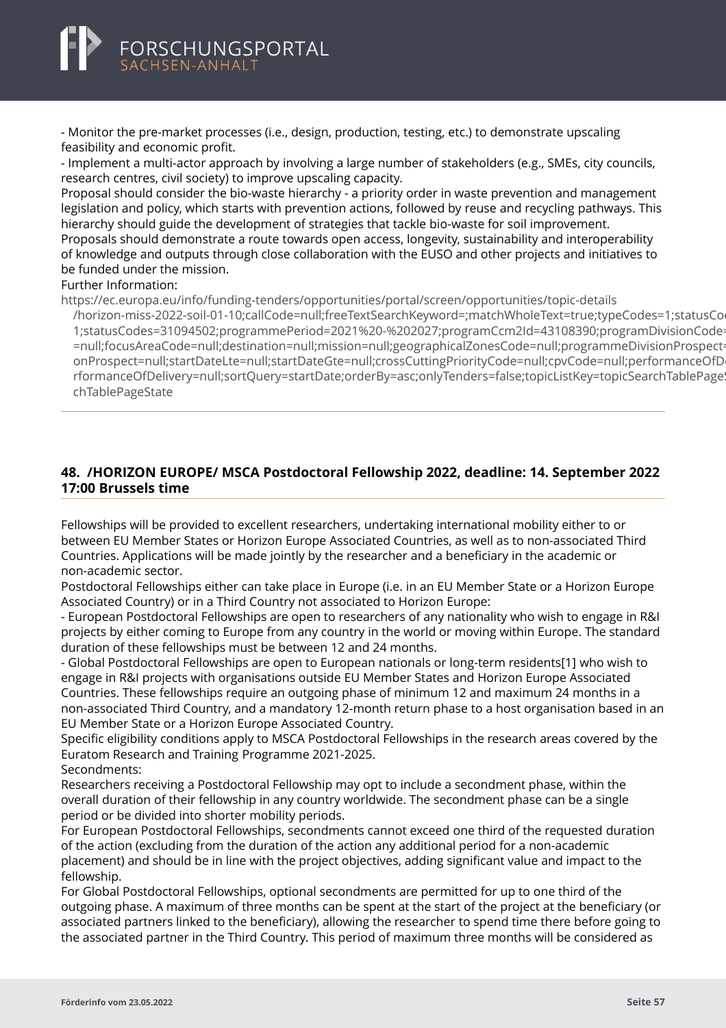- Monitor the pre-market processes (i.e., design, production, testing, etc.) to demonstrate upscaling feasibility and economic profit.
- Implement a multi-actor approach by involving a large number of stakeholders (e.g., SMEs, city councils, research centres, civil society) to improve upscaling capacity.
Proposal should consider the bio-waste hierarchy - a priority order in waste prevention and management legislation and policy, which starts with prevention actions, followed by reuse and recycling pathways. This hierarchy should guide the development of strategies that tackle bio-waste for soil improvement.
Proposals should demonstrate a route towards open access, longevity, sustainability and interoperability of knowledge and outputs through close collaboration with the EUSO and other projects and initiatives to be funded under the mission.
Further Information:
https://ec.europa.eu/info/funding-tenders/opportunities/portal/screen/opportunities/topic-details/horizon-miss-2022-soil-01-10;callCode=null;freeTextSearchKeyword=;matchWholeText=true;typeCodes=1;statusCodes=31094501,31094502;programmePeriod=2021%20-%202027;programCcm2Id=43108390;programDivisionCode=null;focusAreaCode=null;destination=null;mission=null;geographicalZonesCode=null;programmeDivisionProspect=null;startDateLte=null;startDateGte=null;crossCuttingPriorityCode=null;cpvCode=null;performanceOfDelivery=null;sortQuery=startDate;orderBy=asc;onlyTenders=false;topicListKey=topicSearchTablePageState

## 48. /HORIZON EUROPE/ MSCA Postdoctoral Fellowship 2022, deadline: 14. September 2022 17:00 Brussels time

Fellowships will be provided to excellent researchers, undertaking international mobility either to or between EU Member States or Horizon Europe Associated Countries, as well as to non-associated Third Countries. Applications will be made jointly by the researcher and a beneficiary in the academic or non-academic sector.
Postdoctoral Fellowships either can take place in Europe (i.e. in an EU Member State or a Horizon Europe Associated Country) or in a Third Country not associated to Horizon Europe:
- European Postdoctoral Fellowships are open to researchers of any nationality who wish to engage in R&I projects by either coming to Europe from any country in the world or moving within Europe. The standard duration of these fellowships must be between 12 and 24 months.
- Global Postdoctoral Fellowships are open to European nationals or long-term residents[1] who wish to engage in R&I projects with organisations outside EU Member States and Horizon Europe Associated Countries. These fellowships require an outgoing phase of minimum 12 and maximum 24 months in a non-associated Third Country, and a mandatory 12-month return phase to a host organisation based in an EU Member State or a Horizon Europe Associated Country.
Specific eligibility conditions apply to MSCA Postdoctoral Fellowships in the research areas covered by the Euratom Research and Training Programme 2021-2025.
Secondments:
Researchers receiving a Postdoctoral Fellowship may opt to include a secondment phase, within the overall duration of their fellowship in any country worldwide. The secondment phase can be a single period or be divided into shorter mobility periods.
For European Postdoctoral Fellowships, secondments cannot exceed one third of the requested duration of the action (excluding from the duration of the action any additional period for a non-academic placement) and should be in line with the project objectives, adding significant value and impact to the fellowship.
For Global Postdoctoral Fellowships, optional secondments are permitted for up to one third of the outgoing phase. A maximum of three months can be spent at the start of the project at the beneficiary (or associated partners linked to the beneficiary), allowing the researcher to spend time there before going to the associated partner in the Third Country. This period of maximum three months will be considered as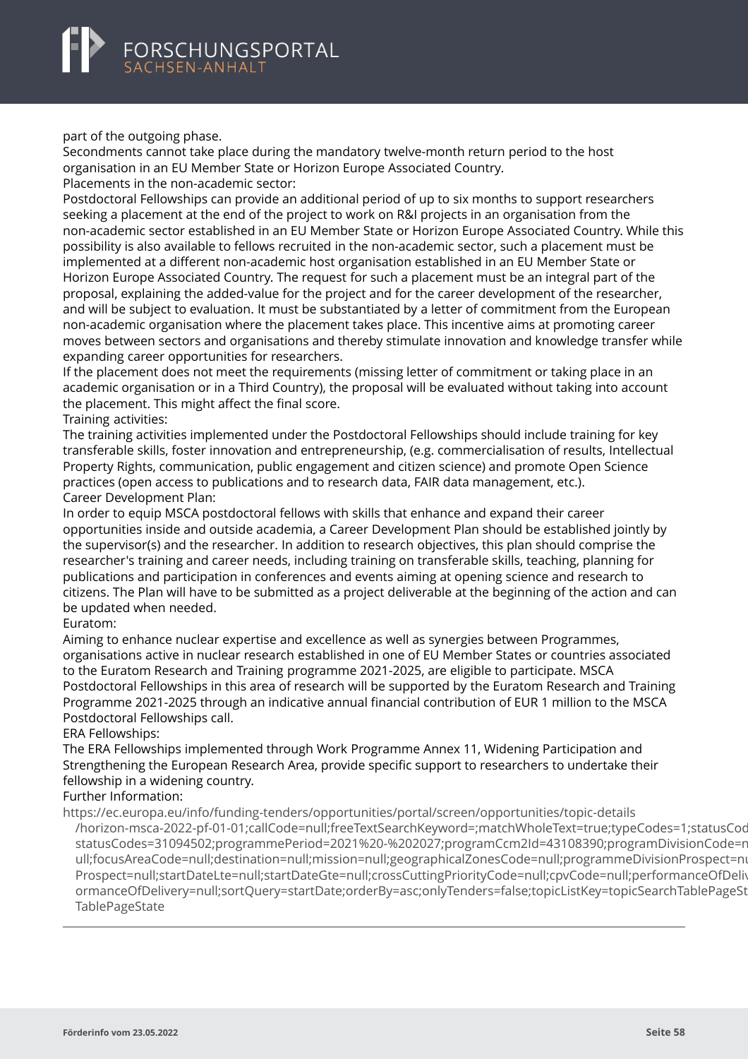part of the outgoing phase.
Secondments cannot take place during the mandatory twelve-month return period to the host organisation in an EU Member State or Horizon Europe Associated Country.
Placements in the non-academic sector:
Postdoctoral Fellowships can provide an additional period of up to six months to support researchers seeking a placement at the end of the project to work on R&I projects in an organisation from the non-academic sector established in an EU Member State or Horizon Europe Associated Country. While this possibility is also available to fellows recruited in the non-academic sector, such a placement must be implemented at a different non-academic host organisation established in an EU Member State or Horizon Europe Associated Country. The request for such a placement must be an integral part of the proposal, explaining the added-value for the project and for the career development of the researcher, and will be subject to evaluation. It must be substantiated by a letter of commitment from the European non-academic organisation where the placement takes place. This incentive aims at promoting career moves between sectors and organisations and thereby stimulate innovation and knowledge transfer while expanding career opportunities for researchers.
If the placement does not meet the requirements (missing letter of commitment or taking place in an academic organisation or in a Third Country), the proposal will be evaluated without taking into account the placement. This might affect the final score.
Training activities:
The training activities implemented under the Postdoctoral Fellowships should include training for key transferable skills, foster innovation and entrepreneurship, (e.g. commercialisation of results, Intellectual Property Rights, communication, public engagement and citizen science) and promote Open Science practices (open access to publications and to research data, FAIR data management, etc.).
Career Development Plan:
In order to equip MSCA postdoctoral fellows with skills that enhance and expand their career opportunities inside and outside academia, a Career Development Plan should be established jointly by the supervisor(s) and the researcher. In addition to research objectives, this plan should comprise the researcher's training and career needs, including training on transferable skills, teaching, planning for publications and participation in conferences and events aiming at opening science and research to citizens. The Plan will have to be submitted as a project deliverable at the beginning of the action and can be updated when needed.
Euratom:
Aiming to enhance nuclear expertise and excellence as well as synergies between Programmes, organisations active in nuclear research established in one of EU Member States or countries associated to the Euratom Research and Training programme 2021-2025, are eligible to participate. MSCA Postdoctoral Fellowships in this area of research will be supported by the Euratom Research and Training Programme 2021-2025 through an indicative annual financial contribution of EUR 1 million to the MSCA Postdoctoral Fellowships call.
ERA Fellowships:
The ERA Fellowships implemented through Work Programme Annex 11, Widening Participation and Strengthening the European Research Area, provide specific support to researchers to undertake their fellowship in a widening country.
Further Information:
https://ec.europa.eu/info/funding-tenders/opportunities/portal/screen/opportunities/topic-details/horizon-msca-2022-pf-01-01;callCode=null;freeTextSearchKeyword=;matchWholeText=true;typeCodes=1;statusCod statusCodes=31094502;programmePeriod=2021%20-%202027;programCcm2Id=43108390;programDivisionCode=null;focusAreaCode=null;destination=null;mission=null;geographicalZonesCode=null;programmeDivisionProspect=nu Prospect=null;startDateLte=null;startDateGte=null;crossCuttingPriorityCode=null;cpvCode=null;performanceOfDeliv ormanceOfDelivery=null;sortQuery=startDate;orderBy=asc;onlyTenders=false;topicListKey=topicSearchTablePageSt TablePageState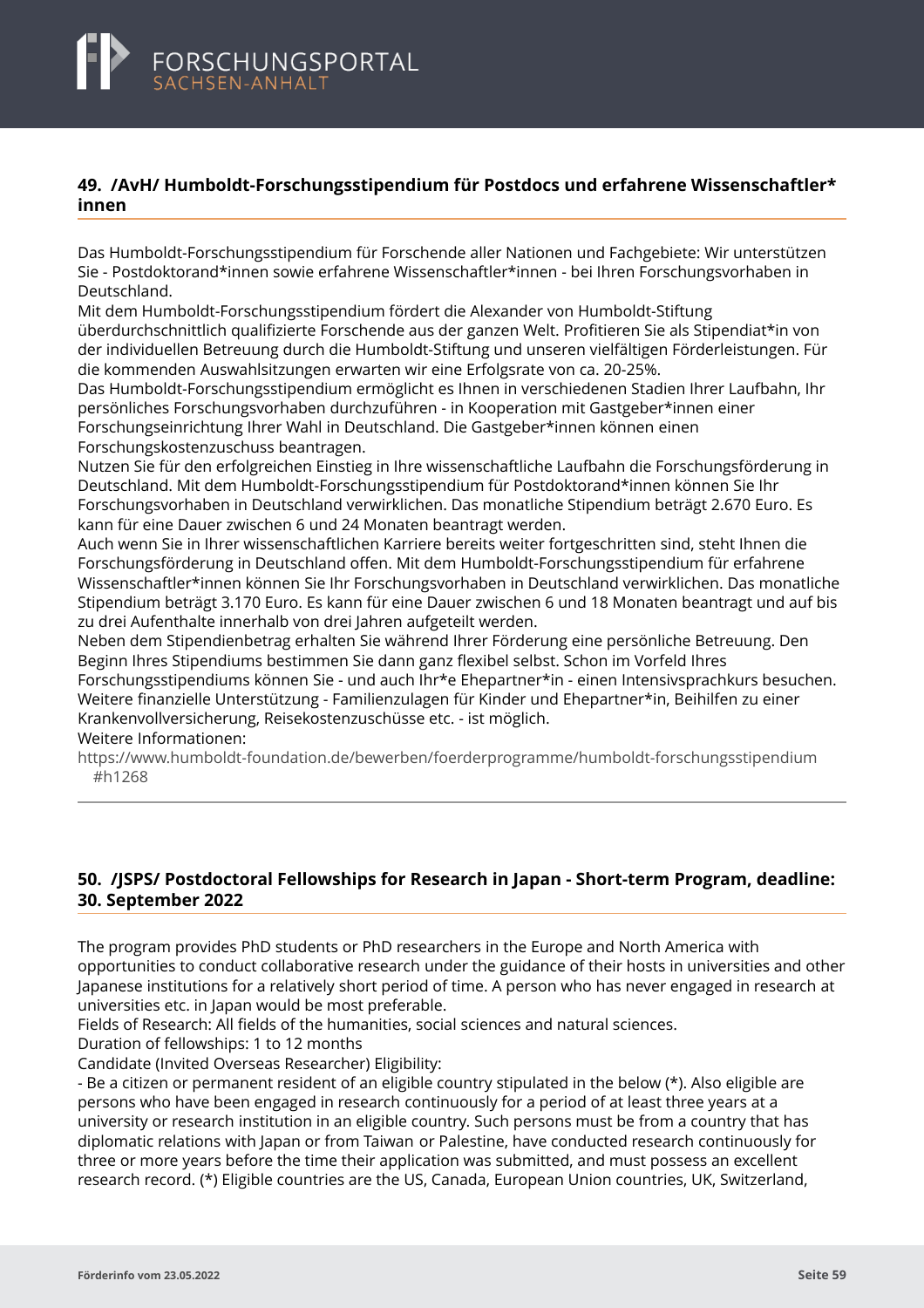## 49. /AvH/ Humboldt-Forschungsstipendium für Postdocs und erfahrene Wissenschaftler*innen

Das Humboldt-Forschungsstipendium für Forschende aller Nationen und Fachgebiete: Wir unterstützen Sie - Postdoktorand*innen sowie erfahrene Wissenschaftler*innen - bei Ihren Forschungsvorhaben in Deutschland.
Mit dem Humboldt-Forschungsstipendium fördert die Alexander von Humboldt-Stiftung überdurchschnittlich qualifizierte Forschende aus der ganzen Welt. Profitieren Sie als Stipendiat*in von der individuellen Betreuung durch die Humboldt-Stiftung und unseren vielfältigen Förderleistungen. Für die kommenden Auswahlsitzungen erwarten wir eine Erfolgsrate von ca. 20-25%.
Das Humboldt-Forschungsstipendium ermöglicht es Ihnen in verschiedenen Stadien Ihrer Laufbahn, Ihr persönliches Forschungsvorhaben durchzuführen - in Kooperation mit Gastgeber*innen einer Forschungseinrichtung Ihrer Wahl in Deutschland. Die Gastgeber*innen können einen Forschungskostenzuschuss beantragen.
Nutzen Sie für den erfolgreichen Einstieg in Ihre wissenschaftliche Laufbahn die Forschungsförderung in Deutschland. Mit dem Humboldt-Forschungsstipendium für Postdoktorand*innen können Sie Ihr Forschungsvorhaben in Deutschland verwirklichen. Das monatliche Stipendium beträgt 2.670 Euro. Es kann für eine Dauer zwischen 6 und 24 Monaten beantragt werden.
Auch wenn Sie in Ihrer wissenschaftlichen Karriere bereits weiter fortgeschritten sind, steht Ihnen die Forschungsförderung in Deutschland offen. Mit dem Humboldt-Forschungsstipendium für erfahrene Wissenschaftler*innen können Sie Ihr Forschungsvorhaben in Deutschland verwirklichen. Das monatliche Stipendium beträgt 3.170 Euro. Es kann für eine Dauer zwischen 6 und 18 Monaten beantragt und auf bis zu drei Aufenthalte innerhalb von drei Jahren aufgeteilt werden.
Neben dem Stipendienbetrag erhalten Sie während Ihrer Förderung eine persönliche Betreuung. Den Beginn Ihres Stipendiums bestimmen Sie dann ganz flexibel selbst. Schon im Vorfeld Ihres Forschungsstipendiums können Sie - und auch Ihr*e Ehepartner*in - einen Intensivsprachkurs besuchen. Weitere finanzielle Unterstützung - Familienzulagen für Kinder und Ehepartner*in, Beihilfen zu einer Krankenvollversicherung, Reisekostenzuschüsse etc. - ist möglich.
Weitere Informationen:
https://www.humboldt-foundation.de/bewerben/foerderprogramme/humboldt-forschungsstipendium#h1268

## 50. /JSPS/ Postdoctoral Fellowships for Research in Japan - Short-term Program, deadline: 30. September 2022

The program provides PhD students or PhD researchers in the Europe and North America with opportunities to conduct collaborative research under the guidance of their hosts in universities and other Japanese institutions for a relatively short period of time. A person who has never engaged in research at universities etc. in Japan would be most preferable.
Fields of Research: All fields of the humanities, social sciences and natural sciences.
Duration of fellowships: 1 to 12 months
Candidate (Invited Overseas Researcher) Eligibility:
- Be a citizen or permanent resident of an eligible country stipulated in the below (*). Also eligible are persons who have been engaged in research continuously for a period of at least three years at a university or research institution in an eligible country. Such persons must be from a country that has diplomatic relations with Japan or from Taiwan or Palestine, have conducted research continuously for three or more years before the time their application was submitted, and must possess an excellent research record. (*) Eligible countries are the US, Canada, European Union countries, UK, Switzerland,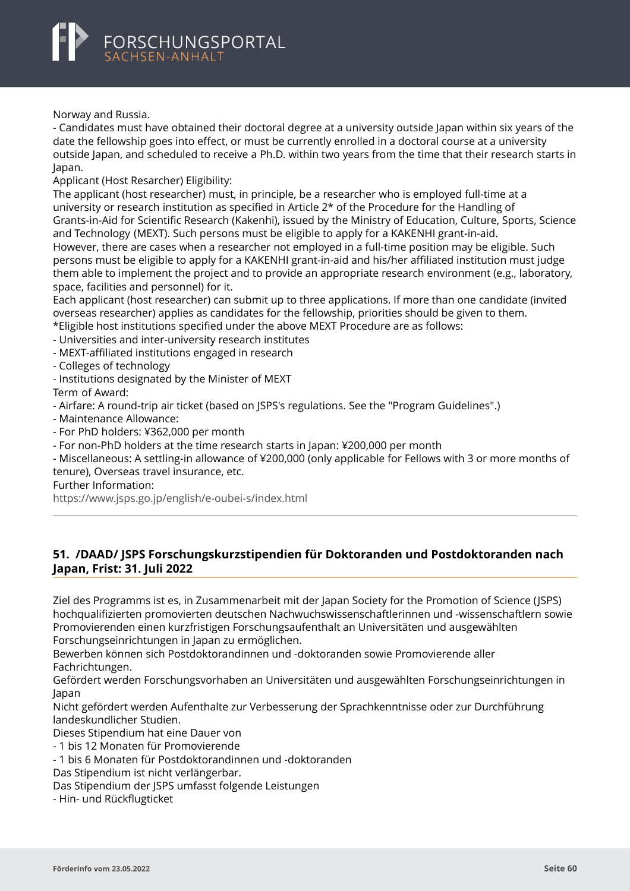Norway and Russia.
- Candidates must have obtained their doctoral degree at a university outside Japan within six years of the date the fellowship goes into effect, or must be currently enrolled in a doctoral course at a university outside Japan, and scheduled to receive a Ph.D. within two years from the time that their research starts in Japan.
Applicant (Host Resarcher) Eligibility:
The applicant (host researcher) must, in principle, be a researcher who is employed full-time at a university or research institution as specified in Article 2* of the Procedure for the Handling of Grants-in-Aid for Scientific Research (Kakenhi), issued by the Ministry of Education, Culture, Sports, Science and Technology (MEXT). Such persons must be eligible to apply for a KAKENHI grant-in-aid.
However, there are cases when a researcher not employed in a full-time position may be eligible. Such persons must be eligible to apply for a KAKENHI grant-in-aid and his/her affiliated institution must judge them able to implement the project and to provide an appropriate research environment (e.g., laboratory, space, facilities and personnel) for it.
Each applicant (host researcher) can submit up to three applications. If more than one candidate (invited overseas researcher) applies as candidates for the fellowship, priorities should be given to them.
*Eligible host institutions specified under the above MEXT Procedure are as follows:
- Universities and inter-university research institutes
- MEXT-affiliated institutions engaged in research
- Colleges of technology
- Institutions designated by the Minister of MEXT
Term of Award:
- Airfare: A round-trip air ticket (based on JSPS's regulations. See the "Program Guidelines".)
- Maintenance Allowance:
- For PhD holders: ¥362,000 per month
- For non-PhD holders at the time research starts in Japan: ¥200,000 per month
- Miscellaneous: A settling-in allowance of ¥200,000 (only applicable for Fellows with 3 or more months of tenure), Overseas travel insurance, etc.
Further Information:
https://www.jsps.go.jp/english/e-oubei-s/index.html

---

### 51. /DAAD/ JSPS Forschungskurzstipendien für Doktoranden und Postdoktoranden nach Japan, Frist: 31. Juli 2022

Ziel des Programms ist es, in Zusammenarbeit mit der Japan Society for the Promotion of Science (JSPS) hochqualifizierten promovierten deutschen Nachwuchswissenschaftlerinnen und -wissenschaftlern sowie Promovierenden einen kurzfristigen Forschungsaufenthalt an Universitäten und ausgewählten Forschungseinrichtungen in Japan zu ermöglichen.
Bewerben können sich Postdoktorandinnen und -doktoranden sowie Promovierende aller Fachrichtungen.
Gefördert werden Forschungsvorhaben an Universitäten und ausgewählten Forschungseinrichtungen in Japan
Nicht gefördert werden Aufenthalte zur Verbesserung der Sprachkenntnisse oder zur Durchführung landeskundlicher Studien.
Dieses Stipendium hat eine Dauer von
- 1 bis 12 Monaten für Promovierende
- 1 bis 6 Monaten für Postdoktorandinnen und -doktoranden
Das Stipendium ist nicht verlängerbar.
Das Stipendium der JSPS umfasst folgende Leistungen
- Hin- und Rückflugticket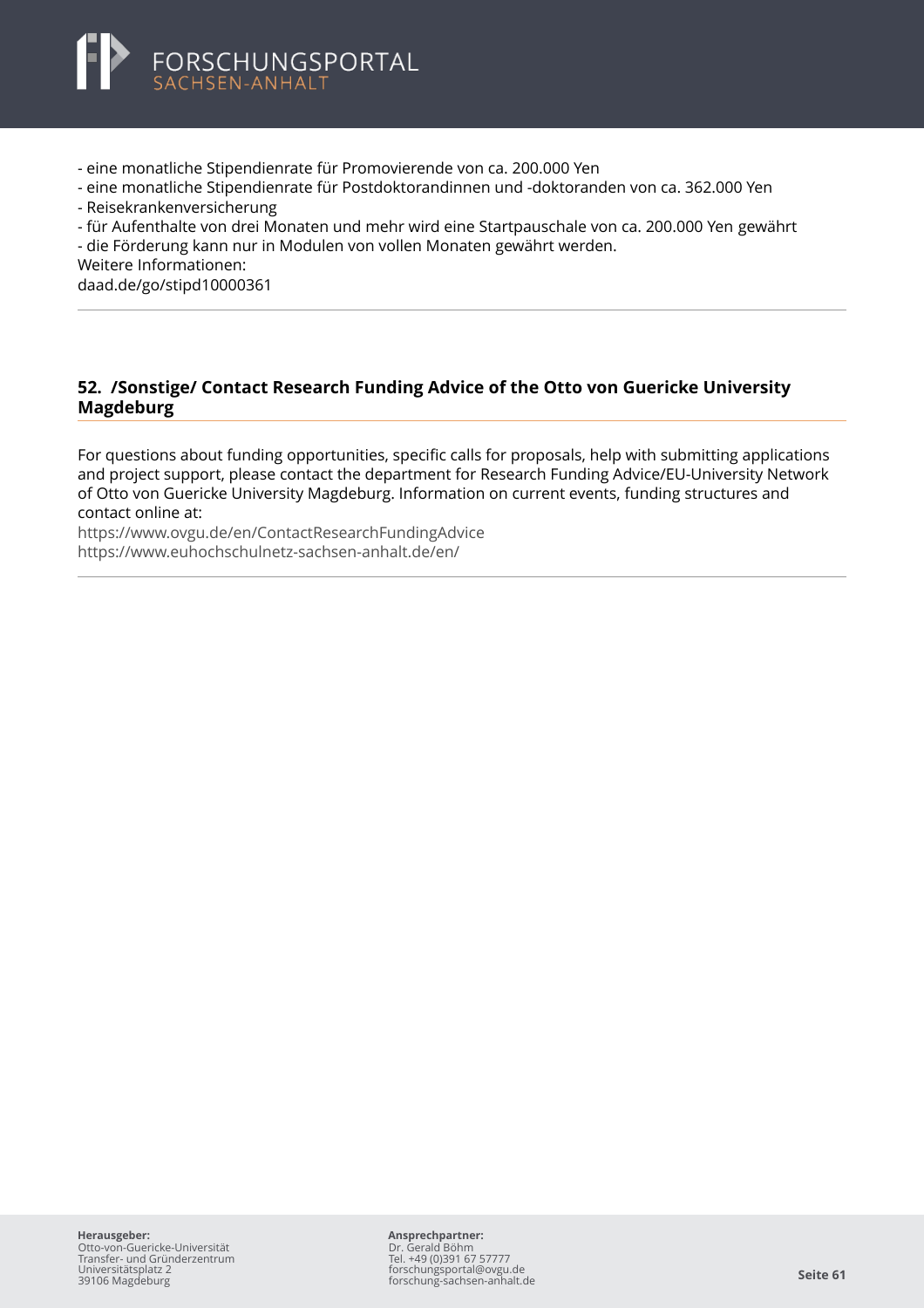- eine monatliche Stipendienrate für Promovierende von ca. 200.000 Yen
- eine monatliche Stipendienrate für Postdoktorandinnen und -doktoranden von ca. 362.000 Yen
- Reisekrankenversicherung
- für Aufenthalte von drei Monaten und mehr wird eine Startpauschale von ca. 200.000 Yen gewährt
- die Förderung kann nur in Modulen von vollen Monaten gewährt werden.

Weitere Informationen:
daad.de/go/stipd10000361

---

### 52. /Sonstige/ Contact Research Funding Advice of the Otto von Guericke University Magdeburg

For questions about funding opportunities, specific calls for proposals, help with submitting applications and project support, please contact the department for Research Funding Advice/EU-University Network of Otto von Guericke University Magdeburg. Information on current events, funding structures and contact online at:
https://www.ovgu.de/en/ContactResearchFundingAdvice
https://www.euhochschulnetz-sachsen-anhalt.de/en/

---